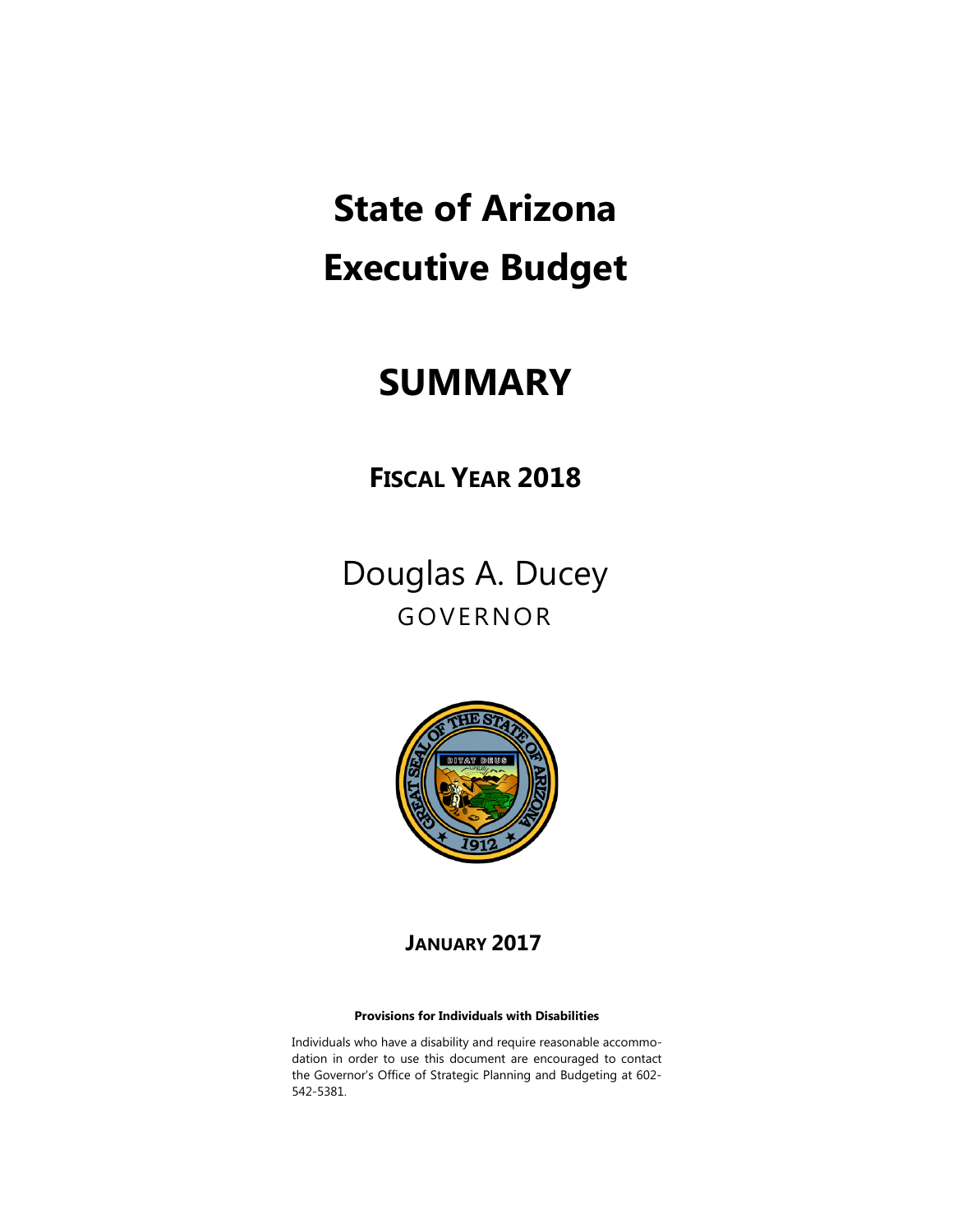# State of Arizona Executive Budget

# SUMMARY

## FISCAL YEAR 2018

Douglas A. Ducey

GOVERNOR

**JANUARY 2017**

**Provisions for Individuals with Disabilities**

Individuals who have a disability and require reasonable accommodation in order to use this document are encouraged to contact the Governor's Office of Strategic Planning and Budgeting at 602-542-5381.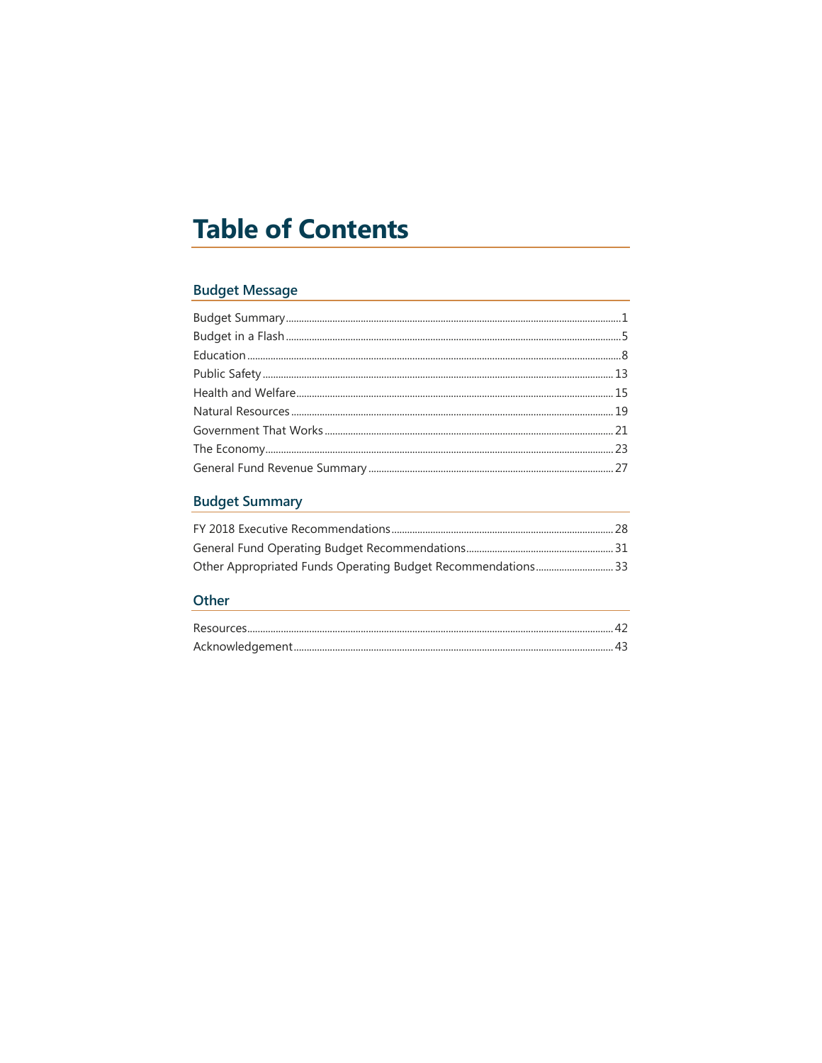# Table of Contents

## Budget Message

Budget Summary ... 1
Budget in a Flash ... 5
Education ... 8
Public Safety ... 13
Health and Welfare ... 15
Natural Resources ... 19
Government That Works ... 21
The Economy ... 23
General Fund Revenue Summary ... 27

## Budget Summary

FY 2018 Executive Recommendations ... 28
General Fund Operating Budget Recommendations ... 31
Other Appropriated Funds Operating Budget Recommendations ... 33

## Other

Resources ... 42
Acknowledgement ... 43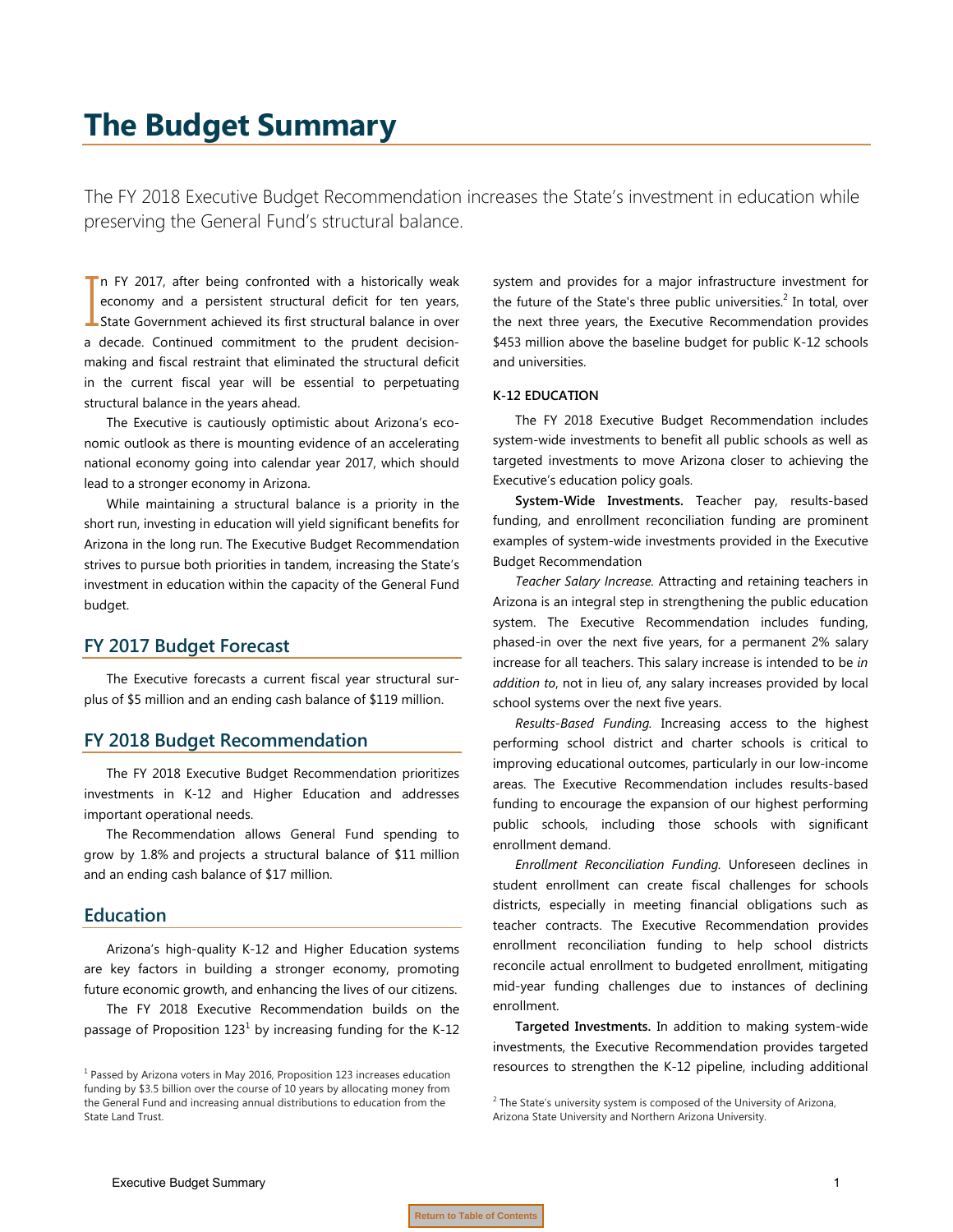# The Budget Summary

The FY 2018 Executive Budget Recommendation increases the State's investment in education while preserving the General Fund's structural balance.

In FY 2017, after being confronted with a historically weak economy and a persistent structural deficit for ten years, State Government achieved its first structural balance in over a decade. Continued commitment to the prudent decision-making and fiscal restraint that eliminated the structural deficit in the current fiscal year will be essential to perpetuating structural balance in the years ahead.

The Executive is cautiously optimistic about Arizona's economic outlook as there is mounting evidence of an accelerating national economy going into calendar year 2017, which should lead to a stronger economy in Arizona.

While maintaining a structural balance is a priority in the short run, investing in education will yield significant benefits for Arizona in the long run. The Executive Budget Recommendation strives to pursue both priorities in tandem, increasing the State's investment in education within the capacity of the General Fund budget.

## FY 2017 Budget Forecast

The Executive forecasts a current fiscal year structural surplus of $5 million and an ending cash balance of $119 million.

## FY 2018 Budget Recommendation

The FY 2018 Executive Budget Recommendation prioritizes investments in K-12 and Higher Education and addresses important operational needs.

The Recommendation allows General Fund spending to grow by 1.8% and projects a structural balance of $11 million and an ending cash balance of $17 million.

## Education

Arizona's high-quality K-12 and Higher Education systems are key factors in building a stronger economy, promoting future economic growth, and enhancing the lives of our citizens.

The FY 2018 Executive Recommendation builds on the passage of Proposition 123[1] by increasing funding for the K-12 system and provides for a major infrastructure investment for the future of the State's three public universities.[2] In total, over the next three years, the Executive Recommendation provides $453 million above the baseline budget for public K-12 schools and universities.

### K-12 EDUCATION

The FY 2018 Executive Budget Recommendation includes system-wide investments to benefit all public schools as well as targeted investments to move Arizona closer to achieving the Executive's education policy goals.

**System-Wide Investments.** Teacher pay, results-based funding, and enrollment reconciliation funding are prominent examples of system-wide investments provided in the Executive Budget Recommendation

*Teacher Salary Increase.* Attracting and retaining teachers in Arizona is an integral step in strengthening the public education system. The Executive Recommendation includes funding, phased-in over the next five years, for a permanent 2% salary increase for all teachers. This salary increase is intended to be *in addition to*, not in lieu of, any salary increases provided by local school systems over the next five years.

*Results-Based Funding.* Increasing access to the highest performing school district and charter schools is critical to improving educational outcomes, particularly in our low-income areas. The Executive Recommendation includes results-based funding to encourage the expansion of our highest performing public schools, including those schools with significant enrollment demand.

*Enrollment Reconciliation Funding.* Unforeseen declines in student enrollment can create fiscal challenges for schools districts, especially in meeting financial obligations such as teacher contracts. The Executive Recommendation provides enrollment reconciliation funding to help school districts reconcile actual enrollment to budgeted enrollment, mitigating mid-year funding challenges due to instances of declining enrollment.

**Targeted Investments.** In addition to making system-wide investments, the Executive Recommendation provides targeted resources to strengthen the K-12 pipeline, including additional

[1] Passed by Arizona voters in May 2016, Proposition 123 increases education funding by $3.5 billion over the course of 10 years by allocating money from the General Fund and increasing annual distributions to education from the State Land Trust.

[2] The State's university system is composed of the University of Arizona, Arizona State University and Northern Arizona University.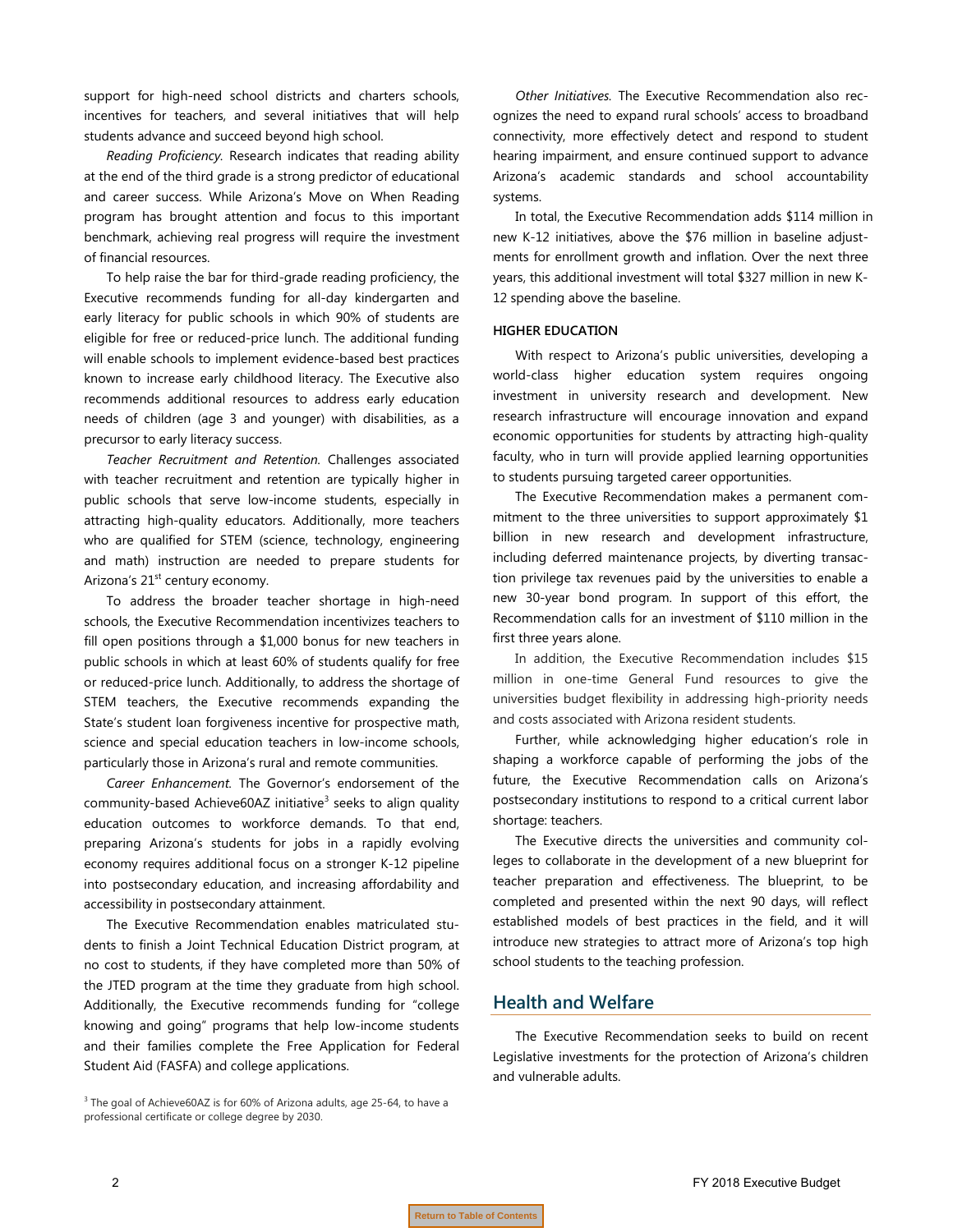support for high-need school districts and charters schools, incentives for teachers, and several initiatives that will help students advance and succeed beyond high school.

*Reading Proficiency.* Research indicates that reading ability at the end of the third grade is a strong predictor of educational and career success. While Arizona's Move on When Reading program has brought attention and focus to this important benchmark, achieving real progress will require the investment of financial resources.

To help raise the bar for third-grade reading proficiency, the Executive recommends funding for all-day kindergarten and early literacy for public schools in which 90% of students are eligible for free or reduced-price lunch. The additional funding will enable schools to implement evidence-based best practices known to increase early childhood literacy. The Executive also recommends additional resources to address early education needs of children (age 3 and younger) with disabilities, as a precursor to early literacy success.

*Teacher Recruitment and Retention.* Challenges associated with teacher recruitment and retention are typically higher in public schools that serve low-income students, especially in attracting high-quality educators. Additionally, more teachers who are qualified for STEM (science, technology, engineering and math) instruction are needed to prepare students for Arizona's 21st century economy.

To address the broader teacher shortage in high-need schools, the Executive Recommendation incentivizes teachers to fill open positions through a $1,000 bonus for new teachers in public schools in which at least 60% of students qualify for free or reduced-price lunch. Additionally, to address the shortage of STEM teachers, the Executive recommends expanding the State's student loan forgiveness incentive for prospective math, science and special education teachers in low-income schools, particularly those in Arizona's rural and remote communities.

*Career Enhancement.* The Governor's endorsement of the community-based Achieve60AZ initiative[3] seeks to align quality education outcomes to workforce demands. To that end, preparing Arizona's students for jobs in a rapidly evolving economy requires additional focus on a stronger K-12 pipeline into postsecondary education, and increasing affordability and accessibility in postsecondary attainment.

The Executive Recommendation enables matriculated students to finish a Joint Technical Education District program, at no cost to students, if they have completed more than 50% of the JTED program at the time they graduate from high school. Additionally, the Executive recommends funding for "college knowing and going" programs that help low-income students and their families complete the Free Application for Federal Student Aid (FASFA) and college applications.

[3] The goal of Achieve60AZ is for 60% of Arizona adults, age 25-64, to have a professional certificate or college degree by 2030.

*Other Initiatives.* The Executive Recommendation also recognizes the need to expand rural schools' access to broadband connectivity, more effectively detect and respond to student hearing impairment, and ensure continued support to advance Arizona's academic standards and school accountability systems.

In total, the Executive Recommendation adds $114 million in new K-12 initiatives, above the $76 million in baseline adjustments for enrollment growth and inflation. Over the next three years, this additional investment will total $327 million in new K-12 spending above the baseline.

### HIGHER EDUCATION

With respect to Arizona's public universities, developing a world-class higher education system requires ongoing investment in university research and development. New research infrastructure will encourage innovation and expand economic opportunities for students by attracting high-quality faculty, who in turn will provide applied learning opportunities to students pursuing targeted career opportunities.

The Executive Recommendation makes a permanent commitment to the three universities to support approximately $1 billion in new research and development infrastructure, including deferred maintenance projects, by diverting transaction privilege tax revenues paid by the universities to enable a new 30-year bond program. In support of this effort, the Recommendation calls for an investment of $110 million in the first three years alone.

In addition, the Executive Recommendation includes $15 million in one-time General Fund resources to give the universities budget flexibility in addressing high-priority needs and costs associated with Arizona resident students.

Further, while acknowledging higher education's role in shaping a workforce capable of performing the jobs of the future, the Executive Recommendation calls on Arizona's postsecondary institutions to respond to a critical current labor shortage: teachers.

The Executive directs the universities and community colleges to collaborate in the development of a new blueprint for teacher preparation and effectiveness. The blueprint, to be completed and presented within the next 90 days, will reflect established models of best practices in the field, and it will introduce new strategies to attract more of Arizona's top high school students to the teaching profession.

## Health and Welfare

The Executive Recommendation seeks to build on recent Legislative investments for the protection of Arizona's children and vulnerable adults.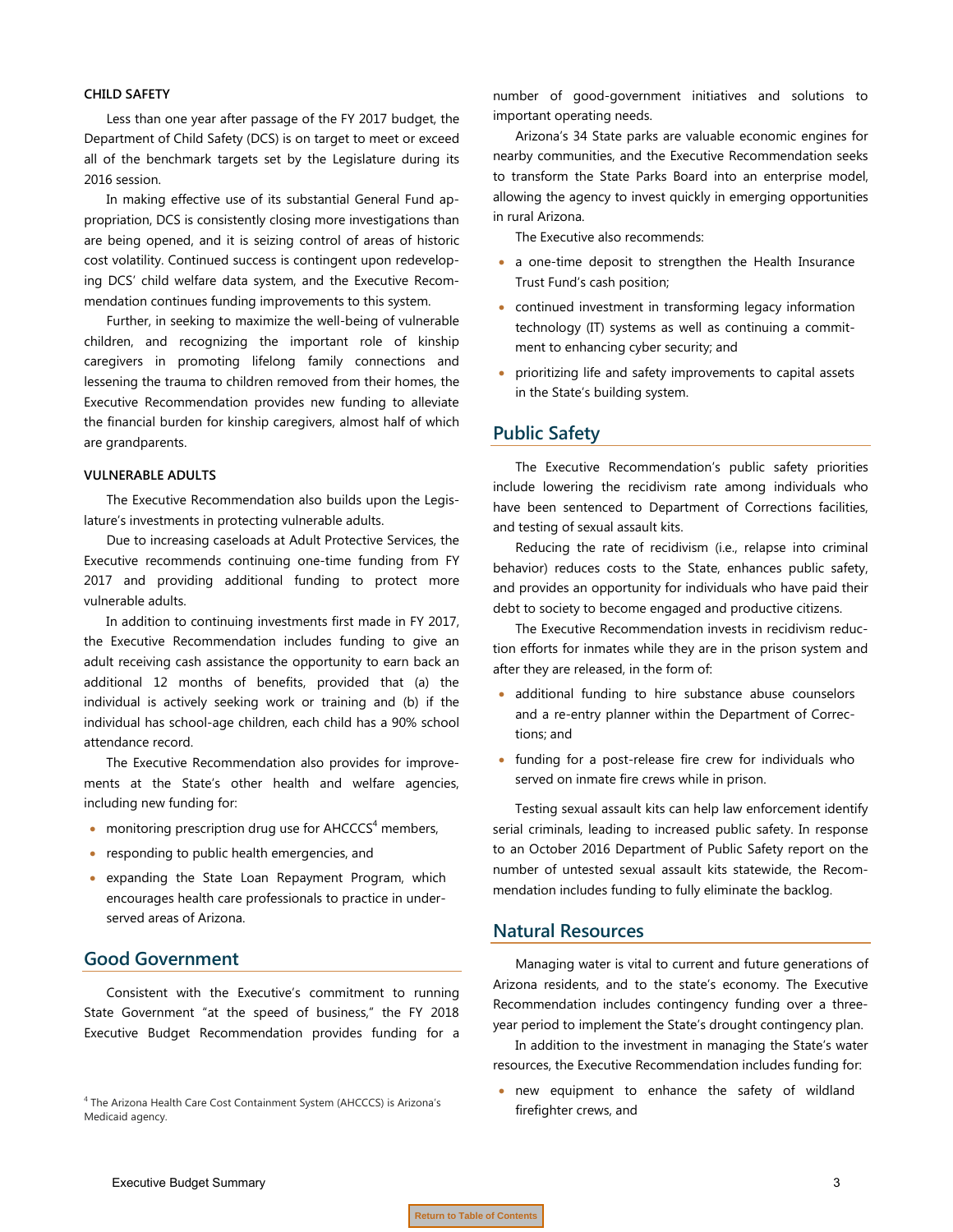### CHILD SAFETY

Less than one year after passage of the FY 2017 budget, the Department of Child Safety (DCS) is on target to meet or exceed all of the benchmark targets set by the Legislature during its 2016 session.

In making effective use of its substantial General Fund appropriation, DCS is consistently closing more investigations than are being opened, and it is seizing control of areas of historic cost volatility. Continued success is contingent upon redeveloping DCS' child welfare data system, and the Executive Recommendation continues funding improvements to this system.

Further, in seeking to maximize the well-being of vulnerable children, and recognizing the important role of kinship caregivers in promoting lifelong family connections and lessening the trauma to children removed from their homes, the Executive Recommendation provides new funding to alleviate the financial burden for kinship caregivers, almost half of which are grandparents.

### VULNERABLE ADULTS

The Executive Recommendation also builds upon the Legislature's investments in protecting vulnerable adults.

Due to increasing caseloads at Adult Protective Services, the Executive recommends continuing one-time funding from FY 2017 and providing additional funding to protect more vulnerable adults.

In addition to continuing investments first made in FY 2017, the Executive Recommendation includes funding to give an adult receiving cash assistance the opportunity to earn back an additional 12 months of benefits, provided that (a) the individual is actively seeking work or training and (b) if the individual has school-age children, each child has a 90% school attendance record.

The Executive Recommendation also provides for improvements at the State's other health and welfare agencies, including new funding for:

- monitoring prescription drug use for AHCCCS[4] members,
- responding to public health emergencies, and
- expanding the State Loan Repayment Program, which encourages health care professionals to practice in underserved areas of Arizona.

## Good Government

Consistent with the Executive's commitment to running State Government "at the speed of business," the FY 2018 Executive Budget Recommendation provides funding for a number of good-government initiatives and solutions to important operating needs.

Arizona's 34 State parks are valuable economic engines for nearby communities, and the Executive Recommendation seeks to transform the State Parks Board into an enterprise model, allowing the agency to invest quickly in emerging opportunities in rural Arizona.

The Executive also recommends:

- a one-time deposit to strengthen the Health Insurance Trust Fund's cash position;
- continued investment in transforming legacy information technology (IT) systems as well as continuing a commitment to enhancing cyber security; and
- prioritizing life and safety improvements to capital assets in the State's building system.

## Public Safety

The Executive Recommendation's public safety priorities include lowering the recidivism rate among individuals who have been sentenced to Department of Corrections facilities, and testing of sexual assault kits.

Reducing the rate of recidivism (i.e., relapse into criminal behavior) reduces costs to the State, enhances public safety, and provides an opportunity for individuals who have paid their debt to society to become engaged and productive citizens.

The Executive Recommendation invests in recidivism reduction efforts for inmates while they are in the prison system and after they are released, in the form of:

- additional funding to hire substance abuse counselors and a re-entry planner within the Department of Corrections; and
- funding for a post-release fire crew for individuals who served on inmate fire crews while in prison.

Testing sexual assault kits can help law enforcement identify serial criminals, leading to increased public safety. In response to an October 2016 Department of Public Safety report on the number of untested sexual assault kits statewide, the Recommendation includes funding to fully eliminate the backlog.

## Natural Resources

Managing water is vital to current and future generations of Arizona residents, and to the state's economy. The Executive Recommendation includes contingency funding over a three-year period to implement the State's drought contingency plan.

In addition to the investment in managing the State's water resources, the Executive Recommendation includes funding for:

- new equipment to enhance the safety of wildland firefighter crews, and

[4] The Arizona Health Care Cost Containment System (AHCCCS) is Arizona's Medicaid agency.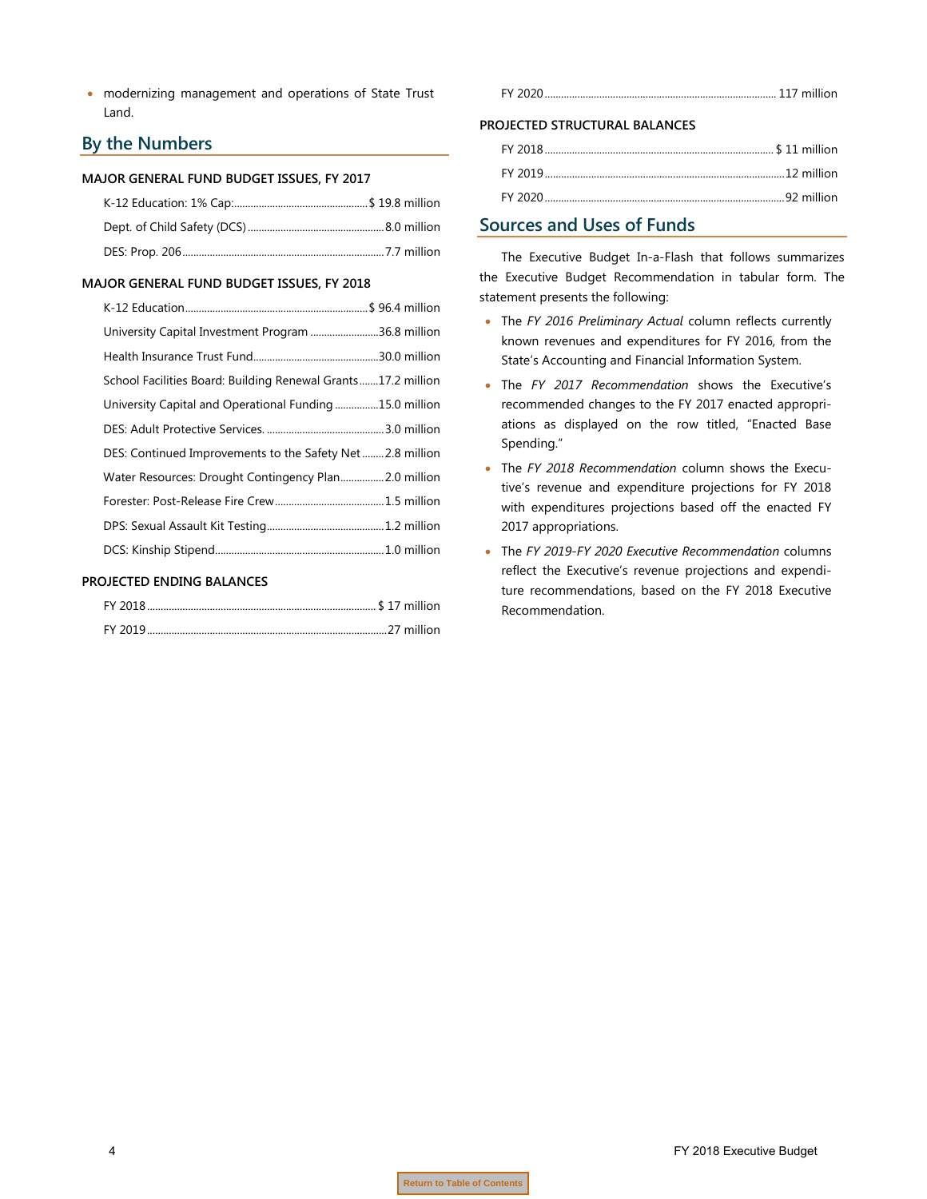- modernizing management and operations of State Trust Land.

## By the Numbers

**MAJOR GENERAL FUND BUDGET ISSUES, FY 2017**

| | |
|---|---|
| K-12 Education: 1% Cap: | $ 19.8 million |
| Dept. of Child Safety (DCS) | 8.0 million |
| DES: Prop. 206 | 7.7 million |

**MAJOR GENERAL FUND BUDGET ISSUES, FY 2018**

| | |
|---|---|
| K-12 Education | $ 96.4 million |
| University Capital Investment Program | 36.8 million |
| Health Insurance Trust Fund | 30.0 million |
| School Facilities Board: Building Renewal Grants | 17.2 million |
| University Capital and Operational Funding | 15.0 million |
| DES: Adult Protective Services. | 3.0 million |
| DES: Continued Improvements to the Safety Net | 2.8 million |
| Water Resources: Drought Contingency Plan | 2.0 million |
| Forester: Post-Release Fire Crew | 1.5 million |
| DPS: Sexual Assault Kit Testing | 1.2 million |
| DCS: Kinship Stipend | 1.0 million |

**PROJECTED ENDING BALANCES**

| | |
|---|---|
| FY 2018 | $ 17 million |
| FY 2019 | 27 million |
| FY 2020 | 117 million |

**PROJECTED STRUCTURAL BALANCES**

| | |
|---|---|
| FY 2018 | $ 11 million |
| FY 2019 | 12 million |
| FY 2020 | 92 million |

## Sources and Uses of Funds

The Executive Budget In-a-Flash that follows summarizes the Executive Budget Recommendation in tabular form. The statement presents the following:

- The *FY 2016 Preliminary Actual* column reflects currently known revenues and expenditures for FY 2016, from the State's Accounting and Financial Information System.
- The *FY 2017 Recommendation* shows the Executive's recommended changes to the FY 2017 enacted appropriations as displayed on the row titled, "Enacted Base Spending."
- The *FY 2018 Recommendation* column shows the Executive's revenue and expenditure projections for FY 2018 with expenditures projections based off the enacted FY 2017 appropriations.
- The *FY 2019-FY 2020 Executive Recommendation* columns reflect the Executive's revenue projections and expenditure recommendations, based on the FY 2018 Executive Recommendation.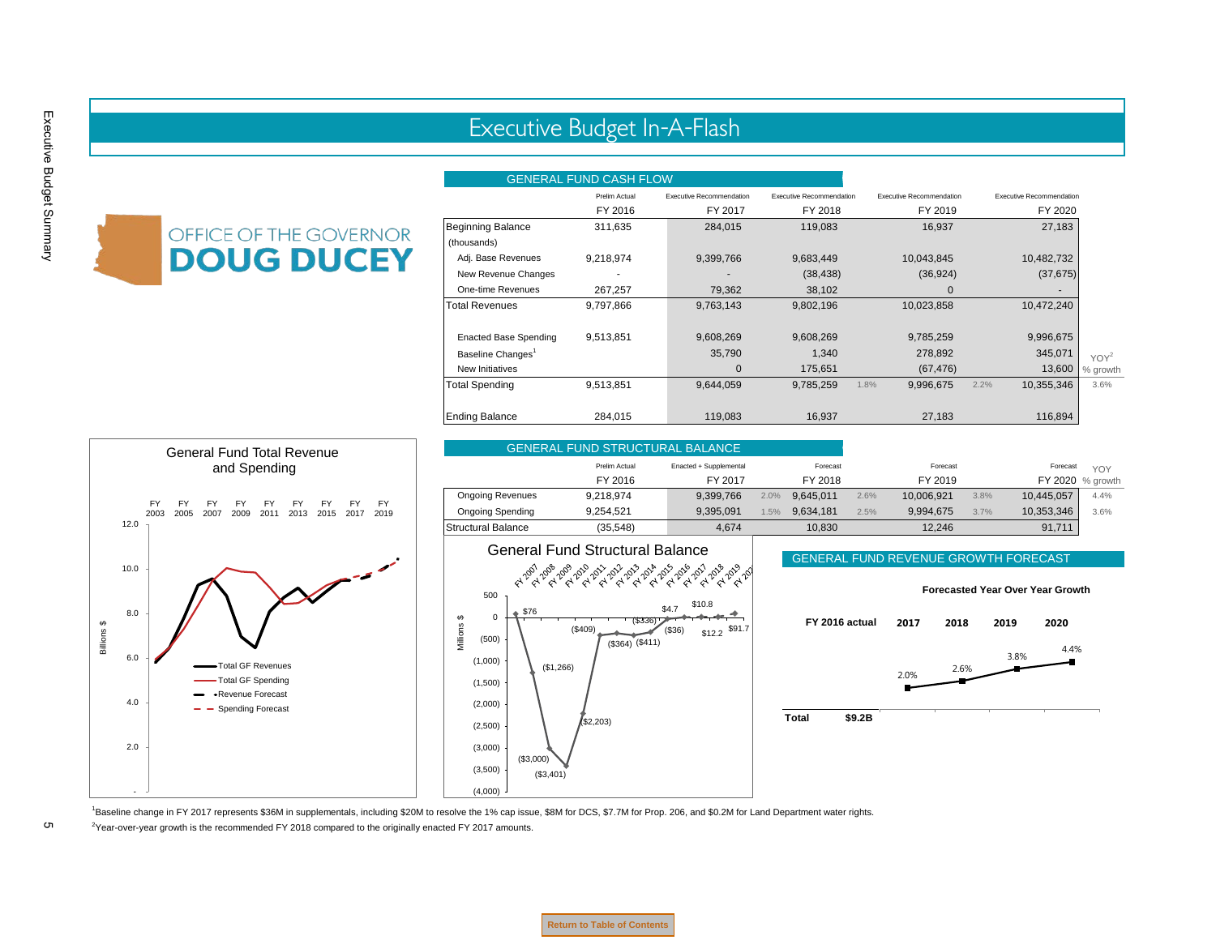# Executive Budget In-A-Flash

OFFICE OF THE GOVERNOR
**DOUG DUCEY**

## GENERAL FUND CASH FLOW

| | Prelim Actual FY 2016 | Executive Recommendation FY 2017 | Executive Recommendation FY 2018 | | Executive Recommendation FY 2019 | | Executive Recommendation FY 2020 | YOY[2] % growth |
|---|---|---|---|---|---|---|---|---|
| Beginning Balance (thousands) | 311,635 | 284,015 | 119,083 | | 16,937 | | 27,183 | |
| Adj. Base Revenues | 9,218,974 | 9,399,766 | 9,683,449 | | 10,043,845 | | 10,482,732 | |
| New Revenue Changes | - | - | (38,438) | | (36,924) | | (37,675) | |
| One-time Revenues | 267,257 | 79,362 | 38,102 | | 0 | | - | |
| Total Revenues | 9,797,866 | 9,763,143 | 9,802,196 | | 10,023,858 | | 10,472,240 | |
| Enacted Base Spending | 9,513,851 | 9,608,269 | 9,608,269 | | 9,785,259 | | 9,996,675 | |
| Baseline Changes[1] | | 35,790 | 1,340 | | 278,892 | | 345,071 | |
| New Initiatives | | 0 | 175,651 | | (67,476) | | 13,600 | |
| Total Spending | 9,513,851 | 9,644,059 | 9,785,259 | 1.8% | 9,996,675 | 2.2% | 10,355,346 | 3.6% |
| Ending Balance | 284,015 | 119,083 | 16,937 | | 27,183 | | 116,894 | |

## GENERAL FUND STRUCTURAL BALANCE

| | Prelim Actual FY 2016 | Enacted + Supplemental FY 2017 | | Forecast FY 2018 | | Forecast FY 2019 | | Forecast FY 2020 | YOY % growth |
|---|---|---|---|---|---|---|---|---|---|
| Ongoing Revenues | 9,218,974 | 9,399,766 | 2.0% | 9,645,011 | 2.6% | 10,006,921 | 3.8% | 10,445,057 | 4.4% |
| Ongoing Spending | 9,254,521 | 9,395,091 | 1.5% | 9,634,181 | 2.5% | 9,994,675 | 3.7% | 10,353,346 | 3.6% |
| Structural Balance | (35,548) | 4,674 | | 10,830 | | 12,246 | | 91,711 | |

## General Fund Total Revenue and Spending

(Chart: Billions $, FY 2003–FY 2019; series: Total GF Revenues, Total GF Spending, Revenue Forecast, Spending Forecast)

## General Fund Structural Balance

(Chart: Millions $, FY 2007–FY 2020; values: $76, ($1,266), ($3,000), ($3,401), ($2,203), ($409), ($364), ($411), ($336), ($36), $4.7, $10.8, $12.2, $91.7)

## GENERAL FUND REVENUE GROWTH FORECAST

**Forecasted Year Over Year Growth**

| **FY 2016 actual** | **2017** | **2018** | **2019** | **2020** |
|---|---|---|---|---|
| **Total** **$9.2B** | 2.0% | 2.6% | 3.8% | 4.4% |

[1]Baseline change in FY 2017 represents $36M in supplementals, including $20M to resolve the 1% cap issue, $8M for DCS, $7.7M for Prop. 206, and $0.2M for Land Department water rights.

[2]Year-over-year growth is the recommended FY 2018 compared to the originally enacted FY 2017 amounts.

Return to Table of Contents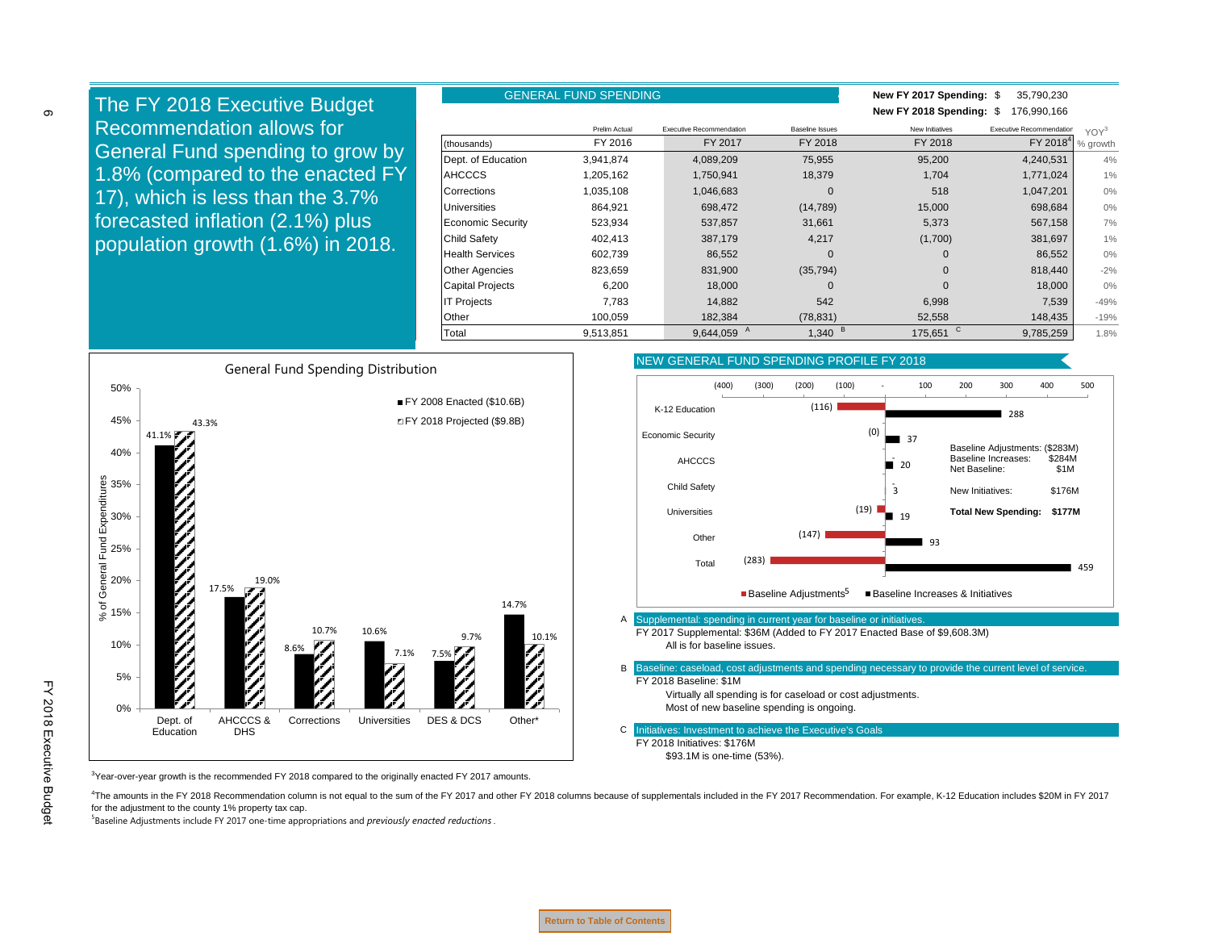# The FY 2018 Executive Budget Recommendation allows for General Fund spending to grow by 1.8% (compared to the enacted FY 17), which is less than the 3.7% forecasted inflation (2.1%) plus population growth (1.6%) in 2018.

## GENERAL FUND SPENDING

**New FY 2017 Spending:** $ 35,790,230

**New FY 2018 Spending:** $ 176,990,166

| | Prelim Actual | Executive Recommendation | Baseline Issues | New Initiatives | Executive Recommendation | YOY[3] |
|---|---|---|---|---|---|---|
| (thousands) | FY 2016 | FY 2017 | FY 2018 | FY 2018 | FY 2018[4] | % growth |
| Dept. of Education | 3,941,874 | 4,089,209 | 75,955 | 95,200 | 4,240,531 | 4% |
| AHCCCS | 1,205,162 | 1,750,941 | 18,379 | 1,704 | 1,771,024 | 1% |
| Corrections | 1,035,108 | 1,046,683 | 0 | 518 | 1,047,201 | 0% |
| Universities | 864,921 | 698,472 | (14,789) | 15,000 | 698,684 | 0% |
| Economic Security | 523,934 | 537,857 | 31,661 | 5,373 | 567,158 | 7% |
| Child Safety | 402,413 | 387,179 | 4,217 | (1,700) | 381,697 | 1% |
| Health Services | 602,739 | 86,552 | 0 | 0 | 86,552 | 0% |
| Other Agencies | 823,659 | 831,900 | (35,794) | 0 | 818,440 | -2% |
| Capital Projects | 6,200 | 18,000 | 0 | 0 | 18,000 | 0% |
| IT Projects | 7,783 | 14,882 | 542 | 6,998 | 7,539 | -49% |
| Other | 100,059 | 182,384 | (78,831) | 52,558 | 148,435 | -19% |
| Total | 9,513,851 | 9,644,059 A | 1,340 B | 175,651 C | 9,785,259 | 1.8% |

### General Fund Spending Distribution

% of General Fund Expenditures

| | FY 2008 Enacted ($10.6B) | FY 2018 Projected ($9.8B) |
|---|---|---|
| Dept. of Education | 41.1% | 43.3% |
| AHCCCS & DHS | 17.5% | 19.0% |
| Corrections | 8.6% | 10.7% |
| Universities | 10.6% | 7.1% |
| DES & DCS | 7.5% | 9.7% |
| Other* | 14.7% | 10.1% |

### NEW GENERAL FUND SPENDING PROFILE FY 2018

| | Baseline Adjustments[5] | Baseline Increases & Initiatives |
|---|---|---|
| K-12 Education | (116) | 288 |
| Economic Security | (0) | 37 |
| AHCCCS | - | 20 |
| Child Safety | - | 3 |
| Universities | (19) | 19 |
| Other | (147) | 93 |
| Total | (283) | 459 |

| | |
|---|---|
| Baseline Adjustments: | ($283M) |
| Baseline Increases: | $284M |
| Net Baseline: | $1M |
| New Initiatives: | $176M |
| **Total New Spending:** | **$177M** |

**A** Supplemental: spending in current year for baseline or initiatives.

FY 2017 Supplemental: $36M (Added to FY 2017 Enacted Base of $9,608.3M)

All is for baseline issues.

**B** Baseline: caseload, cost adjustments and spending necessary to provide the current level of service.

FY 2018 Baseline: $1M

Virtually all spending is for caseload or cost adjustments.

Most of new baseline spending is ongoing.

**C** Initiatives: Investment to achieve the Executive's Goals

FY 2018 Initiatives: $176M

$93.1M is one-time (53%).

[3]Year-over-year growth is the recommended FY 2018 compared to the originally enacted FY 2017 amounts.

[4]The amounts in the FY 2018 Recommendation column is not equal to the sum of the FY 2017 and other FY 2018 columns because of supplementals included in the FY 2017 Recommendation. For example, K-12 Education includes $20M in FY 2017 for the adjustment to the county 1% property tax cap.

[5]Baseline Adjustments include FY 2017 one-time appropriations and *previously enacted reductions*.

Return to Table of Contents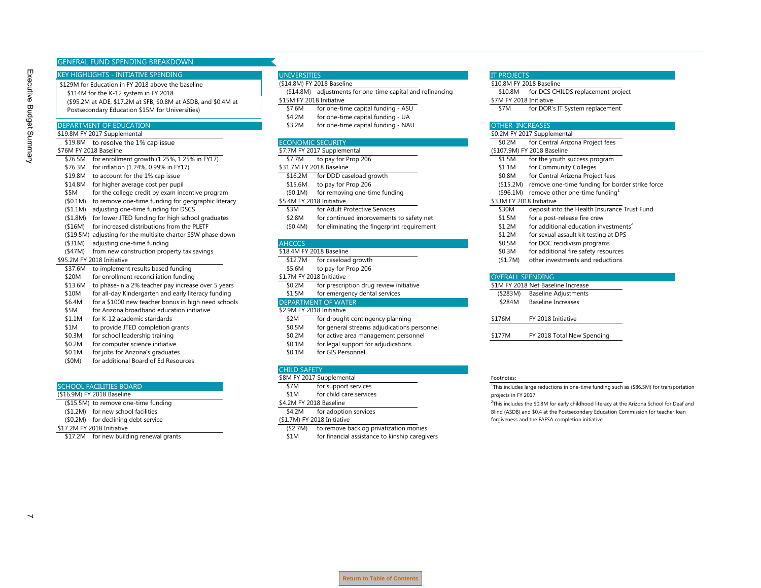## GENERAL FUND SPENDING BREAKDOWN

### KEY HIGHLIGHTS - INITIATIVE SPENDING

$129M for Education in FY 2018 above the baseline
- $114M for the K-12 system in FY 2018
- ($95.2M at ADE, $17.2M at SFB, $0.8M at ASDB, and $0.4M at Postsecondary Education $15M for Universities)

### DEPARTMENT OF EDUCATION

**$19.8M FY 2017 Supplemental**

| | |
|---|---|
| $19.8M | to resolve the 1% cap issue |

**$76M FY 2018 Baseline**

| | |
|---|---|
| $76.5M | for enrollment growth (1.25%, 1.25% in FY17) |
| $76.3M | for inflation (1.24%, 0.99% in FY17) |
| $19.8M | to account for the 1% cap issue |
| $14.8M | for higher average cost per pupil |
| $5M | for the college credit by exam incentive program |
| ($0.1M) | to remove one-time funding for geographic literacy |
| ($1.1M) | adjusting one-time funding for DSCS |
| ($1.8M) | for lower JTED funding for high school graduates |
| ($16M) | for increased distributions from the PLETF |
| ($19.5M) | adjusting for the multisite charter SSW phase down |
| ($31M) | adjusting one-time funding |
| ($47M) | from new construction property tax savings |

**$95.2M FY 2018 Initiative**

| | |
|---|---|
| $37.6M | to implement results based funding |
| $20M | for enrollment reconciliation funding |
| $13.6M | to phase-in a 2% teacher pay increase over 5 years |
| $10M | for all-day Kindergarten and early literacy funding |
| $6.4M | for a $1000 new teacher bonus in high need schools |
| $5M | for Arizona broadband education initiative |
| $1.1M | for K-12 academic standards |
| $1M | to provide JTED completion grants |
| $0.3M | for school leadership training |
| $0.2M | for computer science initiative |
| $0.1M | for jobs for Arizona's graduates |
| ($0M) | for additional Board of Ed Resources |

### SCHOOL FACILITIES BOARD

**($16.9M) FY 2018 Baseline**

| | |
|---|---|
| ($15.5M) | to remove one-time funding |
| ($1.2M) | for new school facilities |
| ($0.2M) | for declining debt service |

**$17.2M FY 2018 Initiative**

| | |
|---|---|
| $17.2M | for new building renewal grants |

### UNIVERSITIES

**($14.8M) FY 2018 Baseline**

| | |
|---|---|
| ($14.8M) | adjustments for one-time capital and refinancing |

**$15M FY 2018 Initiative**

| | |
|---|---|
| $7.6M | for one-time capital funding - ASU |
| $4.2M | for one-time capital funding - UA |
| $3.2M | for one-time capital funding - NAU |

### ECONOMIC SECURITY

**$7.7M FY 2017 Supplemental**

| | |
|---|---|
| $7.7M | to pay for Prop 206 |

**$31.7M FY 2018 Baseline**

| | |
|---|---|
| $16.2M | for DDD caseload growth |
| $15.6M | to pay for Prop 206 |
| ($0.1M) | for removing one-time funding |

**$5.4M FY 2018 Initiative**

| | |
|---|---|
| $3M | for Adult Protective Services |
| $2.8M | for continued improvements to safety net |
| ($0.4M) | for eliminating the fingerprint requirement |

### AHCCCS

**$18.4M FY 2018 Baseline**

| | |
|---|---|
| $12.7M | for caseload growth |
| $5.6M | to pay for Prop 206 |

**$1.7M FY 2018 Initiative**

| | |
|---|---|
| $0.2M | for prescription drug review initiative |
| $1.5M | for emergency dental services |

### DEPARTMENT OF WATER

**$2.9M FY 2018 Initiative**

| | |
|---|---|
| $2M | for drought contingency planning |
| $0.5M | for general streams adjudications personnel |
| $0.2M | for active area management personnel |
| $0.1M | for legal support for adjudications |
| $0.1M | for GIS Personnel |

### CHILD SAFETY

**$8M FY 2017 Supplemental**

| | |
|---|---|
| $7M | for support services |
| $1M | for child care services |

**$4.2M FY 2018 Baseline**

| | |
|---|---|
| $4.2M | for adoption services |

**($1.7M) FY 2018 Initiative**

| | |
|---|---|
| ($2.7M) | to remove backlog privatization monies |
| $1M | for financial assistance to kinship caregivers |

### IT PROJECTS

**$10.8M FY 2018 Baseline**

| | |
|---|---|
| $10.8M | for DCS CHILDS replacement project |

**$7M FY 2018 Initiative**

| | |
|---|---|
| $7M | for DOR's IT System replacement |

### OTHER INCREASES

**$0.2M FY 2017 Supplemental**

| | |
|---|---|
| $0.2M | for Central Arizona Project fees |

**($107.9M) FY 2018 Baseline**

| | |
|---|---|
| $1.5M | for the youth success program |
| $1.1M | for Community Colleges |
| $0.8M | for Central Arizona Project fees |
| ($15.2M) | remove one-time funding for border strike force |
| ($96.1M) | remove other one-time funding[1] |

**$33M FY 2018 Initiative**

| | |
|---|---|
| $30M | deposit into the Health Insurance Trust Fund |
| $1.5M | for a post-release fire crew |
| $1.2M | for additional education investments[2] |
| $1.2M | for sexual assault kit testing at DPS |
| $0.5M | for DOC recidivism programs |
| $0.3M | for additional fire safety resources |
| ($1.7M) | other investments and reductions |

### OVERALL SPENDING

**$1M FY 2018 Net Baseline Increase**

| | |
|---|---|
| ($283M) | Baseline Adjustments |
| $284M | Baseline Increases |
| $176M | FY 2018 Initiative |
| $177M | FY 2018 Total New Spending |

Footnotes:

[1] This includes large reductions in one-time funding such as ($86.5M) for transportation projects in FY 2017.

[2] This includes the $0.8M for early childhood literacy at the Arizona School for Deaf and Blind (ASDB) and $0.4 at the Postsecondary Education Commission for teacher loan forgiveness and the FAFSA completion initiative.

Return to Table of Contents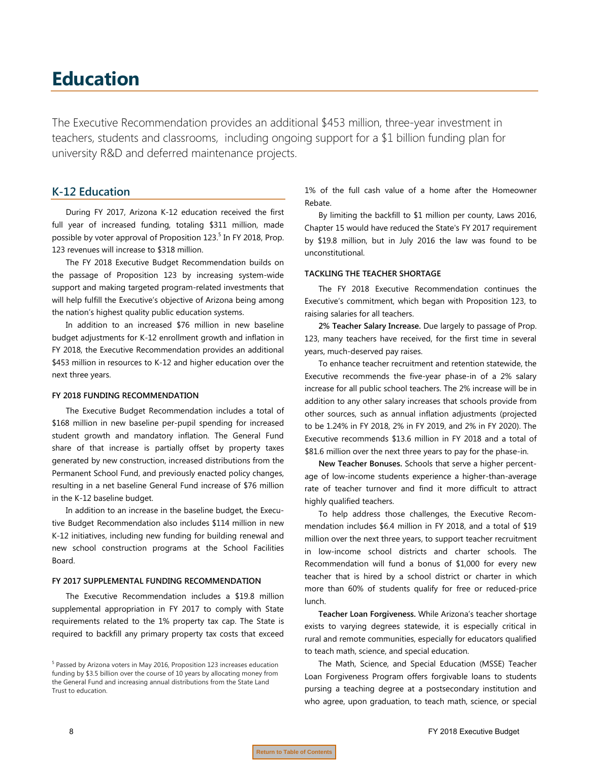# Education

The Executive Recommendation provides an additional $453 million, three-year investment in teachers, students and classrooms, including ongoing support for a $1 billion funding plan for university R&D and deferred maintenance projects.

## K-12 Education

During FY 2017, Arizona K-12 education received the first full year of increased funding, totaling $311 million, made possible by voter approval of Proposition 123.[5] In FY 2018, Prop. 123 revenues will increase to $318 million.

The FY 2018 Executive Budget Recommendation builds on the passage of Proposition 123 by increasing system-wide support and making targeted program-related investments that will help fulfill the Executive's objective of Arizona being among the nation's highest quality public education systems.

In addition to an increased $76 million in new baseline budget adjustments for K-12 enrollment growth and inflation in FY 2018, the Executive Recommendation provides an additional $453 million in resources to K-12 and higher education over the next three years.

### FY 2018 FUNDING RECOMMENDATION

The Executive Budget Recommendation includes a total of $168 million in new baseline per-pupil spending for increased student growth and mandatory inflation. The General Fund share of that increase is partially offset by property taxes generated by new construction, increased distributions from the Permanent School Fund, and previously enacted policy changes, resulting in a net baseline General Fund increase of $76 million in the K-12 baseline budget.

In addition to an increase in the baseline budget, the Executive Budget Recommendation also includes $114 million in new K-12 initiatives, including new funding for building renewal and new school construction programs at the School Facilities Board.

### FY 2017 SUPPLEMENTAL FUNDING RECOMMENDATION

The Executive Recommendation includes a $19.8 million supplemental appropriation in FY 2017 to comply with State requirements related to the 1% property tax cap. The State is required to backfill any primary property tax costs that exceed 1% of the full cash value of a home after the Homeowner Rebate.

By limiting the backfill to $1 million per county, Laws 2016, Chapter 15 would have reduced the State's FY 2017 requirement by $19.8 million, but in July 2016 the law was found to be unconstitutional.

### TACKLING THE TEACHER SHORTAGE

The FY 2018 Executive Recommendation continues the Executive's commitment, which began with Proposition 123, to raising salaries for all teachers.

**2% Teacher Salary Increase.** Due largely to passage of Prop. 123, many teachers have received, for the first time in several years, much-deserved pay raises.

To enhance teacher recruitment and retention statewide, the Executive recommends the five-year phase-in of a 2% salary increase for all public school teachers. The 2% increase will be in addition to any other salary increases that schools provide from other sources, such as annual inflation adjustments (projected to be 1.24% in FY 2018, 2% in FY 2019, and 2% in FY 2020). The Executive recommends $13.6 million in FY 2018 and a total of $81.6 million over the next three years to pay for the phase-in.

**New Teacher Bonuses.** Schools that serve a higher percentage of low-income students experience a higher-than-average rate of teacher turnover and find it more difficult to attract highly qualified teachers.

To help address those challenges, the Executive Recommendation includes $6.4 million in FY 2018, and a total of $19 million over the next three years, to support teacher recruitment in low-income school districts and charter schools. The Recommendation will fund a bonus of $1,000 for every new teacher that is hired by a school district or charter in which more than 60% of students qualify for free or reduced-price lunch.

**Teacher Loan Forgiveness.** While Arizona's teacher shortage exists to varying degrees statewide, it is especially critical in rural and remote communities, especially for educators qualified to teach math, science, and special education.

The Math, Science, and Special Education (MSSE) Teacher Loan Forgiveness Program offers forgivable loans to students pursing a teaching degree at a postsecondary institution and who agree, upon graduation, to teach math, science, or special

[5] Passed by Arizona voters in May 2016, Proposition 123 increases education funding by $3.5 billion over the course of 10 years by allocating money from the General Fund and increasing annual distributions from the State Land Trust to education.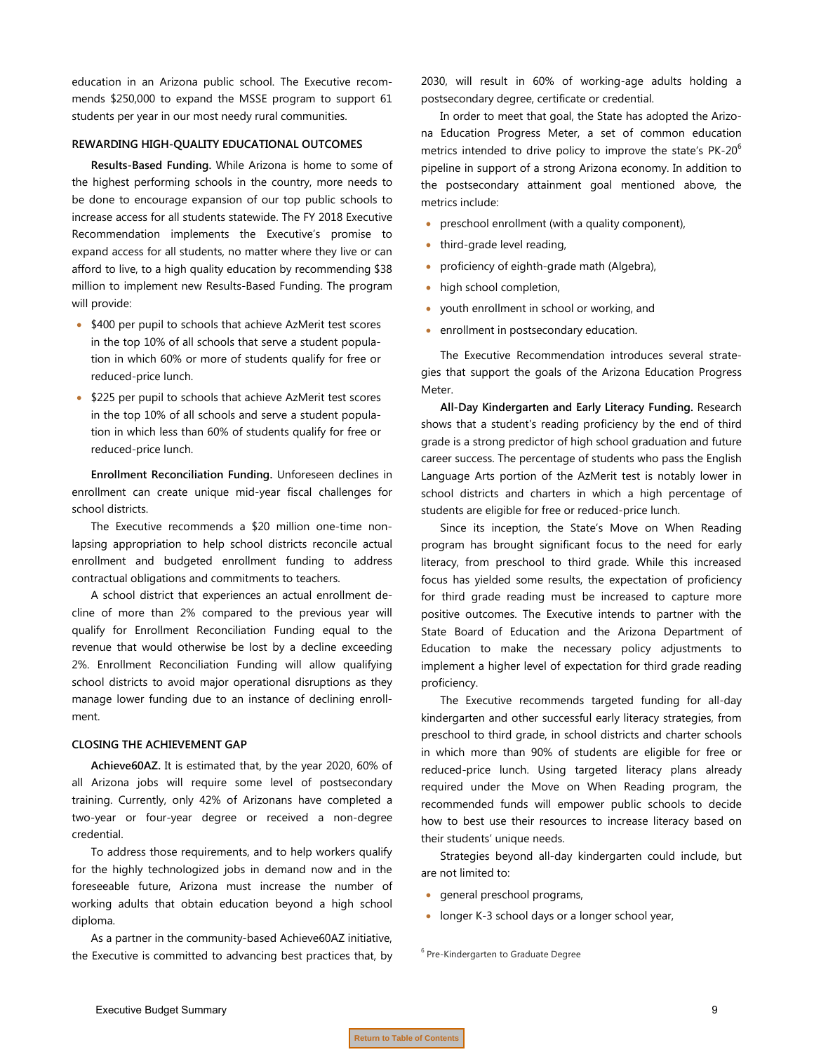education in an Arizona public school. The Executive recommends $250,000 to expand the MSSE program to support 61 students per year in our most needy rural communities.

### REWARDING HIGH-QUALITY EDUCATIONAL OUTCOMES

**Results-Based Funding.** While Arizona is home to some of the highest performing schools in the country, more needs to be done to encourage expansion of our top public schools to increase access for all students statewide. The FY 2018 Executive Recommendation implements the Executive's promise to expand access for all students, no matter where they live or can afford to live, to a high quality education by recommending $38 million to implement new Results-Based Funding. The program will provide:

- $400 per pupil to schools that achieve AzMerit test scores in the top 10% of all schools that serve a student population in which 60% or more of students qualify for free or reduced-price lunch.
- $225 per pupil to schools that achieve AzMerit test scores in the top 10% of all schools and serve a student population in which less than 60% of students qualify for free or reduced-price lunch.

**Enrollment Reconciliation Funding.** Unforeseen declines in enrollment can create unique mid-year fiscal challenges for school districts.

The Executive recommends a $20 million one-time non-lapsing appropriation to help school districts reconcile actual enrollment and budgeted enrollment funding to address contractual obligations and commitments to teachers.

A school district that experiences an actual enrollment decline of more than 2% compared to the previous year will qualify for Enrollment Reconciliation Funding equal to the revenue that would otherwise be lost by a decline exceeding 2%. Enrollment Reconciliation Funding will allow qualifying school districts to avoid major operational disruptions as they manage lower funding due to an instance of declining enrollment.

### CLOSING THE ACHIEVEMENT GAP

**Achieve60AZ.** It is estimated that, by the year 2020, 60% of all Arizona jobs will require some level of postsecondary training. Currently, only 42% of Arizonans have completed a two-year or four-year degree or received a non-degree credential.

To address those requirements, and to help workers qualify for the highly technologized jobs in demand now and in the foreseeable future, Arizona must increase the number of working adults that obtain education beyond a high school diploma.

As a partner in the community-based Achieve60AZ initiative, the Executive is committed to advancing best practices that, by 2030, will result in 60% of working-age adults holding a postsecondary degree, certificate or credential.

In order to meet that goal, the State has adopted the Arizona Education Progress Meter, a set of common education metrics intended to drive policy to improve the state's PK-20[6] pipeline in support of a strong Arizona economy. In addition to the postsecondary attainment goal mentioned above, the metrics include:

- preschool enrollment (with a quality component),
- third-grade level reading,
- proficiency of eighth-grade math (Algebra),
- high school completion,
- youth enrollment in school or working, and
- enrollment in postsecondary education.

The Executive Recommendation introduces several strategies that support the goals of the Arizona Education Progress Meter.

**All-Day Kindergarten and Early Literacy Funding.** Research shows that a student's reading proficiency by the end of third grade is a strong predictor of high school graduation and future career success. The percentage of students who pass the English Language Arts portion of the AzMerit test is notably lower in school districts and charters in which a high percentage of students are eligible for free or reduced-price lunch.

Since its inception, the State's Move on When Reading program has brought significant focus to the need for early literacy, from preschool to third grade. While this increased focus has yielded some results, the expectation of proficiency for third grade reading must be increased to capture more positive outcomes. The Executive intends to partner with the State Board of Education and the Arizona Department of Education to make the necessary policy adjustments to implement a higher level of expectation for third grade reading proficiency.

The Executive recommends targeted funding for all-day kindergarten and other successful early literacy strategies, from preschool to third grade, in school districts and charter schools in which more than 90% of students are eligible for free or reduced-price lunch. Using targeted literacy plans already required under the Move on When Reading program, the recommended funds will empower public schools to decide how to best use their resources to increase literacy based on their students' unique needs.

Strategies beyond all-day kindergarten could include, but are not limited to:

- general preschool programs,
- longer K-3 school days or a longer school year,

[6] Pre-Kindergarten to Graduate Degree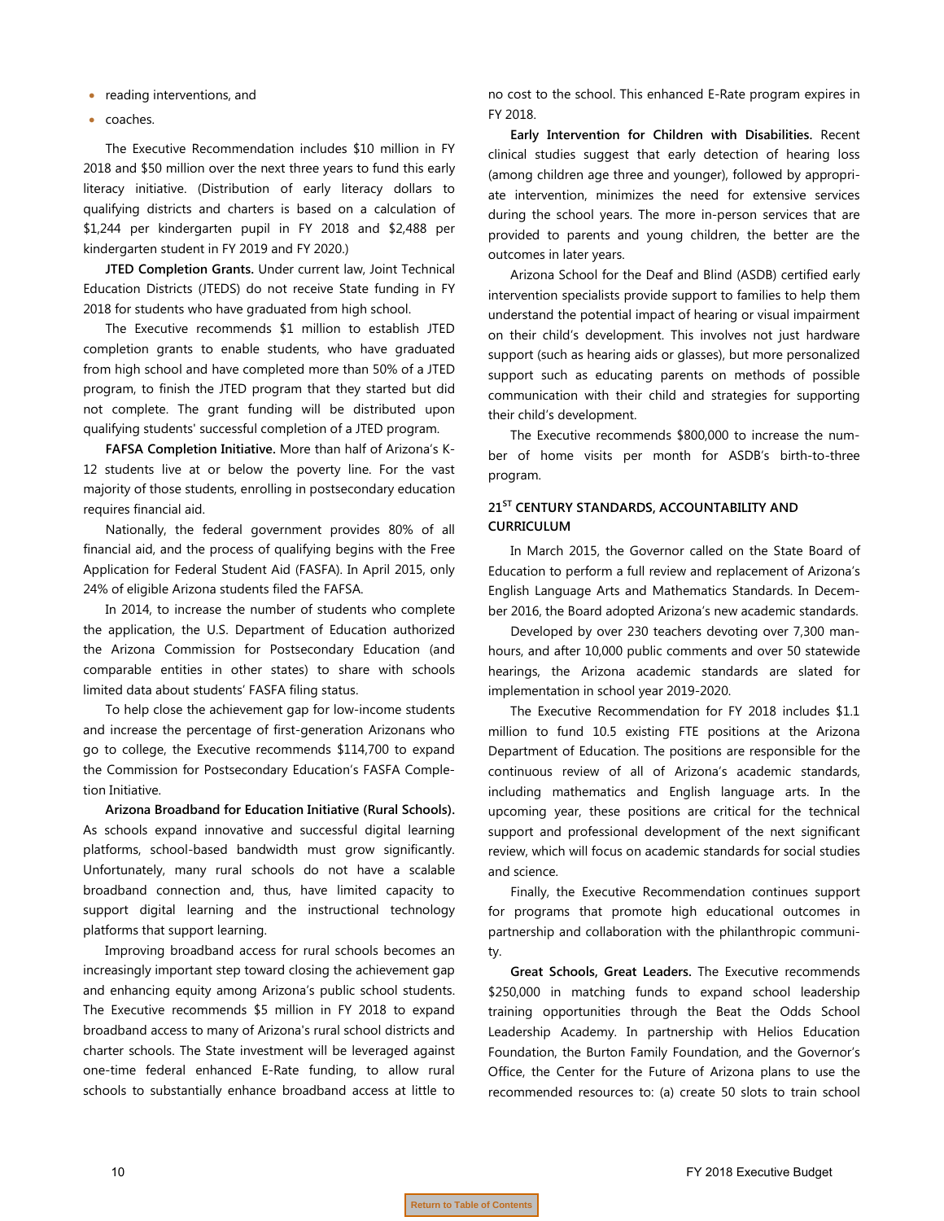- reading interventions, and
- coaches.

The Executive Recommendation includes $10 million in FY 2018 and $50 million over the next three years to fund this early literacy initiative. (Distribution of early literacy dollars to qualifying districts and charters is based on a calculation of $1,244 per kindergarten pupil in FY 2018 and $2,488 per kindergarten student in FY 2019 and FY 2020.)

**JTED Completion Grants.** Under current law, Joint Technical Education Districts (JTEDS) do not receive State funding in FY 2018 for students who have graduated from high school.

The Executive recommends $1 million to establish JTED completion grants to enable students, who have graduated from high school and have completed more than 50% of a JTED program, to finish the JTED program that they started but did not complete. The grant funding will be distributed upon qualifying students' successful completion of a JTED program.

**FAFSA Completion Initiative.** More than half of Arizona's K-12 students live at or below the poverty line. For the vast majority of those students, enrolling in postsecondary education requires financial aid.

Nationally, the federal government provides 80% of all financial aid, and the process of qualifying begins with the Free Application for Federal Student Aid (FASFA). In April 2015, only 24% of eligible Arizona students filed the FAFSA.

In 2014, to increase the number of students who complete the application, the U.S. Department of Education authorized the Arizona Commission for Postsecondary Education (and comparable entities in other states) to share with schools limited data about students' FASFA filing status.

To help close the achievement gap for low-income students and increase the percentage of first-generation Arizonans who go to college, the Executive recommends $114,700 to expand the Commission for Postsecondary Education's FASFA Completion Initiative.

**Arizona Broadband for Education Initiative (Rural Schools).** As schools expand innovative and successful digital learning platforms, school-based bandwidth must grow significantly. Unfortunately, many rural schools do not have a scalable broadband connection and, thus, have limited capacity to support digital learning and the instructional technology platforms that support learning.

Improving broadband access for rural schools becomes an increasingly important step toward closing the achievement gap and enhancing equity among Arizona's public school students. The Executive recommends $5 million in FY 2018 to expand broadband access to many of Arizona's rural school districts and charter schools. The State investment will be leveraged against one-time federal enhanced E-Rate funding, to allow rural schools to substantially enhance broadband access at little to no cost to the school. This enhanced E-Rate program expires in FY 2018.

**Early Intervention for Children with Disabilities.** Recent clinical studies suggest that early detection of hearing loss (among children age three and younger), followed by appropriate intervention, minimizes the need for extensive services during the school years. The more in-person services that are provided to parents and young children, the better are the outcomes in later years.

Arizona School for the Deaf and Blind (ASDB) certified early intervention specialists provide support to families to help them understand the potential impact of hearing or visual impairment on their child's development. This involves not just hardware support (such as hearing aids or glasses), but more personalized support such as educating parents on methods of possible communication with their child and strategies for supporting their child's development.

The Executive recommends $800,000 to increase the number of home visits per month for ASDB's birth-to-three program.

### 21ST CENTURY STANDARDS, ACCOUNTABILITY AND CURRICULUM

In March 2015, the Governor called on the State Board of Education to perform a full review and replacement of Arizona's English Language Arts and Mathematics Standards. In December 2016, the Board adopted Arizona's new academic standards.

Developed by over 230 teachers devoting over 7,300 man-hours, and after 10,000 public comments and over 50 statewide hearings, the Arizona academic standards are slated for implementation in school year 2019-2020.

The Executive Recommendation for FY 2018 includes $1.1 million to fund 10.5 existing FTE positions at the Arizona Department of Education. The positions are responsible for the continuous review of all of Arizona's academic standards, including mathematics and English language arts. In the upcoming year, these positions are critical for the technical support and professional development of the next significant review, which will focus on academic standards for social studies and science.

Finally, the Executive Recommendation continues support for programs that promote high educational outcomes in partnership and collaboration with the philanthropic community.

**Great Schools, Great Leaders.** The Executive recommends $250,000 in matching funds to expand school leadership training opportunities through the Beat the Odds School Leadership Academy. In partnership with Helios Education Foundation, the Burton Family Foundation, and the Governor's Office, the Center for the Future of Arizona plans to use the recommended resources to: (a) create 50 slots to train school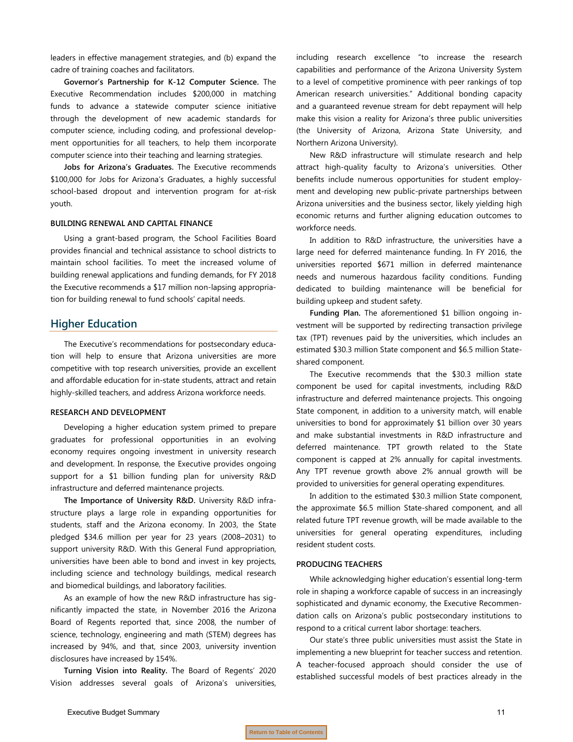leaders in effective management strategies, and (b) expand the cadre of training coaches and facilitators.

**Governor's Partnership for K-12 Computer Science.** The Executive Recommendation includes $200,000 in matching funds to advance a statewide computer science initiative through the development of new academic standards for computer science, including coding, and professional development opportunities for all teachers, to help them incorporate computer science into their teaching and learning strategies.

**Jobs for Arizona's Graduates.** The Executive recommends $100,000 for Jobs for Arizona's Graduates, a highly successful school-based dropout and intervention program for at-risk youth.

### BUILDING RENEWAL AND CAPITAL FINANCE

Using a grant-based program, the School Facilities Board provides financial and technical assistance to school districts to maintain school facilities. To meet the increased volume of building renewal applications and funding demands, for FY 2018 the Executive recommends a $17 million non-lapsing appropriation for building renewal to fund schools' capital needs.

## Higher Education

The Executive's recommendations for postsecondary education will help to ensure that Arizona universities are more competitive with top research universities, provide an excellent and affordable education for in-state students, attract and retain highly-skilled teachers, and address Arizona workforce needs.

### RESEARCH AND DEVELOPMENT

Developing a higher education system primed to prepare graduates for professional opportunities in an evolving economy requires ongoing investment in university research and development. In response, the Executive provides ongoing support for a $1 billion funding plan for university R&D infrastructure and deferred maintenance projects.

**The Importance of University R&D.** University R&D infrastructure plays a large role in expanding opportunities for students, staff and the Arizona economy. In 2003, the State pledged $34.6 million per year for 23 years (2008–2031) to support university R&D. With this General Fund appropriation, universities have been able to bond and invest in key projects, including science and technology buildings, medical research and biomedical buildings, and laboratory facilities.

As an example of how the new R&D infrastructure has significantly impacted the state, in November 2016 the Arizona Board of Regents reported that, since 2008, the number of science, technology, engineering and math (STEM) degrees has increased by 94%, and that, since 2003, university invention disclosures have increased by 154%.

**Turning Vision into Reality.** The Board of Regents' 2020 Vision addresses several goals of Arizona's universities, including research excellence "to increase the research capabilities and performance of the Arizona University System to a level of competitive prominence with peer rankings of top American research universities." Additional bonding capacity and a guaranteed revenue stream for debt repayment will help make this vision a reality for Arizona's three public universities (the University of Arizona, Arizona State University, and Northern Arizona University).

New R&D infrastructure will stimulate research and help attract high-quality faculty to Arizona's universities. Other benefits include numerous opportunities for student employment and developing new public-private partnerships between Arizona universities and the business sector, likely yielding high economic returns and further aligning education outcomes to workforce needs.

In addition to R&D infrastructure, the universities have a large need for deferred maintenance funding. In FY 2016, the universities reported $671 million in deferred maintenance needs and numerous hazardous facility conditions. Funding dedicated to building maintenance will be beneficial for building upkeep and student safety.

**Funding Plan.** The aforementioned $1 billion ongoing investment will be supported by redirecting transaction privilege tax (TPT) revenues paid by the universities, which includes an estimated $30.3 million State component and $6.5 million State-shared component.

The Executive recommends that the $30.3 million state component be used for capital investments, including R&D infrastructure and deferred maintenance projects. This ongoing State component, in addition to a university match, will enable universities to bond for approximately $1 billion over 30 years and make substantial investments in R&D infrastructure and deferred maintenance. TPT growth related to the State component is capped at 2% annually for capital investments. Any TPT revenue growth above 2% annual growth will be provided to universities for general operating expenditures.

In addition to the estimated $30.3 million State component, the approximate $6.5 million State-shared component, and all related future TPT revenue growth, will be made available to the universities for general operating expenditures, including resident student costs.

### PRODUCING TEACHERS

While acknowledging higher education's essential long-term role in shaping a workforce capable of success in an increasingly sophisticated and dynamic economy, the Executive Recommendation calls on Arizona's public postsecondary institutions to respond to a critical current labor shortage: teachers.

Our state's three public universities must assist the State in implementing a new blueprint for teacher success and retention. A teacher-focused approach should consider the use of established successful models of best practices already in the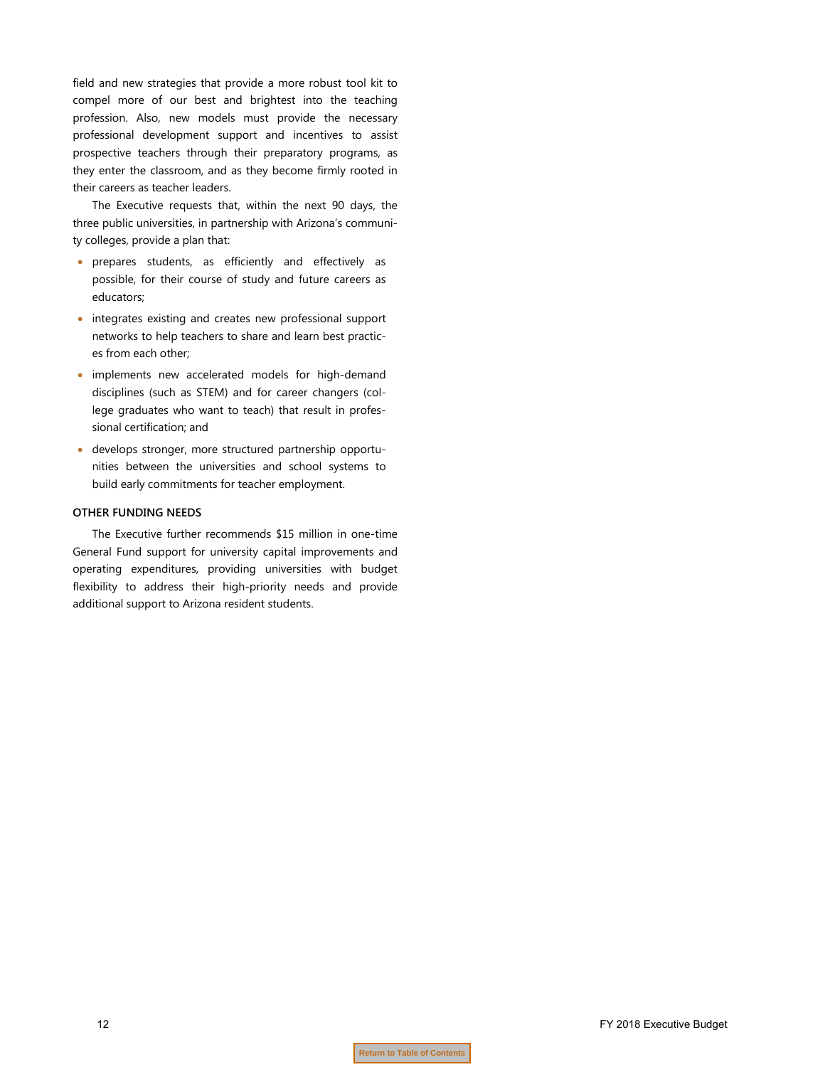field and new strategies that provide a more robust tool kit to compel more of our best and brightest into the teaching profession. Also, new models must provide the necessary professional development support and incentives to assist prospective teachers through their preparatory programs, as they enter the classroom, and as they become firmly rooted in their careers as teacher leaders.

The Executive requests that, within the next 90 days, the three public universities, in partnership with Arizona's community colleges, provide a plan that:

- prepares students, as efficiently and effectively as possible, for their course of study and future careers as educators;
- integrates existing and creates new professional support networks to help teachers to share and learn best practices from each other;
- implements new accelerated models for high-demand disciplines (such as STEM) and for career changers (college graduates who want to teach) that result in professional certification; and
- develops stronger, more structured partnership opportunities between the universities and school systems to build early commitments for teacher employment.

**OTHER FUNDING NEEDS**

The Executive further recommends $15 million in one-time General Fund support for university capital improvements and operating expenditures, providing universities with budget flexibility to address their high-priority needs and provide additional support to Arizona resident students.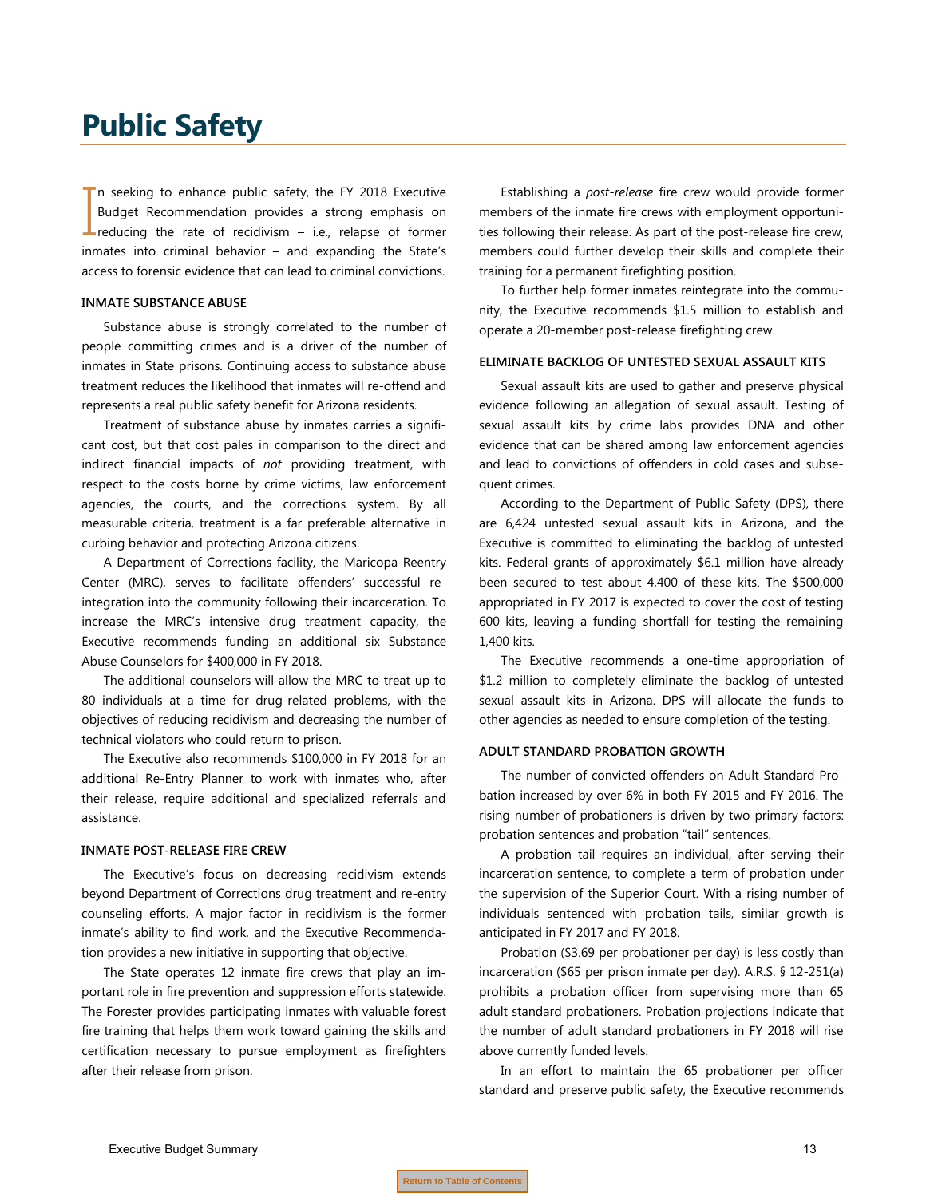# Public Safety

In seeking to enhance public safety, the FY 2018 Executive Budget Recommendation provides a strong emphasis on reducing the rate of recidivism – i.e., relapse of former inmates into criminal behavior – and expanding the State's access to forensic evidence that can lead to criminal convictions.

### INMATE SUBSTANCE ABUSE

Substance abuse is strongly correlated to the number of people committing crimes and is a driver of the number of inmates in State prisons. Continuing access to substance abuse treatment reduces the likelihood that inmates will re-offend and represents a real public safety benefit for Arizona residents.

Treatment of substance abuse by inmates carries a significant cost, but that cost pales in comparison to the direct and indirect financial impacts of *not* providing treatment, with respect to the costs borne by crime victims, law enforcement agencies, the courts, and the corrections system. By all measurable criteria, treatment is a far preferable alternative in curbing behavior and protecting Arizona citizens.

A Department of Corrections facility, the Maricopa Reentry Center (MRC), serves to facilitate offenders' successful re-integration into the community following their incarceration. To increase the MRC's intensive drug treatment capacity, the Executive recommends funding an additional six Substance Abuse Counselors for $400,000 in FY 2018.

The additional counselors will allow the MRC to treat up to 80 individuals at a time for drug-related problems, with the objectives of reducing recidivism and decreasing the number of technical violators who could return to prison.

The Executive also recommends $100,000 in FY 2018 for an additional Re-Entry Planner to work with inmates who, after their release, require additional and specialized referrals and assistance.

### INMATE POST-RELEASE FIRE CREW

The Executive's focus on decreasing recidivism extends beyond Department of Corrections drug treatment and re-entry counseling efforts. A major factor in recidivism is the former inmate's ability to find work, and the Executive Recommendation provides a new initiative in supporting that objective.

The State operates 12 inmate fire crews that play an important role in fire prevention and suppression efforts statewide. The Forester provides participating inmates with valuable forest fire training that helps them work toward gaining the skills and certification necessary to pursue employment as firefighters after their release from prison.

Establishing a *post-release* fire crew would provide former members of the inmate fire crews with employment opportunities following their release. As part of the post-release fire crew, members could further develop their skills and complete their training for a permanent firefighting position.

To further help former inmates reintegrate into the community, the Executive recommends $1.5 million to establish and operate a 20-member post-release firefighting crew.

### ELIMINATE BACKLOG OF UNTESTED SEXUAL ASSAULT KITS

Sexual assault kits are used to gather and preserve physical evidence following an allegation of sexual assault. Testing of sexual assault kits by crime labs provides DNA and other evidence that can be shared among law enforcement agencies and lead to convictions of offenders in cold cases and subsequent crimes.

According to the Department of Public Safety (DPS), there are 6,424 untested sexual assault kits in Arizona, and the Executive is committed to eliminating the backlog of untested kits. Federal grants of approximately $6.1 million have already been secured to test about 4,400 of these kits. The $500,000 appropriated in FY 2017 is expected to cover the cost of testing 600 kits, leaving a funding shortfall for testing the remaining 1,400 kits.

The Executive recommends a one-time appropriation of $1.2 million to completely eliminate the backlog of untested sexual assault kits in Arizona. DPS will allocate the funds to other agencies as needed to ensure completion of the testing.

### ADULT STANDARD PROBATION GROWTH

The number of convicted offenders on Adult Standard Probation increased by over 6% in both FY 2015 and FY 2016. The rising number of probationers is driven by two primary factors: probation sentences and probation "tail" sentences.

A probation tail requires an individual, after serving their incarceration sentence, to complete a term of probation under the supervision of the Superior Court. With a rising number of individuals sentenced with probation tails, similar growth is anticipated in FY 2017 and FY 2018.

Probation ($3.69 per probationer per day) is less costly than incarceration ($65 per prison inmate per day). A.R.S. § 12-251(a) prohibits a probation officer from supervising more than 65 adult standard probationers. Probation projections indicate that the number of adult standard probationers in FY 2018 will rise above currently funded levels.

In an effort to maintain the 65 probationer per officer standard and preserve public safety, the Executive recommends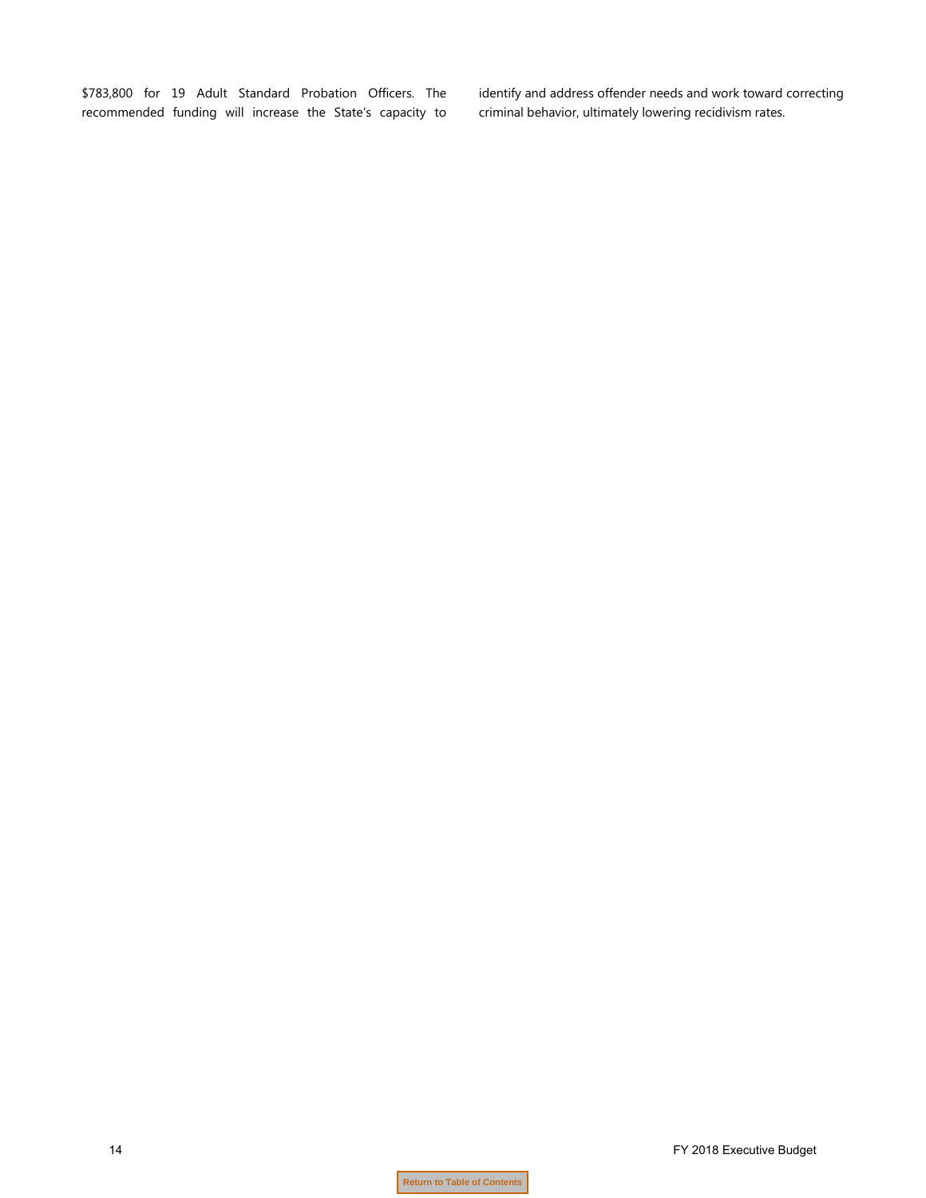$783,800 for 19 Adult Standard Probation Officers. The recommended funding will increase the State's capacity to identify and address offender needs and work toward correcting criminal behavior, ultimately lowering recidivism rates.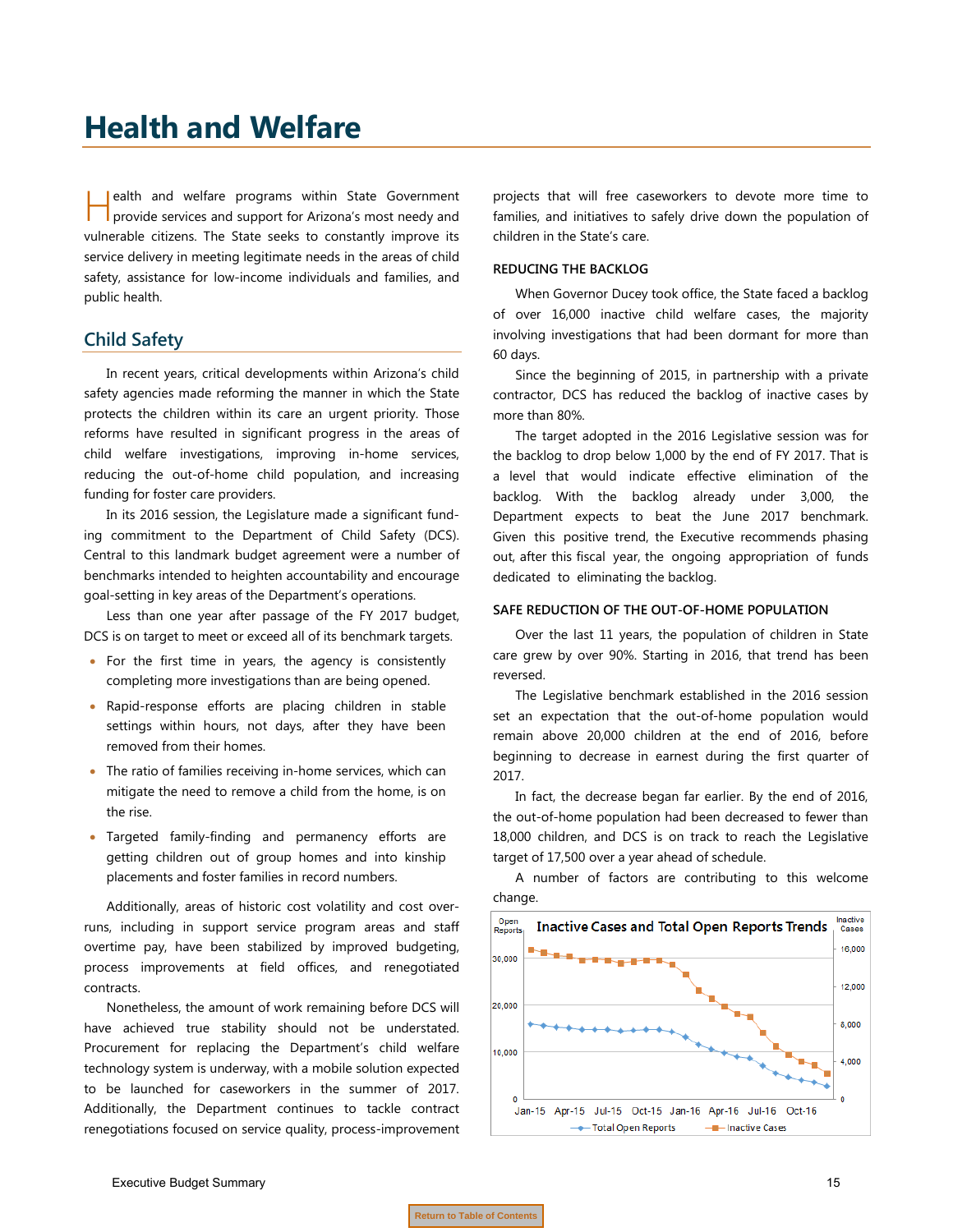# Health and Welfare

Health and welfare programs within State Government provide services and support for Arizona's most needy and vulnerable citizens. The State seeks to constantly improve its service delivery in meeting legitimate needs in the areas of child safety, assistance for low-income individuals and families, and public health.

## Child Safety

In recent years, critical developments within Arizona's child safety agencies made reforming the manner in which the State protects the children within its care an urgent priority. Those reforms have resulted in significant progress in the areas of child welfare investigations, improving in-home services, reducing the out-of-home child population, and increasing funding for foster care providers.

In its 2016 session, the Legislature made a significant funding commitment to the Department of Child Safety (DCS). Central to this landmark budget agreement were a number of benchmarks intended to heighten accountability and encourage goal-setting in key areas of the Department's operations.

Less than one year after passage of the FY 2017 budget, DCS is on target to meet or exceed all of its benchmark targets.

- For the first time in years, the agency is consistently completing more investigations than are being opened.
- Rapid-response efforts are placing children in stable settings within hours, not days, after they have been removed from their homes.
- The ratio of families receiving in-home services, which can mitigate the need to remove a child from the home, is on the rise.
- Targeted family-finding and permanency efforts are getting children out of group homes and into kinship placements and foster families in record numbers.

Additionally, areas of historic cost volatility and cost overruns, including in support service program areas and staff overtime pay, have been stabilized by improved budgeting, process improvements at field offices, and renegotiated contracts.

Nonetheless, the amount of work remaining before DCS will have achieved true stability should not be understated. Procurement for replacing the Department's child welfare technology system is underway, with a mobile solution expected to be launched for caseworkers in the summer of 2017. Additionally, the Department continues to tackle contract renegotiations focused on service quality, process-improvement projects that will free caseworkers to devote more time to families, and initiatives to safely drive down the population of children in the State's care.

### REDUCING THE BACKLOG

When Governor Ducey took office, the State faced a backlog of over 16,000 inactive child welfare cases, the majority involving investigations that had been dormant for more than 60 days.

Since the beginning of 2015, in partnership with a private contractor, DCS has reduced the backlog of inactive cases by more than 80%.

The target adopted in the 2016 Legislative session was for the backlog to drop below 1,000 by the end of FY 2017. That is a level that would indicate effective elimination of the backlog. With the backlog already under 3,000, the Department expects to beat the June 2017 benchmark. Given this positive trend, the Executive recommends phasing out, after this fiscal year, the ongoing appropriation of funds dedicated to eliminating the backlog.

### SAFE REDUCTION OF THE OUT-OF-HOME POPULATION

Over the last 11 years, the population of children in State care grew by over 90%. Starting in 2016, that trend has been reversed.

The Legislative benchmark established in the 2016 session set an expectation that the out-of-home population would remain above 20,000 children at the end of 2016, before beginning to decrease in earnest during the first quarter of 2017.

In fact, the decrease began far earlier. By the end of 2016, the out-of-home population had been decreased to fewer than 18,000 children, and DCS is on track to reach the Legislative target of 17,500 over a year ahead of schedule.

A number of factors are contributing to this welcome change.

**Inactive Cases and Total Open Reports Trends**

(Chart: Open Reports left axis 0–30,000; Inactive Cases right axis 0–16,000; Jan-15 to Oct-16; series: Total Open Reports, Inactive Cases)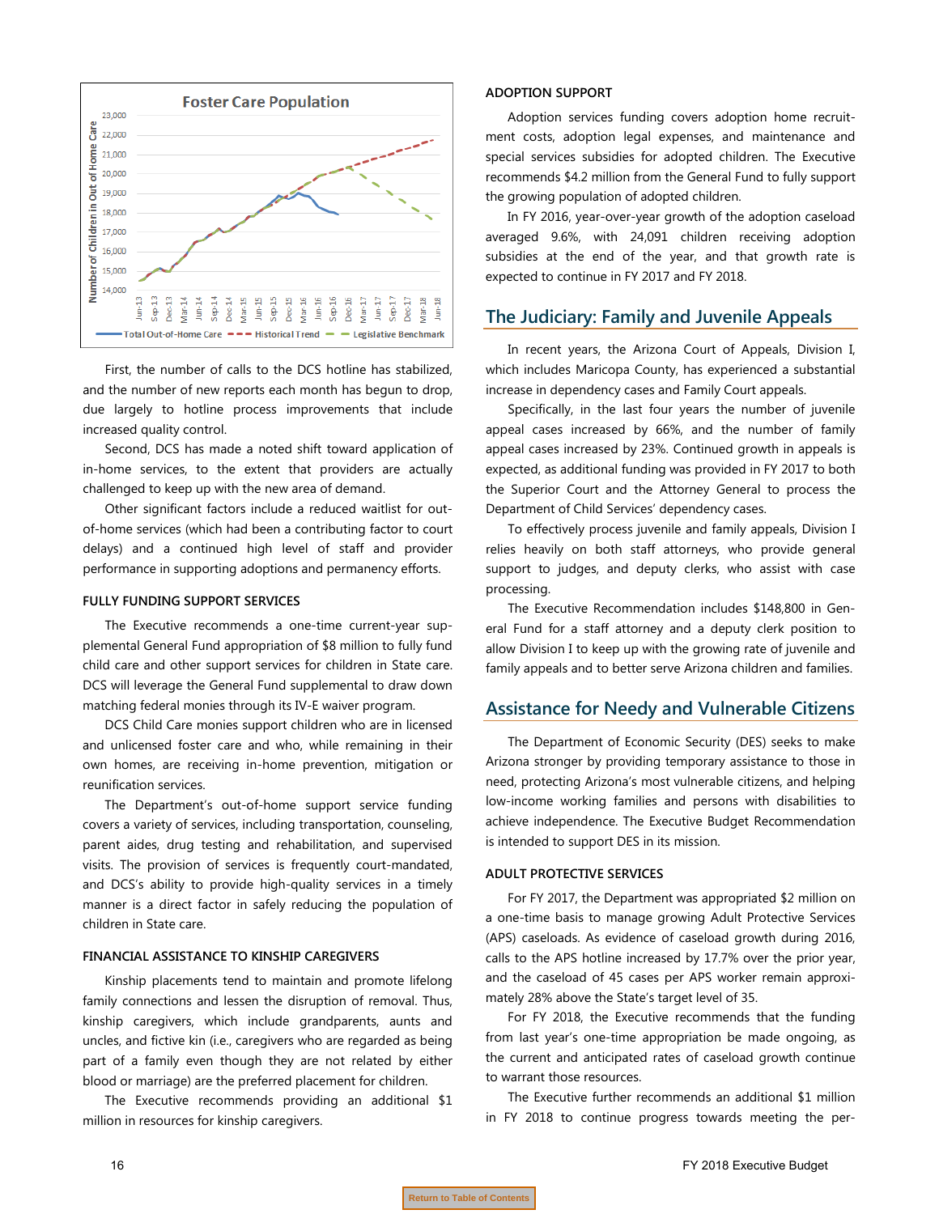First, the number of calls to the DCS hotline has stabilized, and the number of new reports each month has begun to drop, due largely to hotline process improvements that include increased quality control.

Second, DCS has made a noted shift toward application of in-home services, to the extent that providers are actually challenged to keep up with the new area of demand.

Other significant factors include a reduced waitlist for out-of-home services (which had been a contributing factor to court delays) and a continued high level of staff and provider performance in supporting adoptions and permanency efforts.

### FULLY FUNDING SUPPORT SERVICES

The Executive recommends a one-time current-year supplemental General Fund appropriation of $8 million to fully fund child care and other support services for children in State care. DCS will leverage the General Fund supplemental to draw down matching federal monies through its IV-E waiver program.

DCS Child Care monies support children who are in licensed and unlicensed foster care and who, while remaining in their own homes, are receiving in-home prevention, mitigation or reunification services.

The Department's out-of-home support service funding covers a variety of services, including transportation, counseling, parent aides, drug testing and rehabilitation, and supervised visits. The provision of services is frequently court-mandated, and DCS's ability to provide high-quality services in a timely manner is a direct factor in safely reducing the population of children in State care.

### FINANCIAL ASSISTANCE TO KINSHIP CAREGIVERS

Kinship placements tend to maintain and promote lifelong family connections and lessen the disruption of removal. Thus, kinship caregivers, which include grandparents, aunts and uncles, and fictive kin (i.e., caregivers who are regarded as being part of a family even though they are not related by either blood or marriage) are the preferred placement for children.

The Executive recommends providing an additional $1 million in resources for kinship caregivers.

### ADOPTION SUPPORT

Adoption services funding covers adoption home recruitment costs, adoption legal expenses, and maintenance and special services subsidies for adopted children. The Executive recommends $4.2 million from the General Fund to fully support the growing population of adopted children.

In FY 2016, year-over-year growth of the adoption caseload averaged 9.6%, with 24,091 children receiving adoption subsidies at the end of the year, and that growth rate is expected to continue in FY 2017 and FY 2018.

## The Judiciary: Family and Juvenile Appeals

In recent years, the Arizona Court of Appeals, Division I, which includes Maricopa County, has experienced a substantial increase in dependency cases and Family Court appeals.

Specifically, in the last four years the number of juvenile appeal cases increased by 66%, and the number of family appeal cases increased by 23%. Continued growth in appeals is expected, as additional funding was provided in FY 2017 to both the Superior Court and the Attorney General to process the Department of Child Services' dependency cases.

To effectively process juvenile and family appeals, Division I relies heavily on both staff attorneys, who provide general support to judges, and deputy clerks, who assist with case processing.

The Executive Recommendation includes $148,800 in General Fund for a staff attorney and a deputy clerk position to allow Division I to keep up with the growing rate of juvenile and family appeals and to better serve Arizona children and families.

## Assistance for Needy and Vulnerable Citizens

The Department of Economic Security (DES) seeks to make Arizona stronger by providing temporary assistance to those in need, protecting Arizona's most vulnerable citizens, and helping low-income working families and persons with disabilities to achieve independence. The Executive Budget Recommendation is intended to support DES in its mission.

### ADULT PROTECTIVE SERVICES

For FY 2017, the Department was appropriated $2 million on a one-time basis to manage growing Adult Protective Services (APS) caseloads. As evidence of caseload growth during 2016, calls to the APS hotline increased by 17.7% over the prior year, and the caseload of 45 cases per APS worker remain approximately 28% above the State's target level of 35.

For FY 2018, the Executive recommends that the funding from last year's one-time appropriation be made ongoing, as the current and anticipated rates of caseload growth continue to warrant those resources.

The Executive further recommends an additional $1 million in FY 2018 to continue progress towards meeting the per-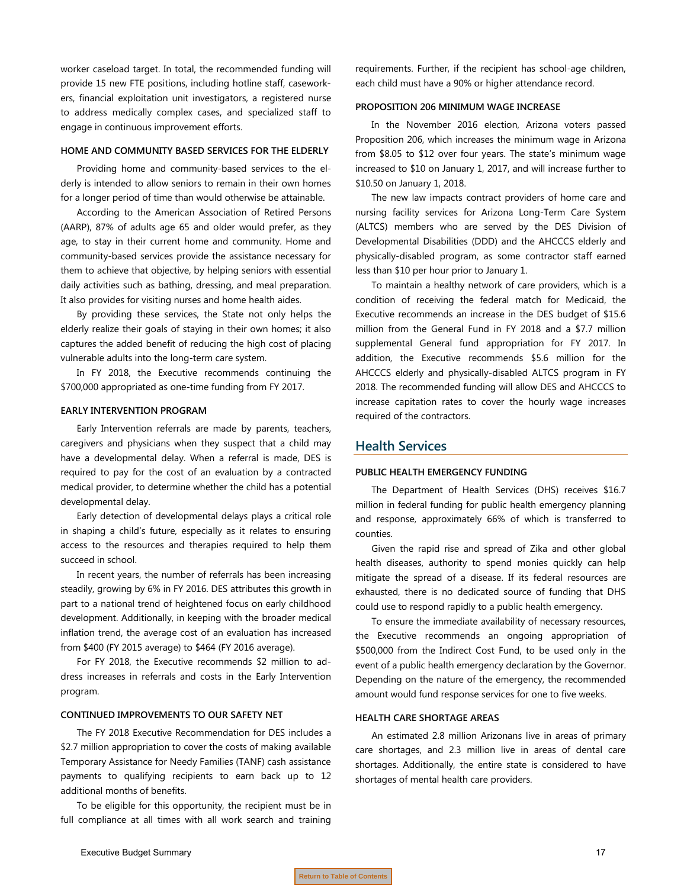worker caseload target. In total, the recommended funding will provide 15 new FTE positions, including hotline staff, caseworkers, financial exploitation unit investigators, a registered nurse to address medically complex cases, and specialized staff to engage in continuous improvement efforts.

#### HOME AND COMMUNITY BASED SERVICES FOR THE ELDERLY

Providing home and community-based services to the elderly is intended to allow seniors to remain in their own homes for a longer period of time than would otherwise be attainable.

According to the American Association of Retired Persons (AARP), 87% of adults age 65 and older would prefer, as they age, to stay in their current home and community. Home and community-based services provide the assistance necessary for them to achieve that objective, by helping seniors with essential daily activities such as bathing, dressing, and meal preparation. It also provides for visiting nurses and home health aides.

By providing these services, the State not only helps the elderly realize their goals of staying in their own homes; it also captures the added benefit of reducing the high cost of placing vulnerable adults into the long-term care system.

In FY 2018, the Executive recommends continuing the $700,000 appropriated as one-time funding from FY 2017.

#### EARLY INTERVENTION PROGRAM

Early Intervention referrals are made by parents, teachers, caregivers and physicians when they suspect that a child may have a developmental delay. When a referral is made, DES is required to pay for the cost of an evaluation by a contracted medical provider, to determine whether the child has a potential developmental delay.

Early detection of developmental delays plays a critical role in shaping a child's future, especially as it relates to ensuring access to the resources and therapies required to help them succeed in school.

In recent years, the number of referrals has been increasing steadily, growing by 6% in FY 2016. DES attributes this growth in part to a national trend of heightened focus on early childhood development. Additionally, in keeping with the broader medical inflation trend, the average cost of an evaluation has increased from $400 (FY 2015 average) to $464 (FY 2016 average).

For FY 2018, the Executive recommends $2 million to address increases in referrals and costs in the Early Intervention program.

#### CONTINUED IMPROVEMENTS TO OUR SAFETY NET

The FY 2018 Executive Recommendation for DES includes a $2.7 million appropriation to cover the costs of making available Temporary Assistance for Needy Families (TANF) cash assistance payments to qualifying recipients to earn back up to 12 additional months of benefits.

To be eligible for this opportunity, the recipient must be in full compliance at all times with all work search and training requirements. Further, if the recipient has school-age children, each child must have a 90% or higher attendance record.

#### PROPOSITION 206 MINIMUM WAGE INCREASE

In the November 2016 election, Arizona voters passed Proposition 206, which increases the minimum wage in Arizona from $8.05 to $12 over four years. The state's minimum wage increased to $10 on January 1, 2017, and will increase further to $10.50 on January 1, 2018.

The new law impacts contract providers of home care and nursing facility services for Arizona Long-Term Care System (ALTCS) members who are served by the DES Division of Developmental Disabilities (DDD) and the AHCCCS elderly and physically-disabled program, as some contractor staff earned less than $10 per hour prior to January 1.

To maintain a healthy network of care providers, which is a condition of receiving the federal match for Medicaid, the Executive recommends an increase in the DES budget of $15.6 million from the General Fund in FY 2018 and a $7.7 million supplemental General fund appropriation for FY 2017. In addition, the Executive recommends $5.6 million for the AHCCCS elderly and physically-disabled ALTCS program in FY 2018. The recommended funding will allow DES and AHCCCS to increase capitation rates to cover the hourly wage increases required of the contractors.

## Health Services

#### PUBLIC HEALTH EMERGENCY FUNDING

The Department of Health Services (DHS) receives $16.7 million in federal funding for public health emergency planning and response, approximately 66% of which is transferred to counties.

Given the rapid rise and spread of Zika and other global health diseases, authority to spend monies quickly can help mitigate the spread of a disease. If its federal resources are exhausted, there is no dedicated source of funding that DHS could use to respond rapidly to a public health emergency.

To ensure the immediate availability of necessary resources, the Executive recommends an ongoing appropriation of $500,000 from the Indirect Cost Fund, to be used only in the event of a public health emergency declaration by the Governor. Depending on the nature of the emergency, the recommended amount would fund response services for one to five weeks.

#### HEALTH CARE SHORTAGE AREAS

An estimated 2.8 million Arizonans live in areas of primary care shortages, and 2.3 million live in areas of dental care shortages. Additionally, the entire state is considered to have shortages of mental health care providers.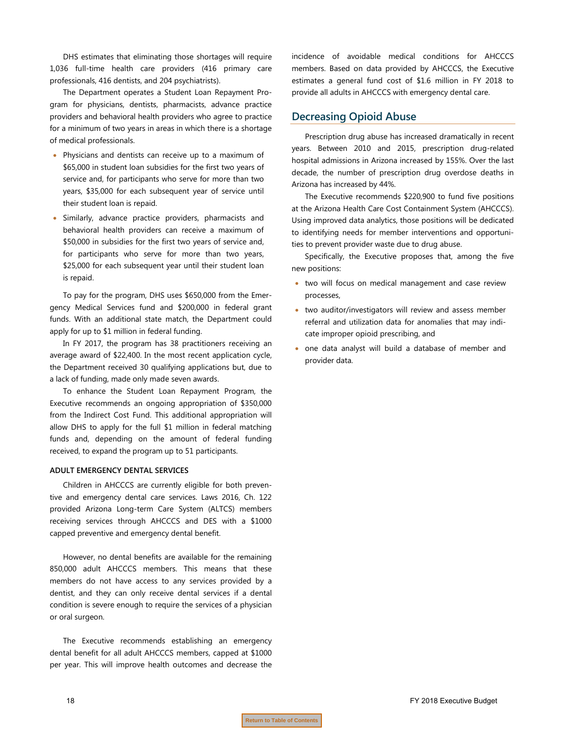DHS estimates that eliminating those shortages will require 1,036 full-time health care providers (416 primary care professionals, 416 dentists, and 204 psychiatrists).

The Department operates a Student Loan Repayment Program for physicians, dentists, pharmacists, advance practice providers and behavioral health providers who agree to practice for a minimum of two years in areas in which there is a shortage of medical professionals.

- Physicians and dentists can receive up to a maximum of $65,000 in student loan subsidies for the first two years of service and, for participants who serve for more than two years, $35,000 for each subsequent year of service until their student loan is repaid.
- Similarly, advance practice providers, pharmacists and behavioral health providers can receive a maximum of $50,000 in subsidies for the first two years of service and, for participants who serve for more than two years, $25,000 for each subsequent year until their student loan is repaid.

To pay for the program, DHS uses $650,000 from the Emergency Medical Services fund and $200,000 in federal grant funds. With an additional state match, the Department could apply for up to $1 million in federal funding.

In FY 2017, the program has 38 practitioners receiving an average award of $22,400. In the most recent application cycle, the Department received 30 qualifying applications but, due to a lack of funding, made only made seven awards.

To enhance the Student Loan Repayment Program, the Executive recommends an ongoing appropriation of $350,000 from the Indirect Cost Fund. This additional appropriation will allow DHS to apply for the full $1 million in federal matching funds and, depending on the amount of federal funding received, to expand the program up to 51 participants.

### ADULT EMERGENCY DENTAL SERVICES

Children in AHCCCS are currently eligible for both preventive and emergency dental care services. Laws 2016, Ch. 122 provided Arizona Long-term Care System (ALTCS) members receiving services through AHCCCS and DES with a $1000 capped preventive and emergency dental benefit.

However, no dental benefits are available for the remaining 850,000 adult AHCCCS members. This means that these members do not have access to any services provided by a dentist, and they can only receive dental services if a dental condition is severe enough to require the services of a physician or oral surgeon.

The Executive recommends establishing an emergency dental benefit for all adult AHCCCS members, capped at $1000 per year. This will improve health outcomes and decrease the incidence of avoidable medical conditions for AHCCCS members. Based on data provided by AHCCCS, the Executive estimates a general fund cost of $1.6 million in FY 2018 to provide all adults in AHCCCS with emergency dental care.

## Decreasing Opioid Abuse

Prescription drug abuse has increased dramatically in recent years. Between 2010 and 2015, prescription drug-related hospital admissions in Arizona increased by 155%. Over the last decade, the number of prescription drug overdose deaths in Arizona has increased by 44%.

The Executive recommends $220,900 to fund five positions at the Arizona Health Care Cost Containment System (AHCCCS). Using improved data analytics, those positions will be dedicated to identifying needs for member interventions and opportunities to prevent provider waste due to drug abuse.

Specifically, the Executive proposes that, among the five new positions:

- two will focus on medical management and case review processes,
- two auditor/investigators will review and assess member referral and utilization data for anomalies that may indicate improper opioid prescribing, and
- one data analyst will build a database of member and provider data.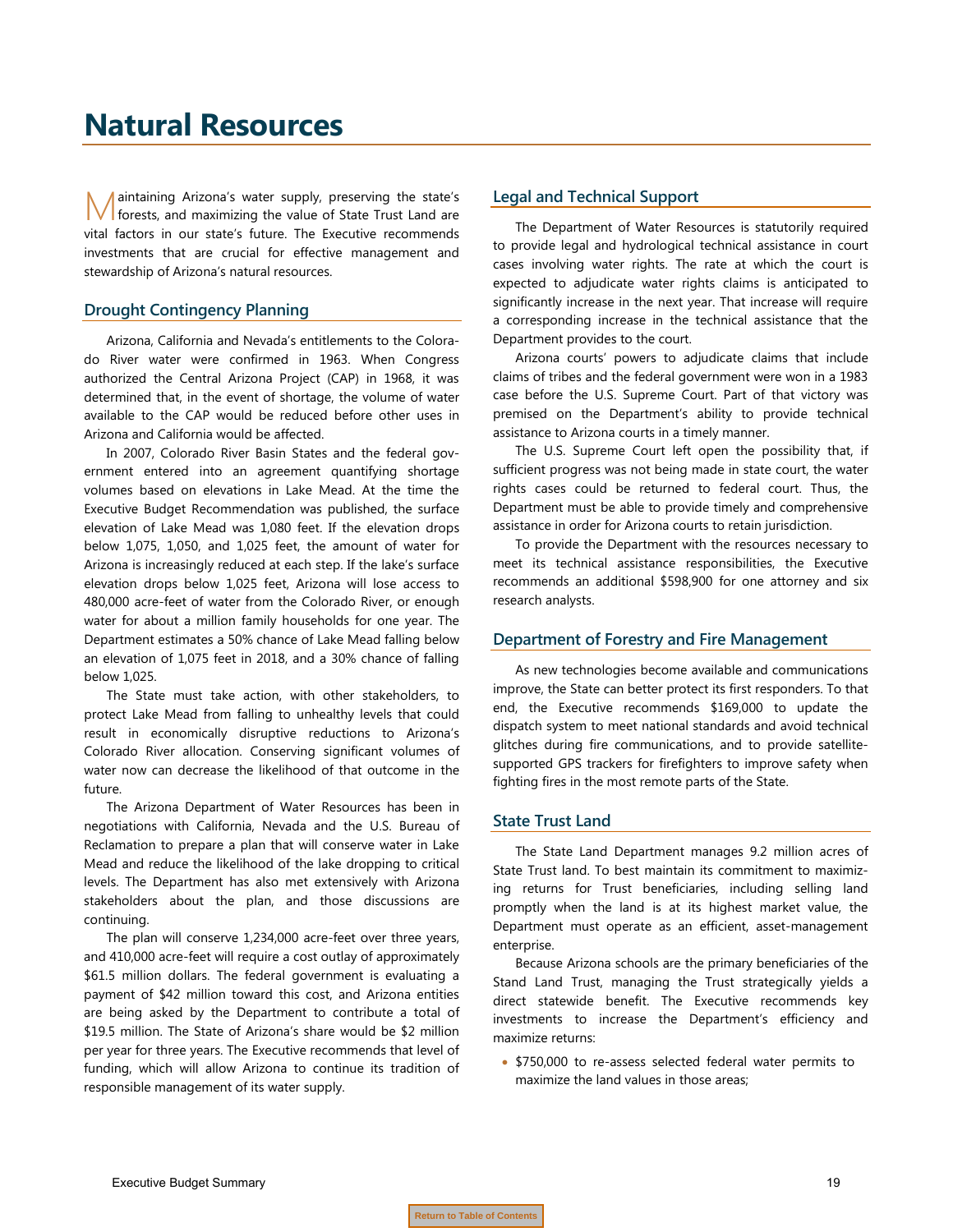# Natural Resources

Maintaining Arizona's water supply, preserving the state's forests, and maximizing the value of State Trust Land are vital factors in our state's future. The Executive recommends investments that are crucial for effective management and stewardship of Arizona's natural resources.

## Drought Contingency Planning

Arizona, California and Nevada's entitlements to the Colorado River water were confirmed in 1963. When Congress authorized the Central Arizona Project (CAP) in 1968, it was determined that, in the event of shortage, the volume of water available to the CAP would be reduced before other uses in Arizona and California would be affected.

In 2007, Colorado River Basin States and the federal government entered into an agreement quantifying shortage volumes based on elevations in Lake Mead. At the time the Executive Budget Recommendation was published, the surface elevation of Lake Mead was 1,080 feet. If the elevation drops below 1,075, 1,050, and 1,025 feet, the amount of water for Arizona is increasingly reduced at each step. If the lake's surface elevation drops below 1,025 feet, Arizona will lose access to 480,000 acre-feet of water from the Colorado River, or enough water for about a million family households for one year. The Department estimates a 50% chance of Lake Mead falling below an elevation of 1,075 feet in 2018, and a 30% chance of falling below 1,025.

The State must take action, with other stakeholders, to protect Lake Mead from falling to unhealthy levels that could result in economically disruptive reductions to Arizona's Colorado River allocation. Conserving significant volumes of water now can decrease the likelihood of that outcome in the future.

The Arizona Department of Water Resources has been in negotiations with California, Nevada and the U.S. Bureau of Reclamation to prepare a plan that will conserve water in Lake Mead and reduce the likelihood of the lake dropping to critical levels. The Department has also met extensively with Arizona stakeholders about the plan, and those discussions are continuing.

The plan will conserve 1,234,000 acre-feet over three years, and 410,000 acre-feet will require a cost outlay of approximately $61.5 million dollars. The federal government is evaluating a payment of $42 million toward this cost, and Arizona entities are being asked by the Department to contribute a total of $19.5 million. The State of Arizona's share would be $2 million per year for three years. The Executive recommends that level of funding, which will allow Arizona to continue its tradition of responsible management of its water supply.

## Legal and Technical Support

The Department of Water Resources is statutorily required to provide legal and hydrological technical assistance in court cases involving water rights. The rate at which the court is expected to adjudicate water rights claims is anticipated to significantly increase in the next year. That increase will require a corresponding increase in the technical assistance that the Department provides to the court.

Arizona courts' powers to adjudicate claims that include claims of tribes and the federal government were won in a 1983 case before the U.S. Supreme Court. Part of that victory was premised on the Department's ability to provide technical assistance to Arizona courts in a timely manner.

The U.S. Supreme Court left open the possibility that, if sufficient progress was not being made in state court, the water rights cases could be returned to federal court. Thus, the Department must be able to provide timely and comprehensive assistance in order for Arizona courts to retain jurisdiction.

To provide the Department with the resources necessary to meet its technical assistance responsibilities, the Executive recommends an additional $598,900 for one attorney and six research analysts.

## Department of Forestry and Fire Management

As new technologies become available and communications improve, the State can better protect its first responders. To that end, the Executive recommends $169,000 to update the dispatch system to meet national standards and avoid technical glitches during fire communications, and to provide satellite-supported GPS trackers for firefighters to improve safety when fighting fires in the most remote parts of the State.

## State Trust Land

The State Land Department manages 9.2 million acres of State Trust land. To best maintain its commitment to maximizing returns for Trust beneficiaries, including selling land promptly when the land is at its highest market value, the Department must operate as an efficient, asset-management enterprise.

Because Arizona schools are the primary beneficiaries of the Stand Land Trust, managing the Trust strategically yields a direct statewide benefit. The Executive recommends key investments to increase the Department's efficiency and maximize returns:

- $750,000 to re-assess selected federal water permits to maximize the land values in those areas;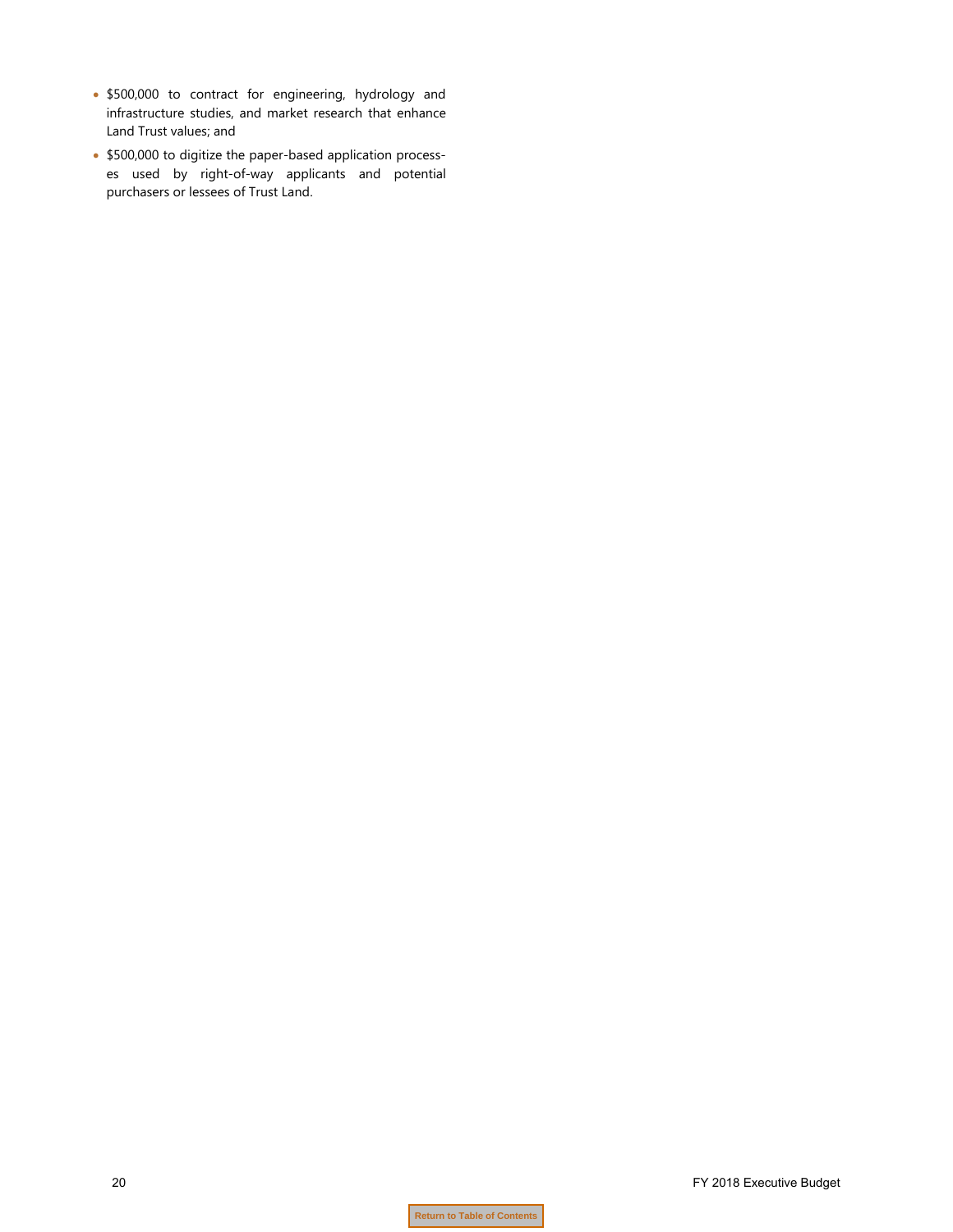- $500,000 to contract for engineering, hydrology and infrastructure studies, and market research that enhance Land Trust values; and
- $500,000 to digitize the paper-based application processes used by right-of-way applicants and potential purchasers or lessees of Trust Land.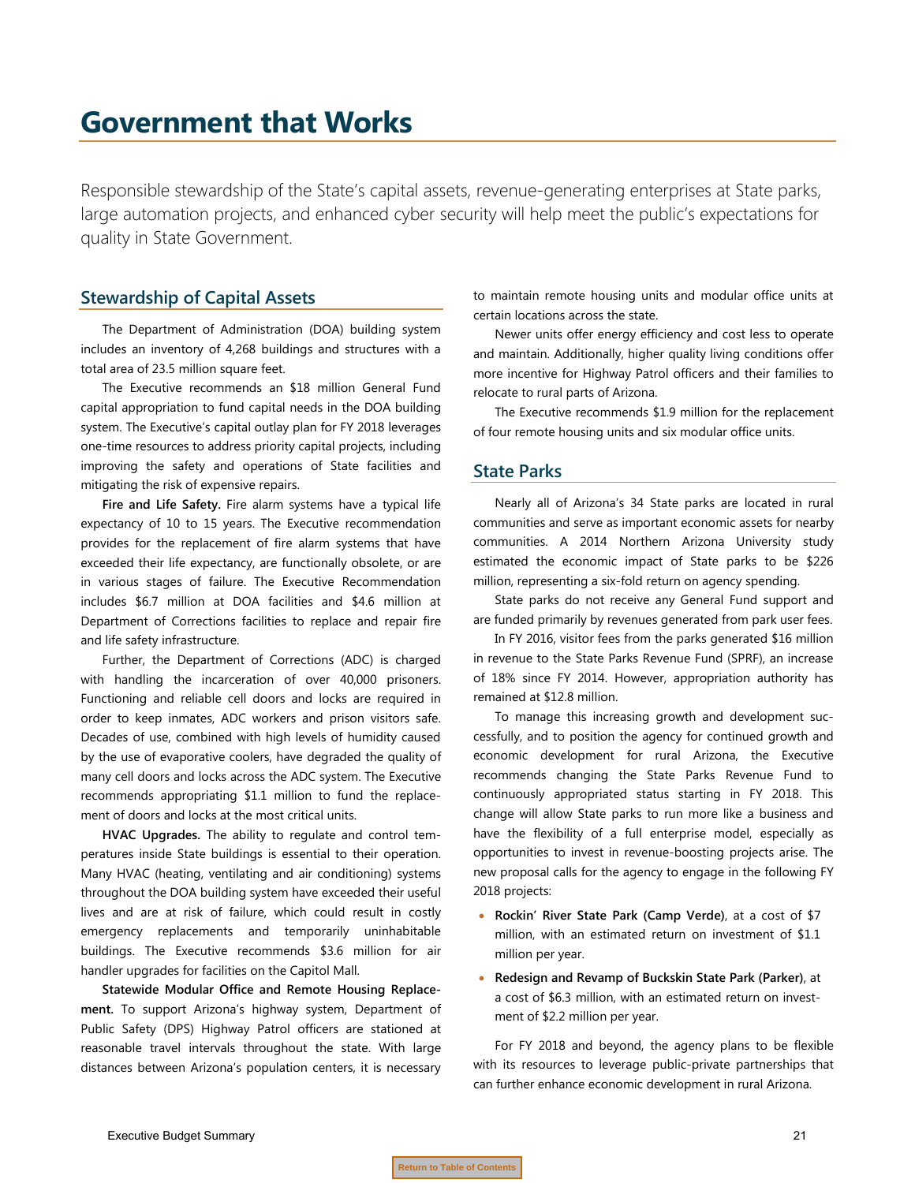# Government that Works

Responsible stewardship of the State's capital assets, revenue-generating enterprises at State parks, large automation projects, and enhanced cyber security will help meet the public's expectations for quality in State Government.

## Stewardship of Capital Assets

The Department of Administration (DOA) building system includes an inventory of 4,268 buildings and structures with a total area of 23.5 million square feet.

The Executive recommends an $18 million General Fund capital appropriation to fund capital needs in the DOA building system. The Executive's capital outlay plan for FY 2018 leverages one-time resources to address priority capital projects, including improving the safety and operations of State facilities and mitigating the risk of expensive repairs.

**Fire and Life Safety.** Fire alarm systems have a typical life expectancy of 10 to 15 years. The Executive recommendation provides for the replacement of fire alarm systems that have exceeded their life expectancy, are functionally obsolete, or are in various stages of failure. The Executive Recommendation includes $6.7 million at DOA facilities and $4.6 million at Department of Corrections facilities to replace and repair fire and life safety infrastructure.

Further, the Department of Corrections (ADC) is charged with handling the incarceration of over 40,000 prisoners. Functioning and reliable cell doors and locks are required in order to keep inmates, ADC workers and prison visitors safe. Decades of use, combined with high levels of humidity caused by the use of evaporative coolers, have degraded the quality of many cell doors and locks across the ADC system. The Executive recommends appropriating $1.1 million to fund the replacement of doors and locks at the most critical units.

**HVAC Upgrades.** The ability to regulate and control temperatures inside State buildings is essential to their operation. Many HVAC (heating, ventilating and air conditioning) systems throughout the DOA building system have exceeded their useful lives and are at risk of failure, which could result in costly emergency replacements and temporarily uninhabitable buildings. The Executive recommends $3.6 million for air handler upgrades for facilities on the Capitol Mall.

**Statewide Modular Office and Remote Housing Replacement.** To support Arizona's highway system, Department of Public Safety (DPS) Highway Patrol officers are stationed at reasonable travel intervals throughout the state. With large distances between Arizona's population centers, it is necessary to maintain remote housing units and modular office units at certain locations across the state.

Newer units offer energy efficiency and cost less to operate and maintain. Additionally, higher quality living conditions offer more incentive for Highway Patrol officers and their families to relocate to rural parts of Arizona.

The Executive recommends $1.9 million for the replacement of four remote housing units and six modular office units.

## State Parks

Nearly all of Arizona's 34 State parks are located in rural communities and serve as important economic assets for nearby communities. A 2014 Northern Arizona University study estimated the economic impact of State parks to be $226 million, representing a six-fold return on agency spending.

State parks do not receive any General Fund support and are funded primarily by revenues generated from park user fees.

In FY 2016, visitor fees from the parks generated $16 million in revenue to the State Parks Revenue Fund (SPRF), an increase of 18% since FY 2014. However, appropriation authority has remained at $12.8 million.

To manage this increasing growth and development successfully, and to position the agency for continued growth and economic development for rural Arizona, the Executive recommends changing the State Parks Revenue Fund to continuously appropriated status starting in FY 2018. This change will allow State parks to run more like a business and have the flexibility of a full enterprise model, especially as opportunities to invest in revenue-boosting projects arise. The new proposal calls for the agency to engage in the following FY 2018 projects:

- **Rockin' River State Park (Camp Verde)**, at a cost of $7 million, with an estimated return on investment of $1.1 million per year.
- **Redesign and Revamp of Buckskin State Park (Parker)**, at a cost of $6.3 million, with an estimated return on investment of $2.2 million per year.

For FY 2018 and beyond, the agency plans to be flexible with its resources to leverage public-private partnerships that can further enhance economic development in rural Arizona.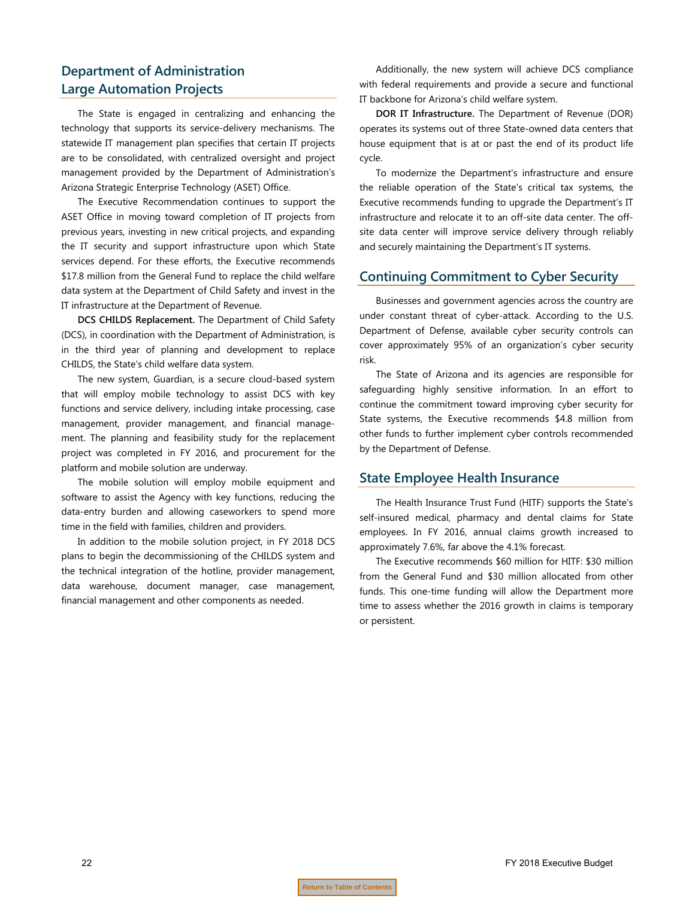## Department of Administration Large Automation Projects

The State is engaged in centralizing and enhancing the technology that supports its service-delivery mechanisms. The statewide IT management plan specifies that certain IT projects are to be consolidated, with centralized oversight and project management provided by the Department of Administration's Arizona Strategic Enterprise Technology (ASET) Office.

The Executive Recommendation continues to support the ASET Office in moving toward completion of IT projects from previous years, investing in new critical projects, and expanding the IT security and support infrastructure upon which State services depend. For these efforts, the Executive recommends $17.8 million from the General Fund to replace the child welfare data system at the Department of Child Safety and invest in the IT infrastructure at the Department of Revenue.

**DCS CHILDS Replacement.** The Department of Child Safety (DCS), in coordination with the Department of Administration, is in the third year of planning and development to replace CHILDS, the State's child welfare data system.

The new system, Guardian, is a secure cloud-based system that will employ mobile technology to assist DCS with key functions and service delivery, including intake processing, case management, provider management, and financial management. The planning and feasibility study for the replacement project was completed in FY 2016, and procurement for the platform and mobile solution are underway.

The mobile solution will employ mobile equipment and software to assist the Agency with key functions, reducing the data-entry burden and allowing caseworkers to spend more time in the field with families, children and providers.

In addition to the mobile solution project, in FY 2018 DCS plans to begin the decommissioning of the CHILDS system and the technical integration of the hotline, provider management, data warehouse, document manager, case management, financial management and other components as needed.

Additionally, the new system will achieve DCS compliance with federal requirements and provide a secure and functional IT backbone for Arizona's child welfare system.

**DOR IT Infrastructure.** The Department of Revenue (DOR) operates its systems out of three State-owned data centers that house equipment that is at or past the end of its product life cycle.

To modernize the Department's infrastructure and ensure the reliable operation of the State's critical tax systems, the Executive recommends funding to upgrade the Department's IT infrastructure and relocate it to an off-site data center. The off-site data center will improve service delivery through reliably and securely maintaining the Department's IT systems.

## Continuing Commitment to Cyber Security

Businesses and government agencies across the country are under constant threat of cyber-attack. According to the U.S. Department of Defense, available cyber security controls can cover approximately 95% of an organization's cyber security risk.

The State of Arizona and its agencies are responsible for safeguarding highly sensitive information. In an effort to continue the commitment toward improving cyber security for State systems, the Executive recommends $4.8 million from other funds to further implement cyber controls recommended by the Department of Defense.

## State Employee Health Insurance

The Health Insurance Trust Fund (HITF) supports the State's self-insured medical, pharmacy and dental claims for State employees. In FY 2016, annual claims growth increased to approximately 7.6%, far above the 4.1% forecast.

The Executive recommends $60 million for HITF: $30 million from the General Fund and $30 million allocated from other funds. This one-time funding will allow the Department more time to assess whether the 2016 growth in claims is temporary or persistent.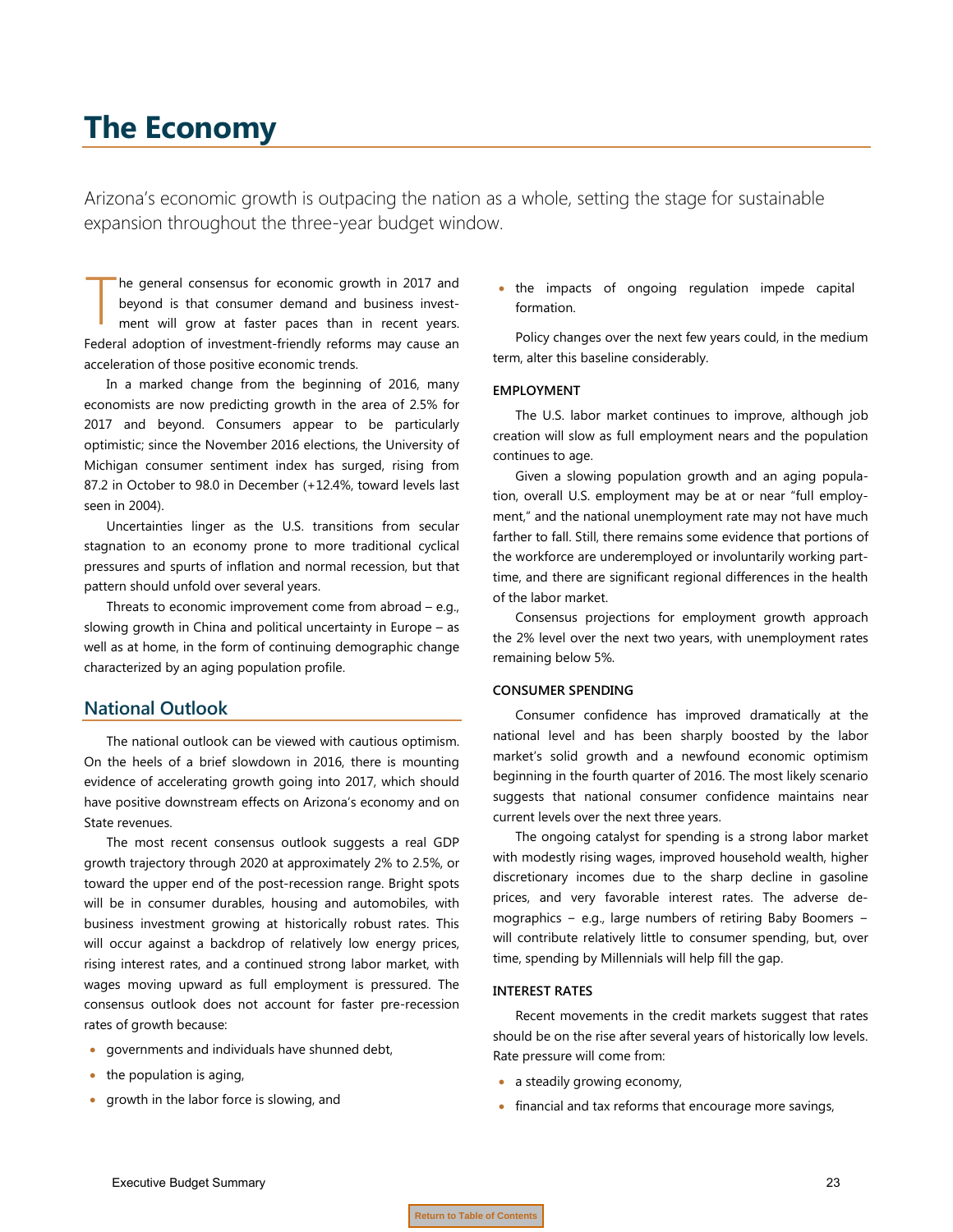# The Economy

Arizona's economic growth is outpacing the nation as a whole, setting the stage for sustainable expansion throughout the three-year budget window.

The general consensus for economic growth in 2017 and beyond is that consumer demand and business investment will grow at faster paces than in recent years. Federal adoption of investment-friendly reforms may cause an acceleration of those positive economic trends.

In a marked change from the beginning of 2016, many economists are now predicting growth in the area of 2.5% for 2017 and beyond. Consumers appear to be particularly optimistic; since the November 2016 elections, the University of Michigan consumer sentiment index has surged, rising from 87.2 in October to 98.0 in December (+12.4%, toward levels last seen in 2004).

Uncertainties linger as the U.S. transitions from secular stagnation to an economy prone to more traditional cyclical pressures and spurts of inflation and normal recession, but that pattern should unfold over several years.

Threats to economic improvement come from abroad – e.g., slowing growth in China and political uncertainty in Europe – as well as at home, in the form of continuing demographic change characterized by an aging population profile.

## National Outlook

The national outlook can be viewed with cautious optimism. On the heels of a brief slowdown in 2016, there is mounting evidence of accelerating growth going into 2017, which should have positive downstream effects on Arizona's economy and on State revenues.

The most recent consensus outlook suggests a real GDP growth trajectory through 2020 at approximately 2% to 2.5%, or toward the upper end of the post-recession range. Bright spots will be in consumer durables, housing and automobiles, with business investment growing at historically robust rates. This will occur against a backdrop of relatively low energy prices, rising interest rates, and a continued strong labor market, with wages moving upward as full employment is pressured. The consensus outlook does not account for faster pre-recession rates of growth because:

- governments and individuals have shunned debt,
- the population is aging,
- growth in the labor force is slowing, and
- the impacts of ongoing regulation impede capital formation.

Policy changes over the next few years could, in the medium term, alter this baseline considerably.

### EMPLOYMENT

The U.S. labor market continues to improve, although job creation will slow as full employment nears and the population continues to age.

Given a slowing population growth and an aging population, overall U.S. employment may be at or near "full employment," and the national unemployment rate may not have much farther to fall. Still, there remains some evidence that portions of the workforce are underemployed or involuntarily working part-time, and there are significant regional differences in the health of the labor market.

Consensus projections for employment growth approach the 2% level over the next two years, with unemployment rates remaining below 5%.

### CONSUMER SPENDING

Consumer confidence has improved dramatically at the national level and has been sharply boosted by the labor market's solid growth and a newfound economic optimism beginning in the fourth quarter of 2016. The most likely scenario suggests that national consumer confidence maintains near current levels over the next three years.

The ongoing catalyst for spending is a strong labor market with modestly rising wages, improved household wealth, higher discretionary incomes due to the sharp decline in gasoline prices, and very favorable interest rates. The adverse demographics – e.g., large numbers of retiring Baby Boomers – will contribute relatively little to consumer spending, but, over time, spending by Millennials will help fill the gap.

### INTEREST RATES

Recent movements in the credit markets suggest that rates should be on the rise after several years of historically low levels. Rate pressure will come from:

- a steadily growing economy,
- financial and tax reforms that encourage more savings,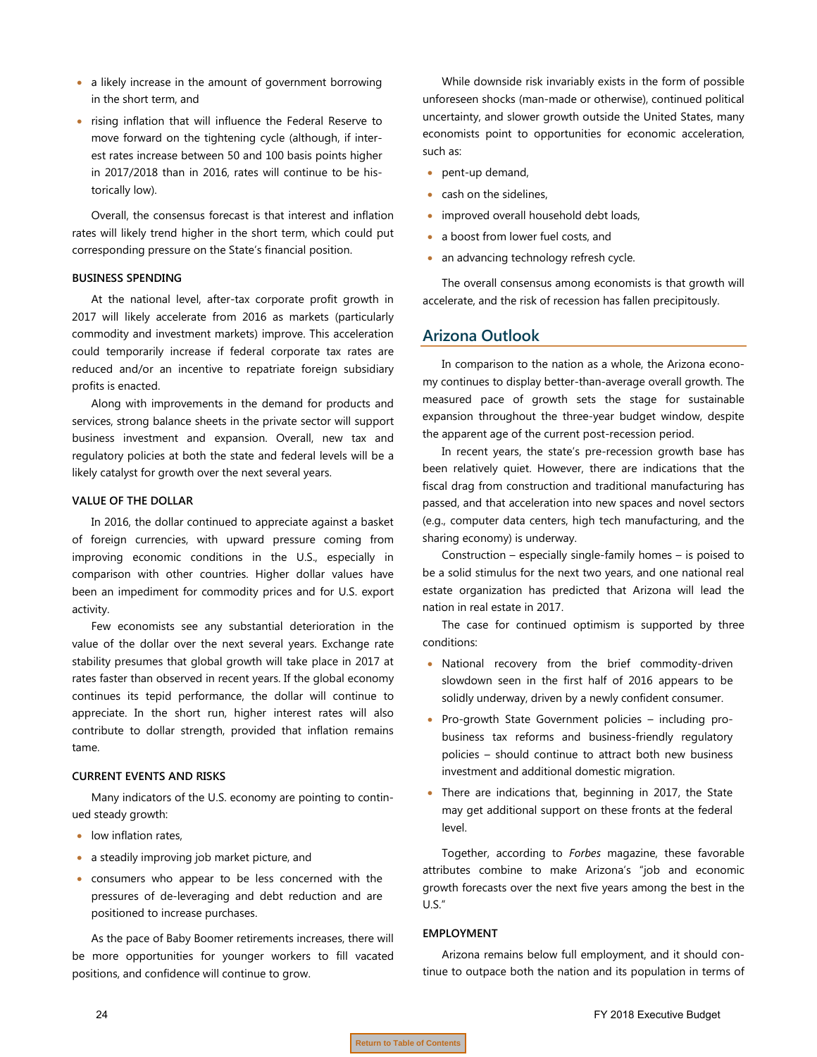- a likely increase in the amount of government borrowing in the short term, and
- rising inflation that will influence the Federal Reserve to move forward on the tightening cycle (although, if interest rates increase between 50 and 100 basis points higher in 2017/2018 than in 2016, rates will continue to be historically low).

Overall, the consensus forecast is that interest and inflation rates will likely trend higher in the short term, which could put corresponding pressure on the State's financial position.

**BUSINESS SPENDING**

At the national level, after-tax corporate profit growth in 2017 will likely accelerate from 2016 as markets (particularly commodity and investment markets) improve. This acceleration could temporarily increase if federal corporate tax rates are reduced and/or an incentive to repatriate foreign subsidiary profits is enacted.

Along with improvements in the demand for products and services, strong balance sheets in the private sector will support business investment and expansion. Overall, new tax and regulatory policies at both the state and federal levels will be a likely catalyst for growth over the next several years.

**VALUE OF THE DOLLAR**

In 2016, the dollar continued to appreciate against a basket of foreign currencies, with upward pressure coming from improving economic conditions in the U.S., especially in comparison with other countries. Higher dollar values have been an impediment for commodity prices and for U.S. export activity.

Few economists see any substantial deterioration in the value of the dollar over the next several years. Exchange rate stability presumes that global growth will take place in 2017 at rates faster than observed in recent years. If the global economy continues its tepid performance, the dollar will continue to appreciate. In the short run, higher interest rates will also contribute to dollar strength, provided that inflation remains tame.

**CURRENT EVENTS AND RISKS**

Many indicators of the U.S. economy are pointing to continued steady growth:

- low inflation rates,
- a steadily improving job market picture, and
- consumers who appear to be less concerned with the pressures of de-leveraging and debt reduction and are positioned to increase purchases.

As the pace of Baby Boomer retirements increases, there will be more opportunities for younger workers to fill vacated positions, and confidence will continue to grow.

While downside risk invariably exists in the form of possible unforeseen shocks (man-made or otherwise), continued political uncertainty, and slower growth outside the United States, many economists point to opportunities for economic acceleration, such as:

- pent-up demand,
- cash on the sidelines,
- improved overall household debt loads,
- a boost from lower fuel costs, and
- an advancing technology refresh cycle.

The overall consensus among economists is that growth will accelerate, and the risk of recession has fallen precipitously.

## Arizona Outlook

In comparison to the nation as a whole, the Arizona economy continues to display better-than-average overall growth. The measured pace of growth sets the stage for sustainable expansion throughout the three-year budget window, despite the apparent age of the current post-recession period.

In recent years, the state's pre-recession growth base has been relatively quiet. However, there are indications that the fiscal drag from construction and traditional manufacturing has passed, and that acceleration into new spaces and novel sectors (e.g., computer data centers, high tech manufacturing, and the sharing economy) is underway.

Construction – especially single-family homes – is poised to be a solid stimulus for the next two years, and one national real estate organization has predicted that Arizona will lead the nation in real estate in 2017.

The case for continued optimism is supported by three conditions:

- National recovery from the brief commodity-driven slowdown seen in the first half of 2016 appears to be solidly underway, driven by a newly confident consumer.
- Pro-growth State Government policies – including pro-business tax reforms and business-friendly regulatory policies – should continue to attract both new business investment and additional domestic migration.
- There are indications that, beginning in 2017, the State may get additional support on these fronts at the federal level.

Together, according to *Forbes* magazine, these favorable attributes combine to make Arizona's "job and economic growth forecasts over the next five years among the best in the U.S."

**EMPLOYMENT**

Arizona remains below full employment, and it should continue to outpace both the nation and its population in terms of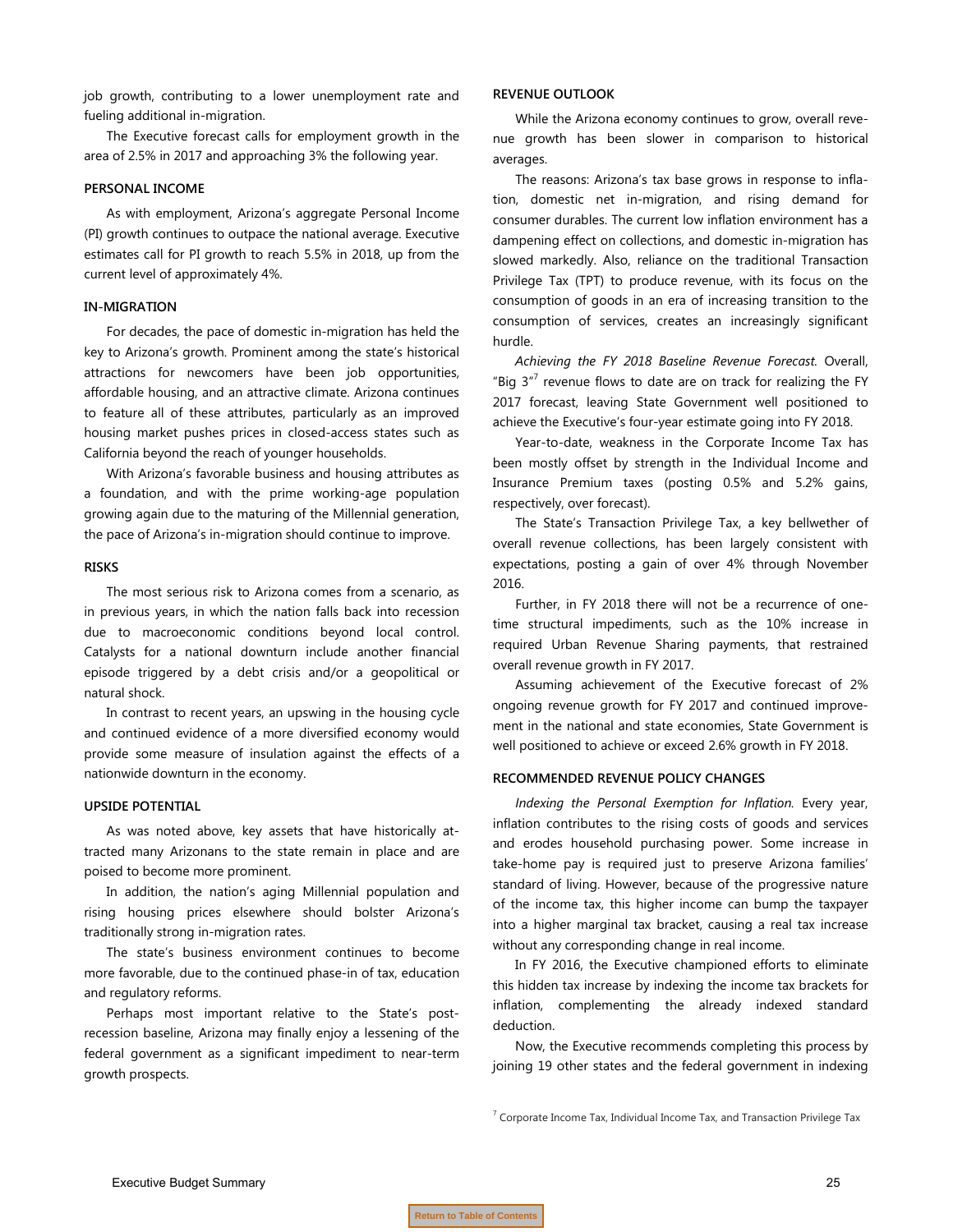job growth, contributing to a lower unemployment rate and fueling additional in-migration.

The Executive forecast calls for employment growth in the area of 2.5% in 2017 and approaching 3% the following year.

### PERSONAL INCOME

As with employment, Arizona's aggregate Personal Income (PI) growth continues to outpace the national average. Executive estimates call for PI growth to reach 5.5% in 2018, up from the current level of approximately 4%.

### IN-MIGRATION

For decades, the pace of domestic in-migration has held the key to Arizona's growth. Prominent among the state's historical attractions for newcomers have been job opportunities, affordable housing, and an attractive climate. Arizona continues to feature all of these attributes, particularly as an improved housing market pushes prices in closed-access states such as California beyond the reach of younger households.

With Arizona's favorable business and housing attributes as a foundation, and with the prime working-age population growing again due to the maturing of the Millennial generation, the pace of Arizona's in-migration should continue to improve.

### RISKS

The most serious risk to Arizona comes from a scenario, as in previous years, in which the nation falls back into recession due to macroeconomic conditions beyond local control. Catalysts for a national downturn include another financial episode triggered by a debt crisis and/or a geopolitical or natural shock.

In contrast to recent years, an upswing in the housing cycle and continued evidence of a more diversified economy would provide some measure of insulation against the effects of a nationwide downturn in the economy.

### UPSIDE POTENTIAL

As was noted above, key assets that have historically attracted many Arizonans to the state remain in place and are poised to become more prominent.

In addition, the nation's aging Millennial population and rising housing prices elsewhere should bolster Arizona's traditionally strong in-migration rates.

The state's business environment continues to become more favorable, due to the continued phase-in of tax, education and regulatory reforms.

Perhaps most important relative to the State's post-recession baseline, Arizona may finally enjoy a lessening of the federal government as a significant impediment to near-term growth prospects.

### REVENUE OUTLOOK

While the Arizona economy continues to grow, overall revenue growth has been slower in comparison to historical averages.

The reasons: Arizona's tax base grows in response to inflation, domestic net in-migration, and rising demand for consumer durables. The current low inflation environment has a dampening effect on collections, and domestic in-migration has slowed markedly. Also, reliance on the traditional Transaction Privilege Tax (TPT) to produce revenue, with its focus on the consumption of goods in an era of increasing transition to the consumption of services, creates an increasingly significant hurdle.

*Achieving the FY 2018 Baseline Revenue Forecast.* Overall, "Big 3"[7] revenue flows to date are on track for realizing the FY 2017 forecast, leaving State Government well positioned to achieve the Executive's four-year estimate going into FY 2018.

Year-to-date, weakness in the Corporate Income Tax has been mostly offset by strength in the Individual Income and Insurance Premium taxes (posting 0.5% and 5.2% gains, respectively, over forecast).

The State's Transaction Privilege Tax, a key bellwether of overall revenue collections, has been largely consistent with expectations, posting a gain of over 4% through November 2016.

Further, in FY 2018 there will not be a recurrence of one-time structural impediments, such as the 10% increase in required Urban Revenue Sharing payments, that restrained overall revenue growth in FY 2017.

Assuming achievement of the Executive forecast of 2% ongoing revenue growth for FY 2017 and continued improvement in the national and state economies, State Government is well positioned to achieve or exceed 2.6% growth in FY 2018.

### RECOMMENDED REVENUE POLICY CHANGES

*Indexing the Personal Exemption for Inflation.* Every year, inflation contributes to the rising costs of goods and services and erodes household purchasing power. Some increase in take-home pay is required just to preserve Arizona families' standard of living. However, because of the progressive nature of the income tax, this higher income can bump the taxpayer into a higher marginal tax bracket, causing a real tax increase without any corresponding change in real income.

In FY 2016, the Executive championed efforts to eliminate this hidden tax increase by indexing the income tax brackets for inflation, complementing the already indexed standard deduction.

Now, the Executive recommends completing this process by joining 19 other states and the federal government in indexing

[7] Corporate Income Tax, Individual Income Tax, and Transaction Privilege Tax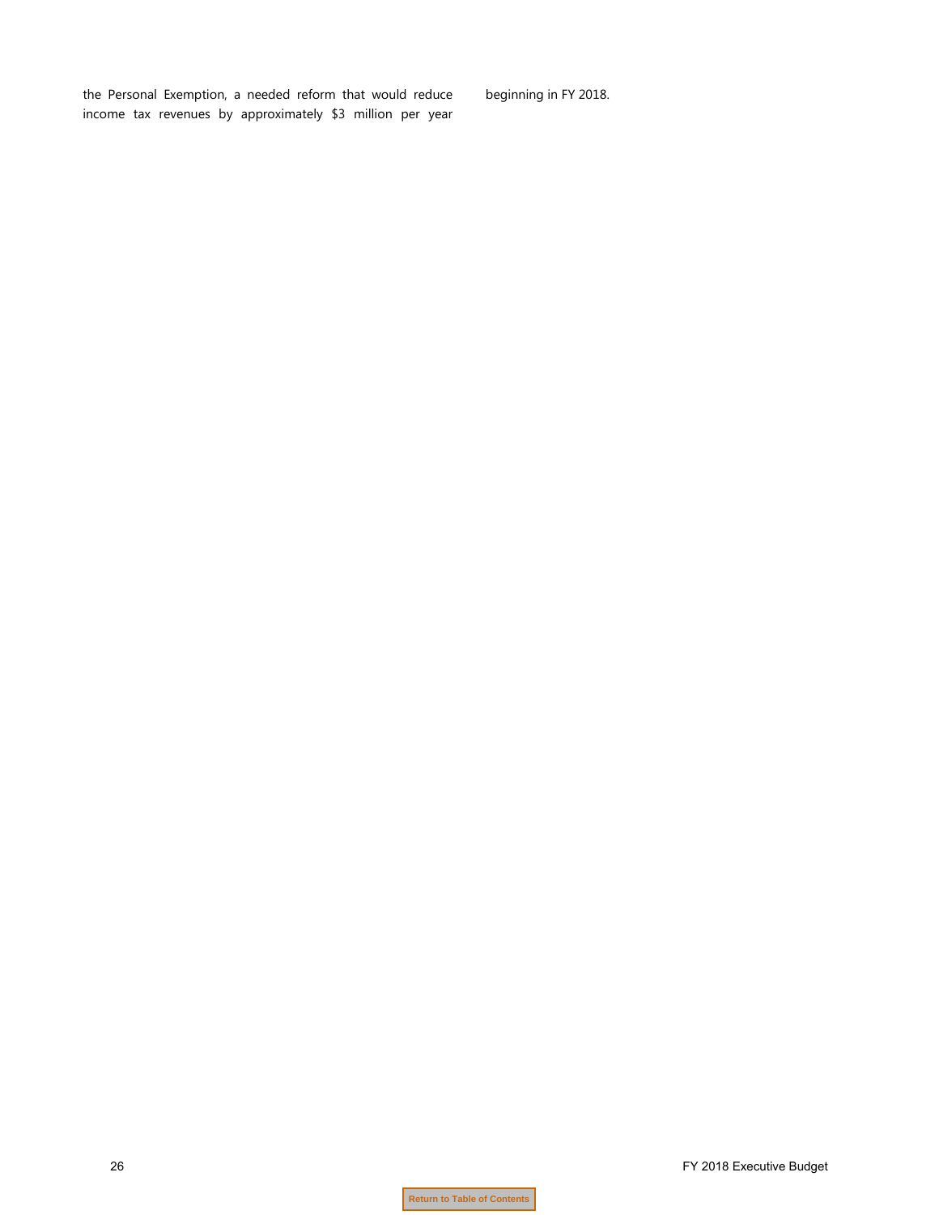the Personal Exemption, a needed reform that would reduce income tax revenues by approximately $3 million per year beginning in FY 2018.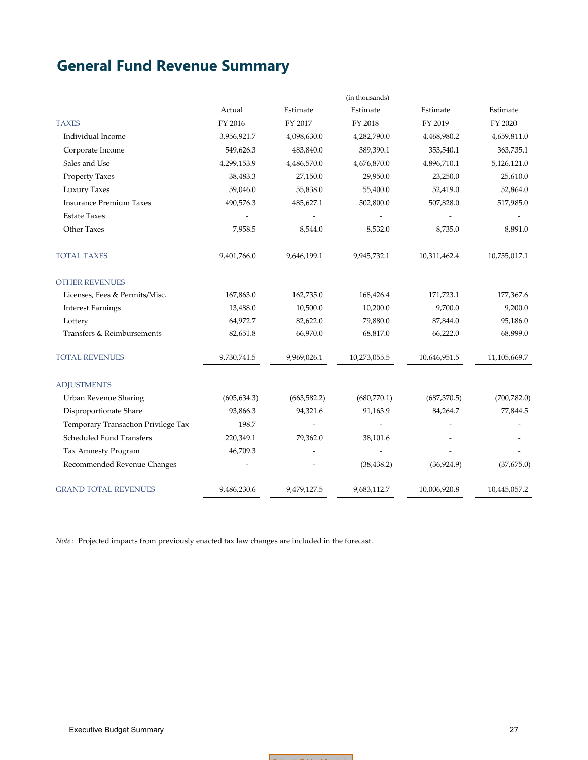# General Fund Revenue Summary

| | (in thousands) | | | | |
|---|---|---|---|---|---|
| | Actual | Estimate | Estimate | Estimate | Estimate |
| TAXES | FY 2016 | FY 2017 | FY 2018 | FY 2019 | FY 2020 |
| Individual Income | 3,956,921.7 | 4,098,630.0 | 4,282,790.0 | 4,468,980.2 | 4,659,811.0 |
| Corporate Income | 549,626.3 | 483,840.0 | 389,390.1 | 353,540.1 | 363,735.1 |
| Sales and Use | 4,299,153.9 | 4,486,570.0 | 4,676,870.0 | 4,896,710.1 | 5,126,121.0 |
| Property Taxes | 38,483.3 | 27,150.0 | 29,950.0 | 23,250.0 | 25,610.0 |
| Luxury Taxes | 59,046.0 | 55,838.0 | 55,400.0 | 52,419.0 | 52,864.0 |
| Insurance Premium Taxes | 490,576.3 | 485,627.1 | 502,800.0 | 507,828.0 | 517,985.0 |
| Estate Taxes | - | - | - | - | - |
| Other Taxes | 7,958.5 | 8,544.0 | 8,532.0 | 8,735.0 | 8,891.0 |
| TOTAL TAXES | 9,401,766.0 | 9,646,199.1 | 9,945,732.1 | 10,311,462.4 | 10,755,017.1 |
| OTHER REVENUES | | | | | |
| Licenses, Fees & Permits/Misc. | 167,863.0 | 162,735.0 | 168,426.4 | 171,723.1 | 177,367.6 |
| Interest Earnings | 13,488.0 | 10,500.0 | 10,200.0 | 9,700.0 | 9,200.0 |
| Lottery | 64,972.7 | 82,622.0 | 79,880.0 | 87,844.0 | 95,186.0 |
| Transfers & Reimbursements | 82,651.8 | 66,970.0 | 68,817.0 | 66,222.0 | 68,899.0 |
| TOTAL REVENUES | 9,730,741.5 | 9,969,026.1 | 10,273,055.5 | 10,646,951.5 | 11,105,669.7 |
| ADJUSTMENTS | | | | | |
| Urban Revenue Sharing | (605,634.3) | (663,582.2) | (680,770.1) | (687,370.5) | (700,782.0) |
| Disproportionate Share | 93,866.3 | 94,321.6 | 91,163.9 | 84,264.7 | 77,844.5 |
| Temporary Transaction Privilege Tax | 198.7 | - | - | - | - |
| Scheduled Fund Transfers | 220,349.1 | 79,362.0 | 38,101.6 | - | - |
| Tax Amnesty Program | 46,709.3 | - | - | - | - |
| Recommended Revenue Changes | - | - | (38,438.2) | (36,924.9) | (37,675.0) |
| GRAND TOTAL REVENUES | 9,486,230.6 | 9,479,127.5 | 9,683,112.7 | 10,006,920.8 | 10,445,057.2 |

*Note* : Projected impacts from previously enacted tax law changes are included in the forecast.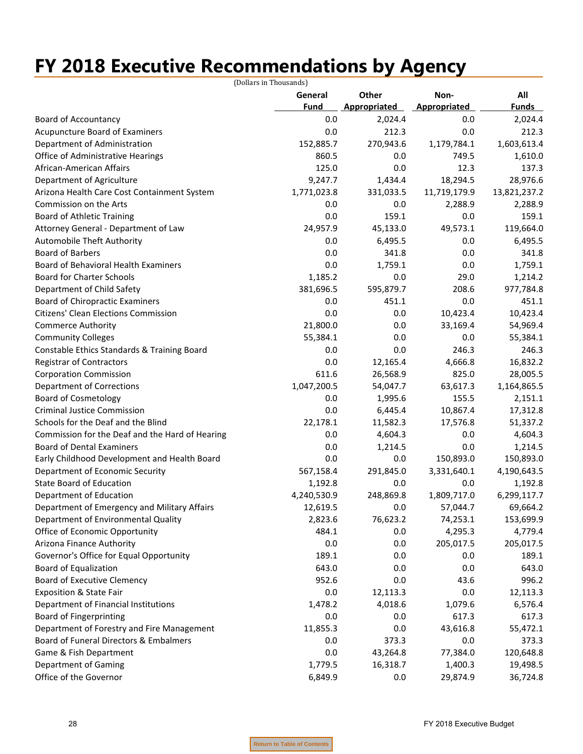# FY 2018 Executive Recommendations by Agency

(Dollars in Thousands)

| | General Fund | Other Appropriated | Non-Appropriated | All Funds |
|---|---|---|---|---|
| Board of Accountancy | 0.0 | 2,024.4 | 0.0 | 2,024.4 |
| Acupuncture Board of Examiners | 0.0 | 212.3 | 0.0 | 212.3 |
| Department of Administration | 152,885.7 | 270,943.6 | 1,179,784.1 | 1,603,613.4 |
| Office of Administrative Hearings | 860.5 | 0.0 | 749.5 | 1,610.0 |
| African-American Affairs | 125.0 | 0.0 | 12.3 | 137.3 |
| Department of Agriculture | 9,247.7 | 1,434.4 | 18,294.5 | 28,976.6 |
| Arizona Health Care Cost Containment System | 1,771,023.8 | 331,033.5 | 11,719,179.9 | 13,821,237.2 |
| Commission on the Arts | 0.0 | 0.0 | 2,288.9 | 2,288.9 |
| Board of Athletic Training | 0.0 | 159.1 | 0.0 | 159.1 |
| Attorney General - Department of Law | 24,957.9 | 45,133.0 | 49,573.1 | 119,664.0 |
| Automobile Theft Authority | 0.0 | 6,495.5 | 0.0 | 6,495.5 |
| Board of Barbers | 0.0 | 341.8 | 0.0 | 341.8 |
| Board of Behavioral Health Examiners | 0.0 | 1,759.1 | 0.0 | 1,759.1 |
| Board for Charter Schools | 1,185.2 | 0.0 | 29.0 | 1,214.2 |
| Department of Child Safety | 381,696.5 | 595,879.7 | 208.6 | 977,784.8 |
| Board of Chiropractic Examiners | 0.0 | 451.1 | 0.0 | 451.1 |
| Citizens' Clean Elections Commission | 0.0 | 0.0 | 10,423.4 | 10,423.4 |
| Commerce Authority | 21,800.0 | 0.0 | 33,169.4 | 54,969.4 |
| Community Colleges | 55,384.1 | 0.0 | 0.0 | 55,384.1 |
| Constable Ethics Standards & Training Board | 0.0 | 0.0 | 246.3 | 246.3 |
| Registrar of Contractors | 0.0 | 12,165.4 | 4,666.8 | 16,832.2 |
| Corporation Commission | 611.6 | 26,568.9 | 825.0 | 28,005.5 |
| Department of Corrections | 1,047,200.5 | 54,047.7 | 63,617.3 | 1,164,865.5 |
| Board of Cosmetology | 0.0 | 1,995.6 | 155.5 | 2,151.1 |
| Criminal Justice Commission | 0.0 | 6,445.4 | 10,867.4 | 17,312.8 |
| Schools for the Deaf and the Blind | 22,178.1 | 11,582.3 | 17,576.8 | 51,337.2 |
| Commission for the Deaf and the Hard of Hearing | 0.0 | 4,604.3 | 0.0 | 4,604.3 |
| Board of Dental Examiners | 0.0 | 1,214.5 | 0.0 | 1,214.5 |
| Early Childhood Development and Health Board | 0.0 | 0.0 | 150,893.0 | 150,893.0 |
| Department of Economic Security | 567,158.4 | 291,845.0 | 3,331,640.1 | 4,190,643.5 |
| State Board of Education | 1,192.8 | 0.0 | 0.0 | 1,192.8 |
| Department of Education | 4,240,530.9 | 248,869.8 | 1,809,717.0 | 6,299,117.7 |
| Department of Emergency and Military Affairs | 12,619.5 | 0.0 | 57,044.7 | 69,664.2 |
| Department of Environmental Quality | 2,823.6 | 76,623.2 | 74,253.1 | 153,699.9 |
| Office of Economic Opportunity | 484.1 | 0.0 | 4,295.3 | 4,779.4 |
| Arizona Finance Authority | 0.0 | 0.0 | 205,017.5 | 205,017.5 |
| Governor's Office for Equal Opportunity | 189.1 | 0.0 | 0.0 | 189.1 |
| Board of Equalization | 643.0 | 0.0 | 0.0 | 643.0 |
| Board of Executive Clemency | 952.6 | 0.0 | 43.6 | 996.2 |
| Exposition & State Fair | 0.0 | 12,113.3 | 0.0 | 12,113.3 |
| Department of Financial Institutions | 1,478.2 | 4,018.6 | 1,079.6 | 6,576.4 |
| Board of Fingerprinting | 0.0 | 0.0 | 617.3 | 617.3 |
| Department of Forestry and Fire Management | 11,855.3 | 0.0 | 43,616.8 | 55,472.1 |
| Board of Funeral Directors & Embalmers | 0.0 | 373.3 | 0.0 | 373.3 |
| Game & Fish Department | 0.0 | 43,264.8 | 77,384.0 | 120,648.8 |
| Department of Gaming | 1,779.5 | 16,318.7 | 1,400.3 | 19,498.5 |
| Office of the Governor | 6,849.9 | 0.0 | 29,874.9 | 36,724.8 |

Return to Table of Contents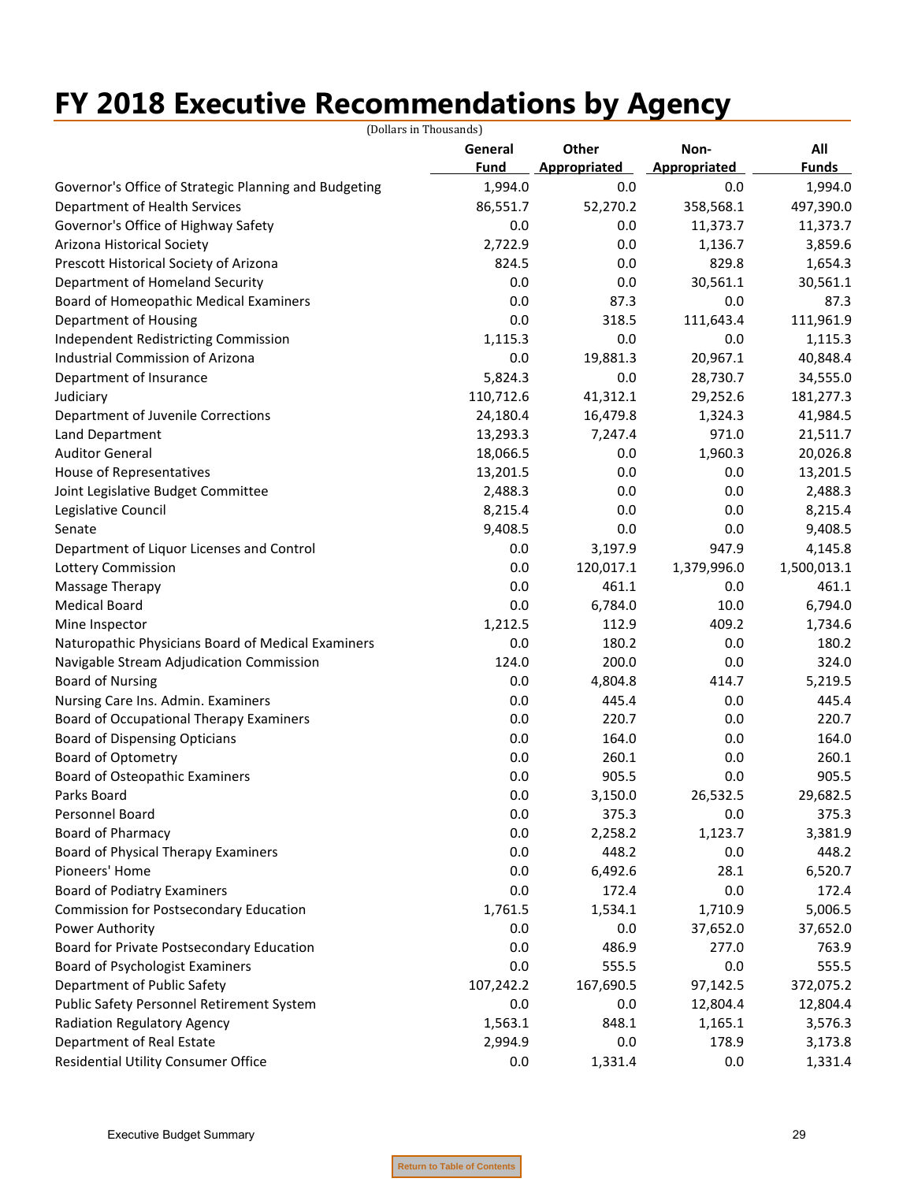# FY 2018 Executive Recommendations by Agency

(Dollars in Thousands)

| | General Fund | Other Appropriated | Non-Appropriated | All Funds |
|---|---|---|---|---|
| Governor's Office of Strategic Planning and Budgeting | 1,994.0 | 0.0 | 0.0 | 1,994.0 |
| Department of Health Services | 86,551.7 | 52,270.2 | 358,568.1 | 497,390.0 |
| Governor's Office of Highway Safety | 0.0 | 0.0 | 11,373.7 | 11,373.7 |
| Arizona Historical Society | 2,722.9 | 0.0 | 1,136.7 | 3,859.6 |
| Prescott Historical Society of Arizona | 824.5 | 0.0 | 829.8 | 1,654.3 |
| Department of Homeland Security | 0.0 | 0.0 | 30,561.1 | 30,561.1 |
| Board of Homeopathic Medical Examiners | 0.0 | 87.3 | 0.0 | 87.3 |
| Department of Housing | 0.0 | 318.5 | 111,643.4 | 111,961.9 |
| Independent Redistricting Commission | 1,115.3 | 0.0 | 0.0 | 1,115.3 |
| Industrial Commission of Arizona | 0.0 | 19,881.3 | 20,967.1 | 40,848.4 |
| Department of Insurance | 5,824.3 | 0.0 | 28,730.7 | 34,555.0 |
| Judiciary | 110,712.6 | 41,312.1 | 29,252.6 | 181,277.3 |
| Department of Juvenile Corrections | 24,180.4 | 16,479.8 | 1,324.3 | 41,984.5 |
| Land Department | 13,293.3 | 7,247.4 | 971.0 | 21,511.7 |
| Auditor General | 18,066.5 | 0.0 | 1,960.3 | 20,026.8 |
| House of Representatives | 13,201.5 | 0.0 | 0.0 | 13,201.5 |
| Joint Legislative Budget Committee | 2,488.3 | 0.0 | 0.0 | 2,488.3 |
| Legislative Council | 8,215.4 | 0.0 | 0.0 | 8,215.4 |
| Senate | 9,408.5 | 0.0 | 0.0 | 9,408.5 |
| Department of Liquor Licenses and Control | 0.0 | 3,197.9 | 947.9 | 4,145.8 |
| Lottery Commission | 0.0 | 120,017.1 | 1,379,996.0 | 1,500,013.1 |
| Massage Therapy | 0.0 | 461.1 | 0.0 | 461.1 |
| Medical Board | 0.0 | 6,784.0 | 10.0 | 6,794.0 |
| Mine Inspector | 1,212.5 | 112.9 | 409.2 | 1,734.6 |
| Naturopathic Physicians Board of Medical Examiners | 0.0 | 180.2 | 0.0 | 180.2 |
| Navigable Stream Adjudication Commission | 124.0 | 200.0 | 0.0 | 324.0 |
| Board of Nursing | 0.0 | 4,804.8 | 414.7 | 5,219.5 |
| Nursing Care Ins. Admin. Examiners | 0.0 | 445.4 | 0.0 | 445.4 |
| Board of Occupational Therapy Examiners | 0.0 | 220.7 | 0.0 | 220.7 |
| Board of Dispensing Opticians | 0.0 | 164.0 | 0.0 | 164.0 |
| Board of Optometry | 0.0 | 260.1 | 0.0 | 260.1 |
| Board of Osteopathic Examiners | 0.0 | 905.5 | 0.0 | 905.5 |
| Parks Board | 0.0 | 3,150.0 | 26,532.5 | 29,682.5 |
| Personnel Board | 0.0 | 375.3 | 0.0 | 375.3 |
| Board of Pharmacy | 0.0 | 2,258.2 | 1,123.7 | 3,381.9 |
| Board of Physical Therapy Examiners | 0.0 | 448.2 | 0.0 | 448.2 |
| Pioneers' Home | 0.0 | 6,492.6 | 28.1 | 6,520.7 |
| Board of Podiatry Examiners | 0.0 | 172.4 | 0.0 | 172.4 |
| Commission for Postsecondary Education | 1,761.5 | 1,534.1 | 1,710.9 | 5,006.5 |
| Power Authority | 0.0 | 0.0 | 37,652.0 | 37,652.0 |
| Board for Private Postsecondary Education | 0.0 | 486.9 | 277.0 | 763.9 |
| Board of Psychologist Examiners | 0.0 | 555.5 | 0.0 | 555.5 |
| Department of Public Safety | 107,242.2 | 167,690.5 | 97,142.5 | 372,075.2 |
| Public Safety Personnel Retirement System | 0.0 | 0.0 | 12,804.4 | 12,804.4 |
| Radiation Regulatory Agency | 1,563.1 | 848.1 | 1,165.1 | 3,576.3 |
| Department of Real Estate | 2,994.9 | 0.0 | 178.9 | 3,173.8 |
| Residential Utility Consumer Office | 0.0 | 1,331.4 | 0.0 | 1,331.4 |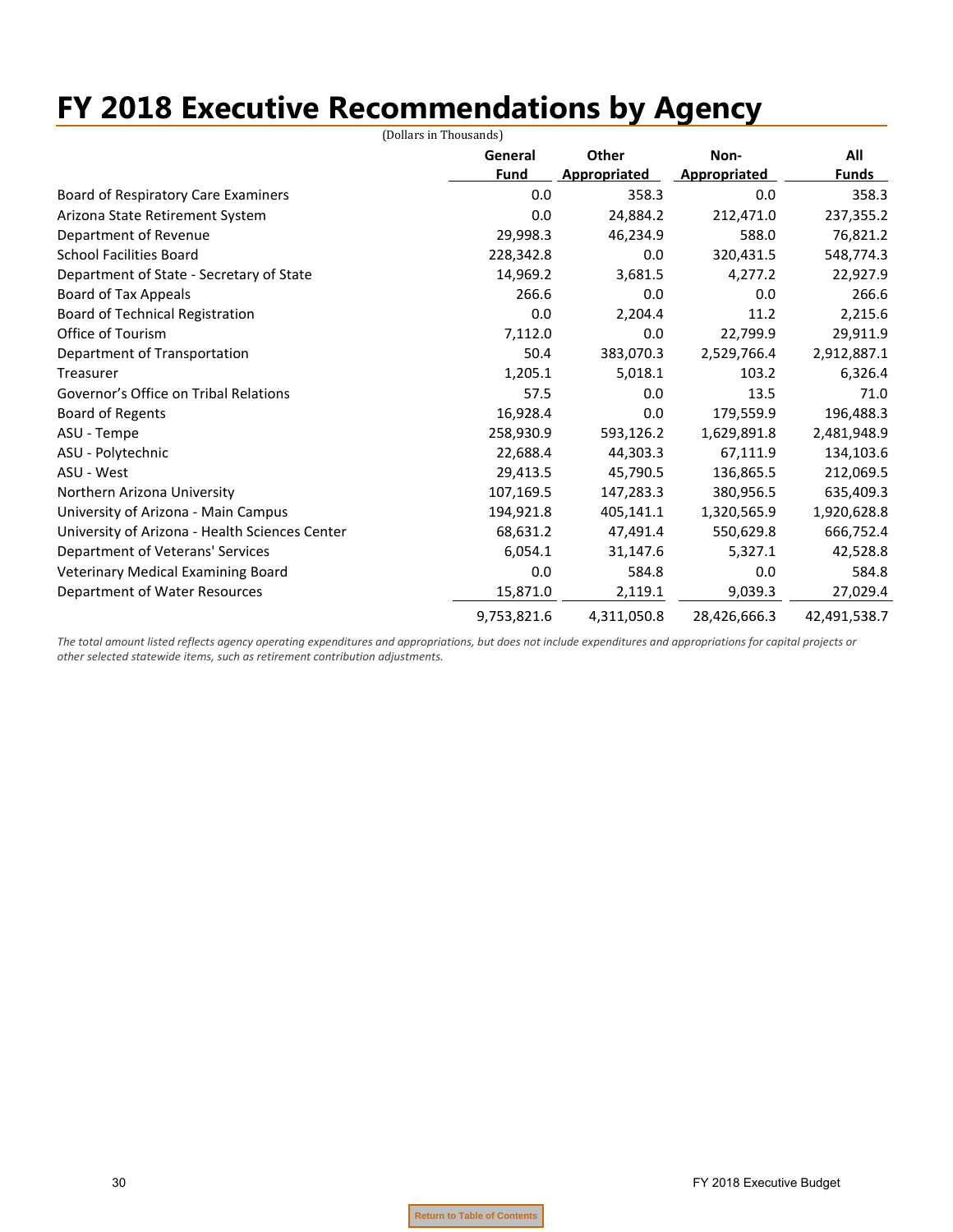# FY 2018 Executive Recommendations by Agency

(Dollars in Thousands)

| | General Fund | Other Appropriated | Non-Appropriated | All Funds |
|---|---|---|---|---|
| Board of Respiratory Care Examiners | 0.0 | 358.3 | 0.0 | 358.3 |
| Arizona State Retirement System | 0.0 | 24,884.2 | 212,471.0 | 237,355.2 |
| Department of Revenue | 29,998.3 | 46,234.9 | 588.0 | 76,821.2 |
| School Facilities Board | 228,342.8 | 0.0 | 320,431.5 | 548,774.3 |
| Department of State - Secretary of State | 14,969.2 | 3,681.5 | 4,277.2 | 22,927.9 |
| Board of Tax Appeals | 266.6 | 0.0 | 0.0 | 266.6 |
| Board of Technical Registration | 0.0 | 2,204.4 | 11.2 | 2,215.6 |
| Office of Tourism | 7,112.0 | 0.0 | 22,799.9 | 29,911.9 |
| Department of Transportation | 50.4 | 383,070.3 | 2,529,766.4 | 2,912,887.1 |
| Treasurer | 1,205.1 | 5,018.1 | 103.2 | 6,326.4 |
| Governor’s Office on Tribal Relations | 57.5 | 0.0 | 13.5 | 71.0 |
| Board of Regents | 16,928.4 | 0.0 | 179,559.9 | 196,488.3 |
| ASU - Tempe | 258,930.9 | 593,126.2 | 1,629,891.8 | 2,481,948.9 |
| ASU - Polytechnic | 22,688.4 | 44,303.3 | 67,111.9 | 134,103.6 |
| ASU - West | 29,413.5 | 45,790.5 | 136,865.5 | 212,069.5 |
| Northern Arizona University | 107,169.5 | 147,283.3 | 380,956.5 | 635,409.3 |
| University of Arizona - Main Campus | 194,921.8 | 405,141.1 | 1,320,565.9 | 1,920,628.8 |
| University of Arizona - Health Sciences Center | 68,631.2 | 47,491.4 | 550,629.8 | 666,752.4 |
| Department of Veterans' Services | 6,054.1 | 31,147.6 | 5,327.1 | 42,528.8 |
| Veterinary Medical Examining Board | 0.0 | 584.8 | 0.0 | 584.8 |
| Department of Water Resources | 15,871.0 | 2,119.1 | 9,039.3 | 27,029.4 |
| | 9,753,821.6 | 4,311,050.8 | 28,426,666.3 | 42,491,538.7 |

*The total amount listed reflects agency operating expenditures and appropriations, but does not include expenditures and appropriations for capital projects or other selected statewide items, such as retirement contribution adjustments.*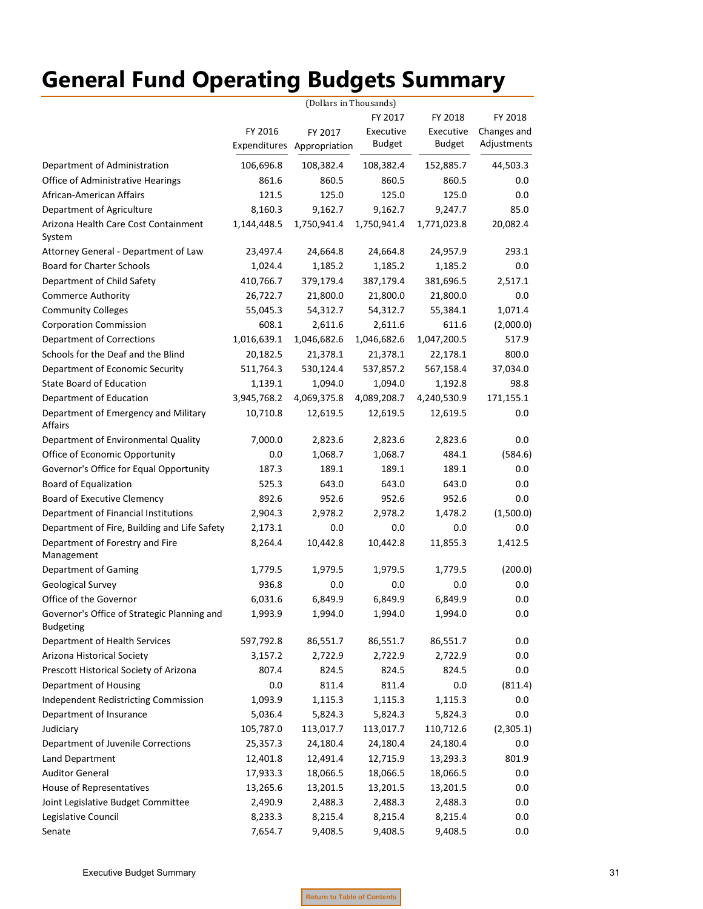# General Fund Operating Budgets Summary

(Dollars in Thousands)

| | FY 2016 Expenditures | FY 2017 Appropriation | FY 2017 Executive Budget | FY 2018 Executive Budget | FY 2018 Changes and Adjustments |
|---|---|---|---|---|---|
| Department of Administration | 106,696.8 | 108,382.4 | 108,382.4 | 152,885.7 | 44,503.3 |
| Office of Administrative Hearings | 861.6 | 860.5 | 860.5 | 860.5 | 0.0 |
| African-American Affairs | 121.5 | 125.0 | 125.0 | 125.0 | 0.0 |
| Department of Agriculture | 8,160.3 | 9,162.7 | 9,162.7 | 9,247.7 | 85.0 |
| Arizona Health Care Cost Containment System | 1,144,448.5 | 1,750,941.4 | 1,750,941.4 | 1,771,023.8 | 20,082.4 |
| Attorney General - Department of Law | 23,497.4 | 24,664.8 | 24,664.8 | 24,957.9 | 293.1 |
| Board for Charter Schools | 1,024.4 | 1,185.2 | 1,185.2 | 1,185.2 | 0.0 |
| Department of Child Safety | 410,766.7 | 379,179.4 | 387,179.4 | 381,696.5 | 2,517.1 |
| Commerce Authority | 26,722.7 | 21,800.0 | 21,800.0 | 21,800.0 | 0.0 |
| Community Colleges | 55,045.3 | 54,312.7 | 54,312.7 | 55,384.1 | 1,071.4 |
| Corporation Commission | 608.1 | 2,611.6 | 2,611.6 | 611.6 | (2,000.0) |
| Department of Corrections | 1,016,639.1 | 1,046,682.6 | 1,046,682.6 | 1,047,200.5 | 517.9 |
| Schools for the Deaf and the Blind | 20,182.5 | 21,378.1 | 21,378.1 | 22,178.1 | 800.0 |
| Department of Economic Security | 511,764.3 | 530,124.4 | 537,857.2 | 567,158.4 | 37,034.0 |
| State Board of Education | 1,139.1 | 1,094.0 | 1,094.0 | 1,192.8 | 98.8 |
| Department of Education | 3,945,768.2 | 4,069,375.8 | 4,089,208.7 | 4,240,530.9 | 171,155.1 |
| Department of Emergency and Military Affairs | 10,710.8 | 12,619.5 | 12,619.5 | 12,619.5 | 0.0 |
| Department of Environmental Quality | 7,000.0 | 2,823.6 | 2,823.6 | 2,823.6 | 0.0 |
| Office of Economic Opportunity | 0.0 | 1,068.7 | 1,068.7 | 484.1 | (584.6) |
| Governor's Office for Equal Opportunity | 187.3 | 189.1 | 189.1 | 189.1 | 0.0 |
| Board of Equalization | 525.3 | 643.0 | 643.0 | 643.0 | 0.0 |
| Board of Executive Clemency | 892.6 | 952.6 | 952.6 | 952.6 | 0.0 |
| Department of Financial Institutions | 2,904.3 | 2,978.2 | 2,978.2 | 1,478.2 | (1,500.0) |
| Department of Fire, Building and Life Safety | 2,173.1 | 0.0 | 0.0 | 0.0 | 0.0 |
| Department of Forestry and Fire Management | 8,264.4 | 10,442.8 | 10,442.8 | 11,855.3 | 1,412.5 |
| Department of Gaming | 1,779.5 | 1,979.5 | 1,979.5 | 1,779.5 | (200.0) |
| Geological Survey | 936.8 | 0.0 | 0.0 | 0.0 | 0.0 |
| Office of the Governor | 6,031.6 | 6,849.9 | 6,849.9 | 6,849.9 | 0.0 |
| Governor's Office of Strategic Planning and Budgeting | 1,993.9 | 1,994.0 | 1,994.0 | 1,994.0 | 0.0 |
| Department of Health Services | 597,792.8 | 86,551.7 | 86,551.7 | 86,551.7 | 0.0 |
| Arizona Historical Society | 3,157.2 | 2,722.9 | 2,722.9 | 2,722.9 | 0.0 |
| Prescott Historical Society of Arizona | 807.4 | 824.5 | 824.5 | 824.5 | 0.0 |
| Department of Housing | 0.0 | 811.4 | 811.4 | 0.0 | (811.4) |
| Independent Redistricting Commission | 1,093.9 | 1,115.3 | 1,115.3 | 1,115.3 | 0.0 |
| Department of Insurance | 5,036.4 | 5,824.3 | 5,824.3 | 5,824.3 | 0.0 |
| Judiciary | 105,787.0 | 113,017.7 | 113,017.7 | 110,712.6 | (2,305.1) |
| Department of Juvenile Corrections | 25,357.3 | 24,180.4 | 24,180.4 | 24,180.4 | 0.0 |
| Land Department | 12,401.8 | 12,491.4 | 12,715.9 | 13,293.3 | 801.9 |
| Auditor General | 17,933.3 | 18,066.5 | 18,066.5 | 18,066.5 | 0.0 |
| House of Representatives | 13,265.6 | 13,201.5 | 13,201.5 | 13,201.5 | 0.0 |
| Joint Legislative Budget Committee | 2,490.9 | 2,488.3 | 2,488.3 | 2,488.3 | 0.0 |
| Legislative Council | 8,233.3 | 8,215.4 | 8,215.4 | 8,215.4 | 0.0 |
| Senate | 7,654.7 | 9,408.5 | 9,408.5 | 9,408.5 | 0.0 |

Return to Table of Contents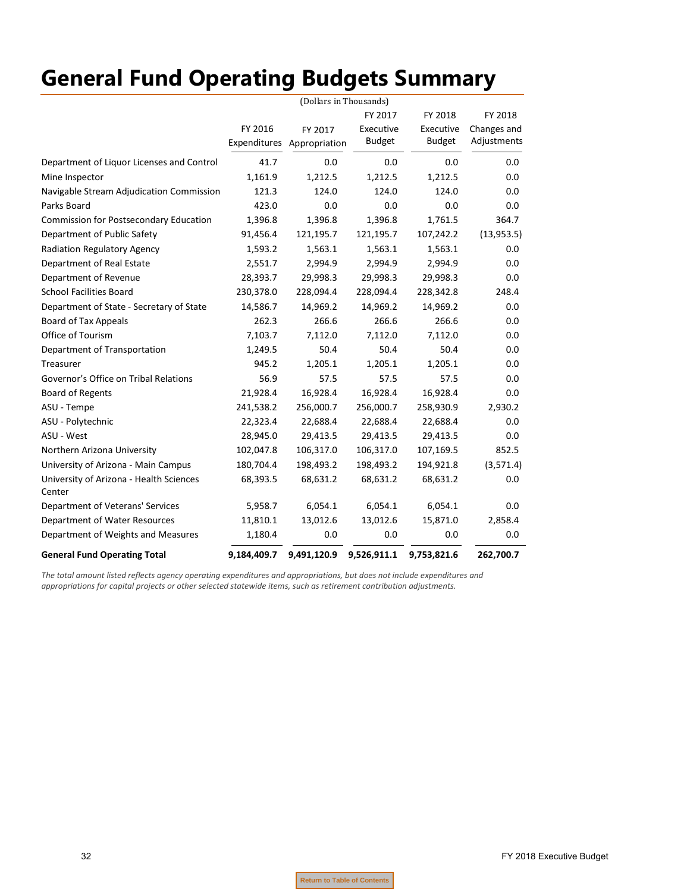# General Fund Operating Budgets Summary

(Dollars in Thousands)

| | FY 2016 Expenditures | FY 2017 Appropriation | FY 2017 Executive Budget | FY 2018 Executive Budget | FY 2018 Changes and Adjustments |
|---|---|---|---|---|---|
| Department of Liquor Licenses and Control | 41.7 | 0.0 | 0.0 | 0.0 | 0.0 |
| Mine Inspector | 1,161.9 | 1,212.5 | 1,212.5 | 1,212.5 | 0.0 |
| Navigable Stream Adjudication Commission | 121.3 | 124.0 | 124.0 | 124.0 | 0.0 |
| Parks Board | 423.0 | 0.0 | 0.0 | 0.0 | 0.0 |
| Commission for Postsecondary Education | 1,396.8 | 1,396.8 | 1,396.8 | 1,761.5 | 364.7 |
| Department of Public Safety | 91,456.4 | 121,195.7 | 121,195.7 | 107,242.2 | (13,953.5) |
| Radiation Regulatory Agency | 1,593.2 | 1,563.1 | 1,563.1 | 1,563.1 | 0.0 |
| Department of Real Estate | 2,551.7 | 2,994.9 | 2,994.9 | 2,994.9 | 0.0 |
| Department of Revenue | 28,393.7 | 29,998.3 | 29,998.3 | 29,998.3 | 0.0 |
| School Facilities Board | 230,378.0 | 228,094.4 | 228,094.4 | 228,342.8 | 248.4 |
| Department of State - Secretary of State | 14,586.7 | 14,969.2 | 14,969.2 | 14,969.2 | 0.0 |
| Board of Tax Appeals | 262.3 | 266.6 | 266.6 | 266.6 | 0.0 |
| Office of Tourism | 7,103.7 | 7,112.0 | 7,112.0 | 7,112.0 | 0.0 |
| Department of Transportation | 1,249.5 | 50.4 | 50.4 | 50.4 | 0.0 |
| Treasurer | 945.2 | 1,205.1 | 1,205.1 | 1,205.1 | 0.0 |
| Governor's Office on Tribal Relations | 56.9 | 57.5 | 57.5 | 57.5 | 0.0 |
| Board of Regents | 21,928.4 | 16,928.4 | 16,928.4 | 16,928.4 | 0.0 |
| ASU - Tempe | 241,538.2 | 256,000.7 | 256,000.7 | 258,930.9 | 2,930.2 |
| ASU - Polytechnic | 22,323.4 | 22,688.4 | 22,688.4 | 22,688.4 | 0.0 |
| ASU - West | 28,945.0 | 29,413.5 | 29,413.5 | 29,413.5 | 0.0 |
| Northern Arizona University | 102,047.8 | 106,317.0 | 106,317.0 | 107,169.5 | 852.5 |
| University of Arizona - Main Campus | 180,704.4 | 198,493.2 | 198,493.2 | 194,921.8 | (3,571.4) |
| University of Arizona - Health Sciences Center | 68,393.5 | 68,631.2 | 68,631.2 | 68,631.2 | 0.0 |
| Department of Veterans' Services | 5,958.7 | 6,054.1 | 6,054.1 | 6,054.1 | 0.0 |
| Department of Water Resources | 11,810.1 | 13,012.6 | 13,012.6 | 15,871.0 | 2,858.4 |
| Department of Weights and Measures | 1,180.4 | 0.0 | 0.0 | 0.0 | 0.0 |
| **General Fund Operating Total** | **9,184,409.7** | **9,491,120.9** | **9,526,911.1** | **9,753,821.6** | **262,700.7** |

*The total amount listed reflects agency operating expenditures and appropriations, but does not include expenditures and appropriations for capital projects or other selected statewide items, such as retirement contribution adjustments.*

Return to Table of Contents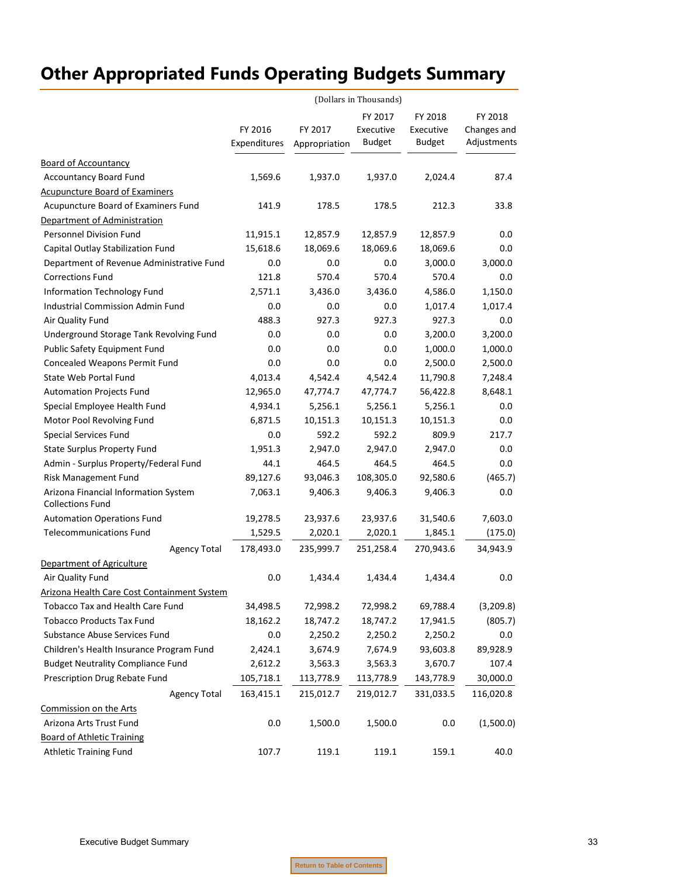# Other Appropriated Funds Operating Budgets Summary

(Dollars in Thousands)

| | FY 2016 Expenditures | FY 2017 Appropriation | FY 2017 Executive Budget | FY 2018 Executive Budget | FY 2018 Changes and Adjustments |
|---|---|---|---|---|---|
| Board of Accountancy | | | | | |
| Accountancy Board Fund | 1,569.6 | 1,937.0 | 1,937.0 | 2,024.4 | 87.4 |
| Acupuncture Board of Examiners | | | | | |
| Acupuncture Board of Examiners Fund | 141.9 | 178.5 | 178.5 | 212.3 | 33.8 |
| Department of Administration | | | | | |
| Personnel Division Fund | 11,915.1 | 12,857.9 | 12,857.9 | 12,857.9 | 0.0 |
| Capital Outlay Stabilization Fund | 15,618.6 | 18,069.6 | 18,069.6 | 18,069.6 | 0.0 |
| Department of Revenue Administrative Fund | 0.0 | 0.0 | 0.0 | 3,000.0 | 3,000.0 |
| Corrections Fund | 121.8 | 570.4 | 570.4 | 570.4 | 0.0 |
| Information Technology Fund | 2,571.1 | 3,436.0 | 3,436.0 | 4,586.0 | 1,150.0 |
| Industrial Commission Admin Fund | 0.0 | 0.0 | 0.0 | 1,017.4 | 1,017.4 |
| Air Quality Fund | 488.3 | 927.3 | 927.3 | 927.3 | 0.0 |
| Underground Storage Tank Revolving Fund | 0.0 | 0.0 | 0.0 | 3,200.0 | 3,200.0 |
| Public Safety Equipment Fund | 0.0 | 0.0 | 0.0 | 1,000.0 | 1,000.0 |
| Concealed Weapons Permit Fund | 0.0 | 0.0 | 0.0 | 2,500.0 | 2,500.0 |
| State Web Portal Fund | 4,013.4 | 4,542.4 | 4,542.4 | 11,790.8 | 7,248.4 |
| Automation Projects Fund | 12,965.0 | 47,774.7 | 47,774.7 | 56,422.8 | 8,648.1 |
| Special Employee Health Fund | 4,934.1 | 5,256.1 | 5,256.1 | 5,256.1 | 0.0 |
| Motor Pool Revolving Fund | 6,871.5 | 10,151.3 | 10,151.3 | 10,151.3 | 0.0 |
| Special Services Fund | 0.0 | 592.2 | 592.2 | 809.9 | 217.7 |
| State Surplus Property Fund | 1,951.3 | 2,947.0 | 2,947.0 | 2,947.0 | 0.0 |
| Admin - Surplus Property/Federal Fund | 44.1 | 464.5 | 464.5 | 464.5 | 0.0 |
| Risk Management Fund | 89,127.6 | 93,046.3 | 108,305.0 | 92,580.6 | (465.7) |
| Arizona Financial Information System Collections Fund | 7,063.1 | 9,406.3 | 9,406.3 | 9,406.3 | 0.0 |
| Automation Operations Fund | 19,278.5 | 23,937.6 | 23,937.6 | 31,540.6 | 7,603.0 |
| Telecommunications Fund | 1,529.5 | 2,020.1 | 2,020.1 | 1,845.1 | (175.0) |
| Agency Total | 178,493.0 | 235,999.7 | 251,258.4 | 270,943.6 | 34,943.9 |
| Department of Agriculture | | | | | |
| Air Quality Fund | 0.0 | 1,434.4 | 1,434.4 | 1,434.4 | 0.0 |
| Arizona Health Care Cost Containment System | | | | | |
| Tobacco Tax and Health Care Fund | 34,498.5 | 72,998.2 | 72,998.2 | 69,788.4 | (3,209.8) |
| Tobacco Products Tax Fund | 18,162.2 | 18,747.2 | 18,747.2 | 17,941.5 | (805.7) |
| Substance Abuse Services Fund | 0.0 | 2,250.2 | 2,250.2 | 2,250.2 | 0.0 |
| Children's Health Insurance Program Fund | 2,424.1 | 3,674.9 | 7,674.9 | 93,603.8 | 89,928.9 |
| Budget Neutrality Compliance Fund | 2,612.2 | 3,563.3 | 3,563.3 | 3,670.7 | 107.4 |
| Prescription Drug Rebate Fund | 105,718.1 | 113,778.9 | 113,778.9 | 143,778.9 | 30,000.0 |
| Agency Total | 163,415.1 | 215,012.7 | 219,012.7 | 331,033.5 | 116,020.8 |
| Commission on the Arts | | | | | |
| Arizona Arts Trust Fund | 0.0 | 1,500.0 | 1,500.0 | 0.0 | (1,500.0) |
| Board of Athletic Training | | | | | |
| Athletic Training Fund | 107.7 | 119.1 | 119.1 | 159.1 | 40.0 |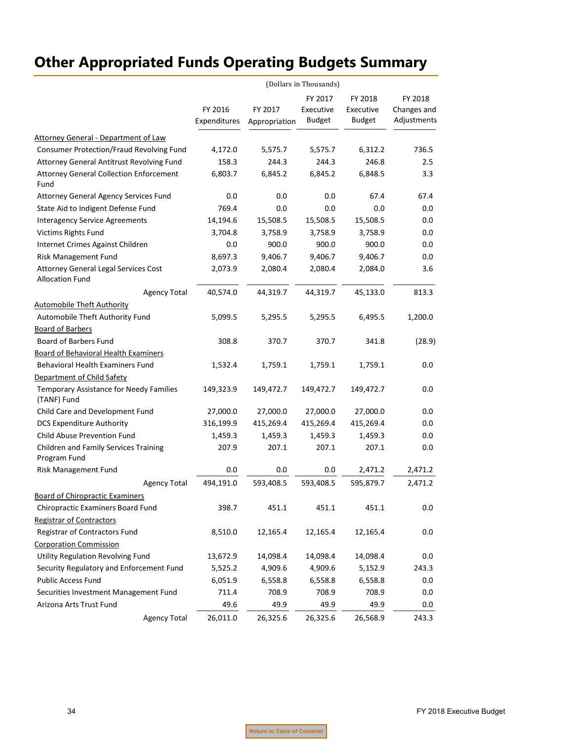# Other Appropriated Funds Operating Budgets Summary

(Dollars in Thousands)

| | FY 2016 Expenditures | FY 2017 Appropriation | FY 2017 Executive Budget | FY 2018 Executive Budget | FY 2018 Changes and Adjustments |
|---|---|---|---|---|---|
| **Attorney General - Department of Law** | | | | | |
| Consumer Protection/Fraud Revolving Fund | 4,172.0 | 5,575.7 | 5,575.7 | 6,312.2 | 736.5 |
| Attorney General Antitrust Revolving Fund | 158.3 | 244.3 | 244.3 | 246.8 | 2.5 |
| Attorney General Collection Enforcement Fund | 6,803.7 | 6,845.2 | 6,845.2 | 6,848.5 | 3.3 |
| Attorney General Agency Services Fund | 0.0 | 0.0 | 0.0 | 67.4 | 67.4 |
| State Aid to Indigent Defense Fund | 769.4 | 0.0 | 0.0 | 0.0 | 0.0 |
| Interagency Service Agreements | 14,194.6 | 15,508.5 | 15,508.5 | 15,508.5 | 0.0 |
| Victims Rights Fund | 3,704.8 | 3,758.9 | 3,758.9 | 3,758.9 | 0.0 |
| Internet Crimes Against Children | 0.0 | 900.0 | 900.0 | 900.0 | 0.0 |
| Risk Management Fund | 8,697.3 | 9,406.7 | 9,406.7 | 9,406.7 | 0.0 |
| Attorney General Legal Services Cost Allocation Fund | 2,073.9 | 2,080.4 | 2,080.4 | 2,084.0 | 3.6 |
| Agency Total | 40,574.0 | 44,319.7 | 44,319.7 | 45,133.0 | 813.3 |
| **Automobile Theft Authority** | | | | | |
| Automobile Theft Authority Fund | 5,099.5 | 5,295.5 | 5,295.5 | 6,495.5 | 1,200.0 |
| **Board of Barbers** | | | | | |
| Board of Barbers Fund | 308.8 | 370.7 | 370.7 | 341.8 | (28.9) |
| **Board of Behavioral Health Examiners** | | | | | |
| Behavioral Health Examiners Fund | 1,532.4 | 1,759.1 | 1,759.1 | 1,759.1 | 0.0 |
| **Department of Child Safety** | | | | | |
| Temporary Assistance for Needy Families (TANF) Fund | 149,323.9 | 149,472.7 | 149,472.7 | 149,472.7 | 0.0 |
| Child Care and Development Fund | 27,000.0 | 27,000.0 | 27,000.0 | 27,000.0 | 0.0 |
| DCS Expenditure Authority | 316,199.9 | 415,269.4 | 415,269.4 | 415,269.4 | 0.0 |
| Child Abuse Prevention Fund | 1,459.3 | 1,459.3 | 1,459.3 | 1,459.3 | 0.0 |
| Children and Family Services Training Program Fund | 207.9 | 207.1 | 207.1 | 207.1 | 0.0 |
| Risk Management Fund | 0.0 | 0.0 | 0.0 | 2,471.2 | 2,471.2 |
| Agency Total | 494,191.0 | 593,408.5 | 593,408.5 | 595,879.7 | 2,471.2 |
| **Board of Chiropractic Examiners** | | | | | |
| Chiropractic Examiners Board Fund | 398.7 | 451.1 | 451.1 | 451.1 | 0.0 |
| **Registrar of Contractors** | | | | | |
| Registrar of Contractors Fund | 8,510.0 | 12,165.4 | 12,165.4 | 12,165.4 | 0.0 |
| **Corporation Commission** | | | | | |
| Utility Regulation Revolving Fund | 13,672.9 | 14,098.4 | 14,098.4 | 14,098.4 | 0.0 |
| Security Regulatory and Enforcement Fund | 5,525.2 | 4,909.6 | 4,909.6 | 5,152.9 | 243.3 |
| Public Access Fund | 6,051.9 | 6,558.8 | 6,558.8 | 6,558.8 | 0.0 |
| Securities Investment Management Fund | 711.4 | 708.9 | 708.9 | 708.9 | 0.0 |
| Arizona Arts Trust Fund | 49.6 | 49.9 | 49.9 | 49.9 | 0.0 |
| Agency Total | 26,011.0 | 26,325.6 | 26,325.6 | 26,568.9 | 243.3 |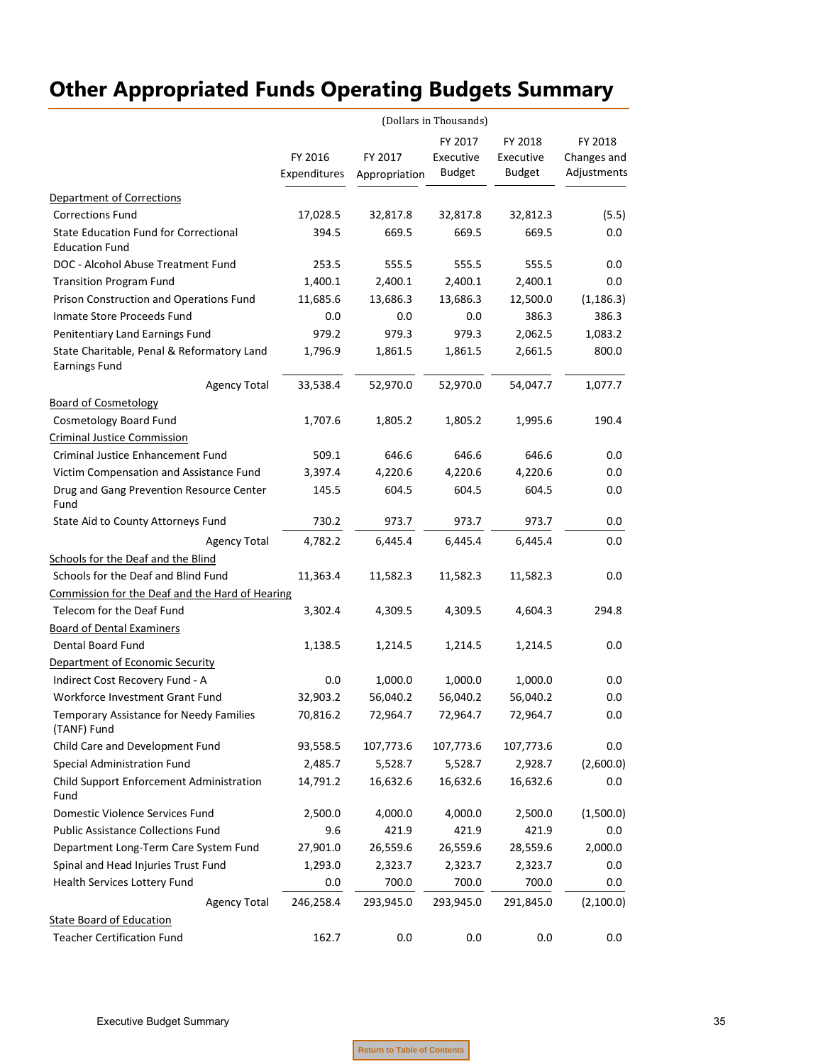# Other Appropriated Funds Operating Budgets Summary

(Dollars in Thousands)

| | FY 2016 Expenditures | FY 2017 Appropriation | FY 2017 Executive Budget | FY 2018 Executive Budget | FY 2018 Changes and Adjustments |
|---|---|---|---|---|---|
| Department of Corrections | | | | | |
| Corrections Fund | 17,028.5 | 32,817.8 | 32,817.8 | 32,812.3 | (5.5) |
| State Education Fund for Correctional Education Fund | 394.5 | 669.5 | 669.5 | 669.5 | 0.0 |
| DOC - Alcohol Abuse Treatment Fund | 253.5 | 555.5 | 555.5 | 555.5 | 0.0 |
| Transition Program Fund | 1,400.1 | 2,400.1 | 2,400.1 | 2,400.1 | 0.0 |
| Prison Construction and Operations Fund | 11,685.6 | 13,686.3 | 13,686.3 | 12,500.0 | (1,186.3) |
| Inmate Store Proceeds Fund | 0.0 | 0.0 | 0.0 | 386.3 | 386.3 |
| Penitentiary Land Earnings Fund | 979.2 | 979.3 | 979.3 | 2,062.5 | 1,083.2 |
| State Charitable, Penal & Reformatory Land Earnings Fund | 1,796.9 | 1,861.5 | 1,861.5 | 2,661.5 | 800.0 |
| Agency Total | 33,538.4 | 52,970.0 | 52,970.0 | 54,047.7 | 1,077.7 |
| Board of Cosmetology | | | | | |
| Cosmetology Board Fund | 1,707.6 | 1,805.2 | 1,805.2 | 1,995.6 | 190.4 |
| Criminal Justice Commission | | | | | |
| Criminal Justice Enhancement Fund | 509.1 | 646.6 | 646.6 | 646.6 | 0.0 |
| Victim Compensation and Assistance Fund | 3,397.4 | 4,220.6 | 4,220.6 | 4,220.6 | 0.0 |
| Drug and Gang Prevention Resource Center Fund | 145.5 | 604.5 | 604.5 | 604.5 | 0.0 |
| State Aid to County Attorneys Fund | 730.2 | 973.7 | 973.7 | 973.7 | 0.0 |
| Agency Total | 4,782.2 | 6,445.4 | 6,445.4 | 6,445.4 | 0.0 |
| Schools for the Deaf and the Blind | | | | | |
| Schools for the Deaf and Blind Fund | 11,363.4 | 11,582.3 | 11,582.3 | 11,582.3 | 0.0 |
| Commission for the Deaf and the Hard of Hearing | | | | | |
| Telecom for the Deaf Fund | 3,302.4 | 4,309.5 | 4,309.5 | 4,604.3 | 294.8 |
| Board of Dental Examiners | | | | | |
| Dental Board Fund | 1,138.5 | 1,214.5 | 1,214.5 | 1,214.5 | 0.0 |
| Department of Economic Security | | | | | |
| Indirect Cost Recovery Fund - A | 0.0 | 1,000.0 | 1,000.0 | 1,000.0 | 0.0 |
| Workforce Investment Grant Fund | 32,903.2 | 56,040.2 | 56,040.2 | 56,040.2 | 0.0 |
| Temporary Assistance for Needy Families (TANF) Fund | 70,816.2 | 72,964.7 | 72,964.7 | 72,964.7 | 0.0 |
| Child Care and Development Fund | 93,558.5 | 107,773.6 | 107,773.6 | 107,773.6 | 0.0 |
| Special Administration Fund | 2,485.7 | 5,528.7 | 5,528.7 | 2,928.7 | (2,600.0) |
| Child Support Enforcement Administration Fund | 14,791.2 | 16,632.6 | 16,632.6 | 16,632.6 | 0.0 |
| Domestic Violence Services Fund | 2,500.0 | 4,000.0 | 4,000.0 | 2,500.0 | (1,500.0) |
| Public Assistance Collections Fund | 9.6 | 421.9 | 421.9 | 421.9 | 0.0 |
| Department Long-Term Care System Fund | 27,901.0 | 26,559.6 | 26,559.6 | 28,559.6 | 2,000.0 |
| Spinal and Head Injuries Trust Fund | 1,293.0 | 2,323.7 | 2,323.7 | 2,323.7 | 0.0 |
| Health Services Lottery Fund | 0.0 | 700.0 | 700.0 | 700.0 | 0.0 |
| Agency Total | 246,258.4 | 293,945.0 | 293,945.0 | 291,845.0 | (2,100.0) |
| State Board of Education | | | | | |
| Teacher Certification Fund | 162.7 | 0.0 | 0.0 | 0.0 | 0.0 |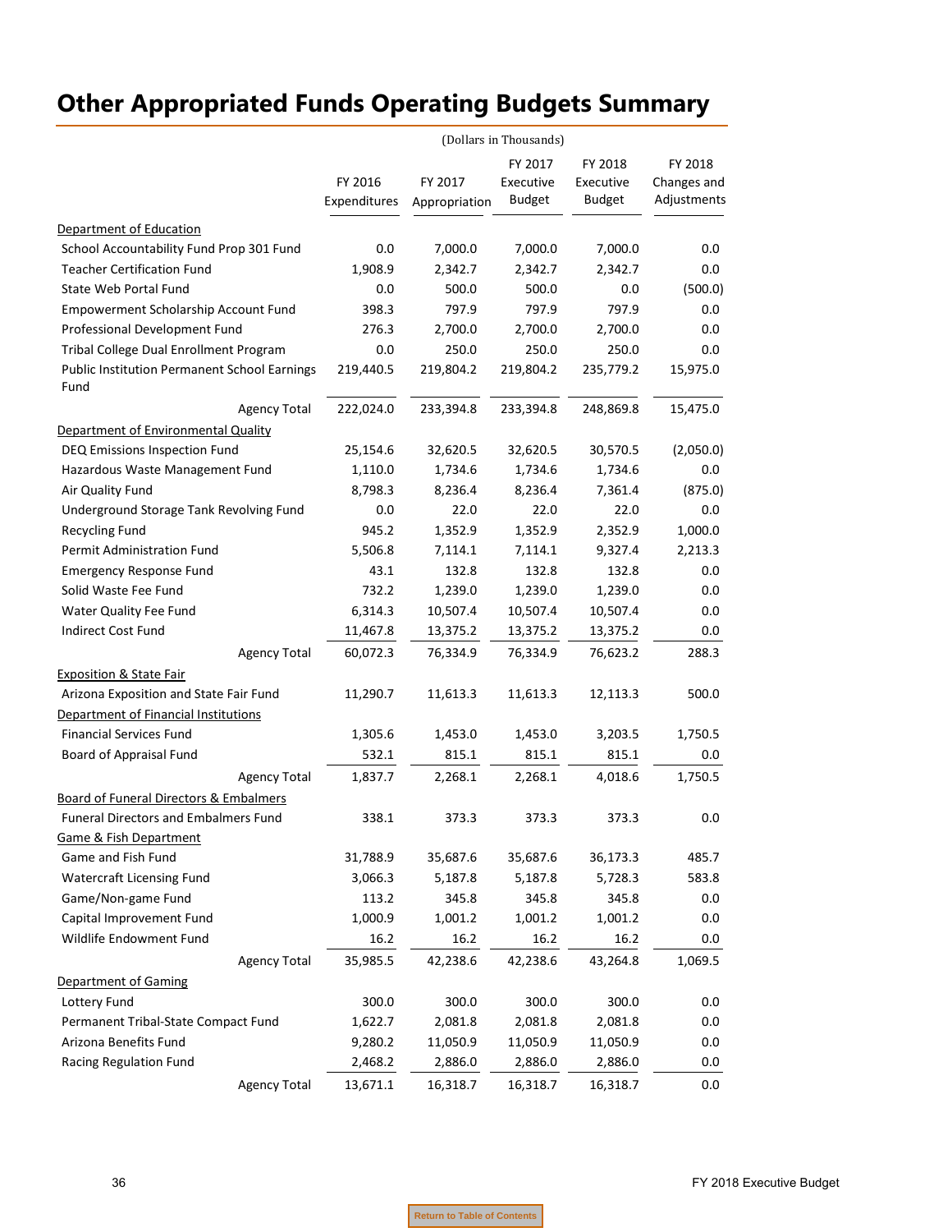# Other Appropriated Funds Operating Budgets Summary

(Dollars in Thousands)

| | FY 2016 Expenditures | FY 2017 Appropriation | FY 2017 Executive Budget | FY 2018 Executive Budget | FY 2018 Changes and Adjustments |
|---|---|---|---|---|---|
| Department of Education | | | | | |
| School Accountability Fund Prop 301 Fund | 0.0 | 7,000.0 | 7,000.0 | 7,000.0 | 0.0 |
| Teacher Certification Fund | 1,908.9 | 2,342.7 | 2,342.7 | 2,342.7 | 0.0 |
| State Web Portal Fund | 0.0 | 500.0 | 500.0 | 0.0 | (500.0) |
| Empowerment Scholarship Account Fund | 398.3 | 797.9 | 797.9 | 797.9 | 0.0 |
| Professional Development Fund | 276.3 | 2,700.0 | 2,700.0 | 2,700.0 | 0.0 |
| Tribal College Dual Enrollment Program | 0.0 | 250.0 | 250.0 | 250.0 | 0.0 |
| Public Institution Permanent School Earnings Fund | 219,440.5 | 219,804.2 | 219,804.2 | 235,779.2 | 15,975.0 |
| Agency Total | 222,024.0 | 233,394.8 | 233,394.8 | 248,869.8 | 15,475.0 |
| Department of Environmental Quality | | | | | |
| DEQ Emissions Inspection Fund | 25,154.6 | 32,620.5 | 32,620.5 | 30,570.5 | (2,050.0) |
| Hazardous Waste Management Fund | 1,110.0 | 1,734.6 | 1,734.6 | 1,734.6 | 0.0 |
| Air Quality Fund | 8,798.3 | 8,236.4 | 8,236.4 | 7,361.4 | (875.0) |
| Underground Storage Tank Revolving Fund | 0.0 | 22.0 | 22.0 | 22.0 | 0.0 |
| Recycling Fund | 945.2 | 1,352.9 | 1,352.9 | 2,352.9 | 1,000.0 |
| Permit Administration Fund | 5,506.8 | 7,114.1 | 7,114.1 | 9,327.4 | 2,213.3 |
| Emergency Response Fund | 43.1 | 132.8 | 132.8 | 132.8 | 0.0 |
| Solid Waste Fee Fund | 732.2 | 1,239.0 | 1,239.0 | 1,239.0 | 0.0 |
| Water Quality Fee Fund | 6,314.3 | 10,507.4 | 10,507.4 | 10,507.4 | 0.0 |
| Indirect Cost Fund | 11,467.8 | 13,375.2 | 13,375.2 | 13,375.2 | 0.0 |
| Agency Total | 60,072.3 | 76,334.9 | 76,334.9 | 76,623.2 | 288.3 |
| Exposition & State Fair | | | | | |
| Arizona Exposition and State Fair Fund | 11,290.7 | 11,613.3 | 11,613.3 | 12,113.3 | 500.0 |
| Department of Financial Institutions | | | | | |
| Financial Services Fund | 1,305.6 | 1,453.0 | 1,453.0 | 3,203.5 | 1,750.5 |
| Board of Appraisal Fund | 532.1 | 815.1 | 815.1 | 815.1 | 0.0 |
| Agency Total | 1,837.7 | 2,268.1 | 2,268.1 | 4,018.6 | 1,750.5 |
| Board of Funeral Directors & Embalmers | | | | | |
| Funeral Directors and Embalmers Fund | 338.1 | 373.3 | 373.3 | 373.3 | 0.0 |
| Game & Fish Department | | | | | |
| Game and Fish Fund | 31,788.9 | 35,687.6 | 35,687.6 | 36,173.3 | 485.7 |
| Watercraft Licensing Fund | 3,066.3 | 5,187.8 | 5,187.8 | 5,728.3 | 583.8 |
| Game/Non-game Fund | 113.2 | 345.8 | 345.8 | 345.8 | 0.0 |
| Capital Improvement Fund | 1,000.9 | 1,001.2 | 1,001.2 | 1,001.2 | 0.0 |
| Wildlife Endowment Fund | 16.2 | 16.2 | 16.2 | 16.2 | 0.0 |
| Agency Total | 35,985.5 | 42,238.6 | 42,238.6 | 43,264.8 | 1,069.5 |
| Department of Gaming | | | | | |
| Lottery Fund | 300.0 | 300.0 | 300.0 | 300.0 | 0.0 |
| Permanent Tribal-State Compact Fund | 1,622.7 | 2,081.8 | 2,081.8 | 2,081.8 | 0.0 |
| Arizona Benefits Fund | 9,280.2 | 11,050.9 | 11,050.9 | 11,050.9 | 0.0 |
| Racing Regulation Fund | 2,468.2 | 2,886.0 | 2,886.0 | 2,886.0 | 0.0 |
| Agency Total | 13,671.1 | 16,318.7 | 16,318.7 | 16,318.7 | 0.0 |

Return to Table of Contents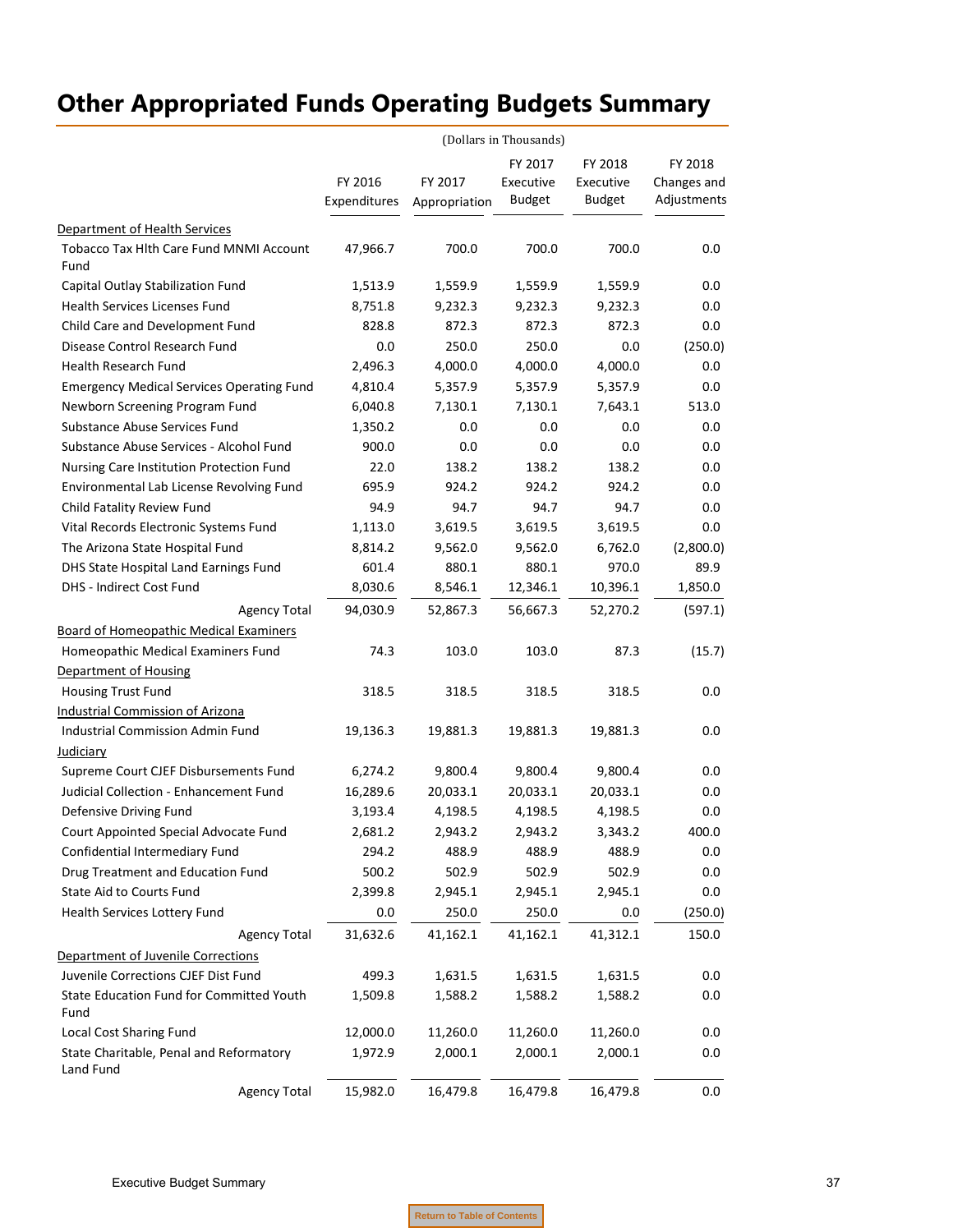# Other Appropriated Funds Operating Budgets Summary

(Dollars in Thousands)

| | FY 2016 Expenditures | FY 2017 Appropriation | FY 2017 Executive Budget | FY 2018 Executive Budget | FY 2018 Changes and Adjustments |
|---|---|---|---|---|---|
| Department of Health Services | | | | | |
| Tobacco Tax Hlth Care Fund MNMI Account Fund | 47,966.7 | 700.0 | 700.0 | 700.0 | 0.0 |
| Capital Outlay Stabilization Fund | 1,513.9 | 1,559.9 | 1,559.9 | 1,559.9 | 0.0 |
| Health Services Licenses Fund | 8,751.8 | 9,232.3 | 9,232.3 | 9,232.3 | 0.0 |
| Child Care and Development Fund | 828.8 | 872.3 | 872.3 | 872.3 | 0.0 |
| Disease Control Research Fund | 0.0 | 250.0 | 250.0 | 0.0 | (250.0) |
| Health Research Fund | 2,496.3 | 4,000.0 | 4,000.0 | 4,000.0 | 0.0 |
| Emergency Medical Services Operating Fund | 4,810.4 | 5,357.9 | 5,357.9 | 5,357.9 | 0.0 |
| Newborn Screening Program Fund | 6,040.8 | 7,130.1 | 7,130.1 | 7,643.1 | 513.0 |
| Substance Abuse Services Fund | 1,350.2 | 0.0 | 0.0 | 0.0 | 0.0 |
| Substance Abuse Services - Alcohol Fund | 900.0 | 0.0 | 0.0 | 0.0 | 0.0 |
| Nursing Care Institution Protection Fund | 22.0 | 138.2 | 138.2 | 138.2 | 0.0 |
| Environmental Lab License Revolving Fund | 695.9 | 924.2 | 924.2 | 924.2 | 0.0 |
| Child Fatality Review Fund | 94.9 | 94.7 | 94.7 | 94.7 | 0.0 |
| Vital Records Electronic Systems Fund | 1,113.0 | 3,619.5 | 3,619.5 | 3,619.5 | 0.0 |
| The Arizona State Hospital Fund | 8,814.2 | 9,562.0 | 9,562.0 | 6,762.0 | (2,800.0) |
| DHS State Hospital Land Earnings Fund | 601.4 | 880.1 | 880.1 | 970.0 | 89.9 |
| DHS - Indirect Cost Fund | 8,030.6 | 8,546.1 | 12,346.1 | 10,396.1 | 1,850.0 |
| Agency Total | 94,030.9 | 52,867.3 | 56,667.3 | 52,270.2 | (597.1) |
| Board of Homeopathic Medical Examiners | | | | | |
| Homeopathic Medical Examiners Fund | 74.3 | 103.0 | 103.0 | 87.3 | (15.7) |
| Department of Housing | | | | | |
| Housing Trust Fund | 318.5 | 318.5 | 318.5 | 318.5 | 0.0 |
| Industrial Commission of Arizona | | | | | |
| Industrial Commission Admin Fund | 19,136.3 | 19,881.3 | 19,881.3 | 19,881.3 | 0.0 |
| Judiciary | | | | | |
| Supreme Court CJEF Disbursements Fund | 6,274.2 | 9,800.4 | 9,800.4 | 9,800.4 | 0.0 |
| Judicial Collection - Enhancement Fund | 16,289.6 | 20,033.1 | 20,033.1 | 20,033.1 | 0.0 |
| Defensive Driving Fund | 3,193.4 | 4,198.5 | 4,198.5 | 4,198.5 | 0.0 |
| Court Appointed Special Advocate Fund | 2,681.2 | 2,943.2 | 2,943.2 | 3,343.2 | 400.0 |
| Confidential Intermediary Fund | 294.2 | 488.9 | 488.9 | 488.9 | 0.0 |
| Drug Treatment and Education Fund | 500.2 | 502.9 | 502.9 | 502.9 | 0.0 |
| State Aid to Courts Fund | 2,399.8 | 2,945.1 | 2,945.1 | 2,945.1 | 0.0 |
| Health Services Lottery Fund | 0.0 | 250.0 | 250.0 | 0.0 | (250.0) |
| Agency Total | 31,632.6 | 41,162.1 | 41,162.1 | 41,312.1 | 150.0 |
| Department of Juvenile Corrections | | | | | |
| Juvenile Corrections CJEF Dist Fund | 499.3 | 1,631.5 | 1,631.5 | 1,631.5 | 0.0 |
| State Education Fund for Committed Youth Fund | 1,509.8 | 1,588.2 | 1,588.2 | 1,588.2 | 0.0 |
| Local Cost Sharing Fund | 12,000.0 | 11,260.0 | 11,260.0 | 11,260.0 | 0.0 |
| State Charitable, Penal and Reformatory Land Fund | 1,972.9 | 2,000.1 | 2,000.1 | 2,000.1 | 0.0 |
| Agency Total | 15,982.0 | 16,479.8 | 16,479.8 | 16,479.8 | 0.0 |

Return to Table of Contents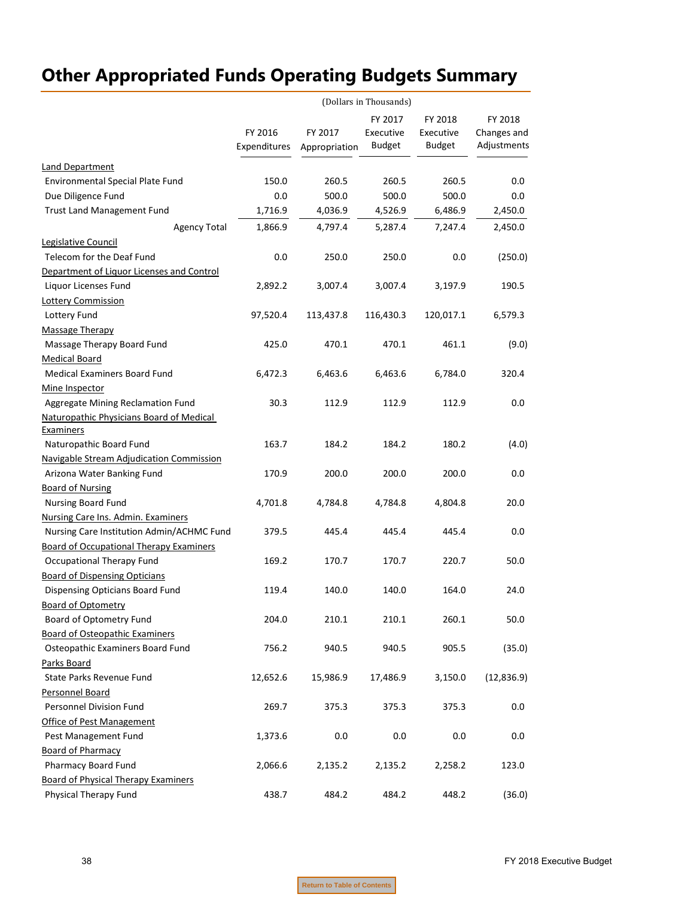# Other Appropriated Funds Operating Budgets Summary

(Dollars in Thousands)

| | FY 2016 Expenditures | FY 2017 Appropriation | FY 2017 Executive Budget | FY 2018 Executive Budget | FY 2018 Changes and Adjustments |
|---|---|---|---|---|---|
| Land Department | | | | | |
| Environmental Special Plate Fund | 150.0 | 260.5 | 260.5 | 260.5 | 0.0 |
| Due Diligence Fund | 0.0 | 500.0 | 500.0 | 500.0 | 0.0 |
| Trust Land Management Fund | 1,716.9 | 4,036.9 | 4,526.9 | 6,486.9 | 2,450.0 |
| Agency Total | 1,866.9 | 4,797.4 | 5,287.4 | 7,247.4 | 2,450.0 |
| Legislative Council | | | | | |
| Telecom for the Deaf Fund | 0.0 | 250.0 | 250.0 | 0.0 | (250.0) |
| Department of Liquor Licenses and Control | | | | | |
| Liquor Licenses Fund | 2,892.2 | 3,007.4 | 3,007.4 | 3,197.9 | 190.5 |
| Lottery Commission | | | | | |
| Lottery Fund | 97,520.4 | 113,437.8 | 116,430.3 | 120,017.1 | 6,579.3 |
| Massage Therapy | | | | | |
| Massage Therapy Board Fund | 425.0 | 470.1 | 470.1 | 461.1 | (9.0) |
| Medical Board | | | | | |
| Medical Examiners Board Fund | 6,472.3 | 6,463.6 | 6,463.6 | 6,784.0 | 320.4 |
| Mine Inspector | | | | | |
| Aggregate Mining Reclamation Fund | 30.3 | 112.9 | 112.9 | 112.9 | 0.0 |
| Naturopathic Physicians Board of Medical Examiners | | | | | |
| Naturopathic Board Fund | 163.7 | 184.2 | 184.2 | 180.2 | (4.0) |
| Navigable Stream Adjudication Commission | | | | | |
| Arizona Water Banking Fund | 170.9 | 200.0 | 200.0 | 200.0 | 0.0 |
| Board of Nursing | | | | | |
| Nursing Board Fund | 4,701.8 | 4,784.8 | 4,784.8 | 4,804.8 | 20.0 |
| Nursing Care Ins. Admin. Examiners | | | | | |
| Nursing Care Institution Admin/ACHMC Fund | 379.5 | 445.4 | 445.4 | 445.4 | 0.0 |
| Board of Occupational Therapy Examiners | | | | | |
| Occupational Therapy Fund | 169.2 | 170.7 | 170.7 | 220.7 | 50.0 |
| Board of Dispensing Opticians | | | | | |
| Dispensing Opticians Board Fund | 119.4 | 140.0 | 140.0 | 164.0 | 24.0 |
| Board of Optometry | | | | | |
| Board of Optometry Fund | 204.0 | 210.1 | 210.1 | 260.1 | 50.0 |
| Board of Osteopathic Examiners | | | | | |
| Osteopathic Examiners Board Fund | 756.2 | 940.5 | 940.5 | 905.5 | (35.0) |
| Parks Board | | | | | |
| State Parks Revenue Fund | 12,652.6 | 15,986.9 | 17,486.9 | 3,150.0 | (12,836.9) |
| Personnel Board | | | | | |
| Personnel Division Fund | 269.7 | 375.3 | 375.3 | 375.3 | 0.0 |
| Office of Pest Management | | | | | |
| Pest Management Fund | 1,373.6 | 0.0 | 0.0 | 0.0 | 0.0 |
| Board of Pharmacy | | | | | |
| Pharmacy Board Fund | 2,066.6 | 2,135.2 | 2,135.2 | 2,258.2 | 123.0 |
| Board of Physical Therapy Examiners | | | | | |
| Physical Therapy Fund | 438.7 | 484.2 | 484.2 | 448.2 | (36.0) |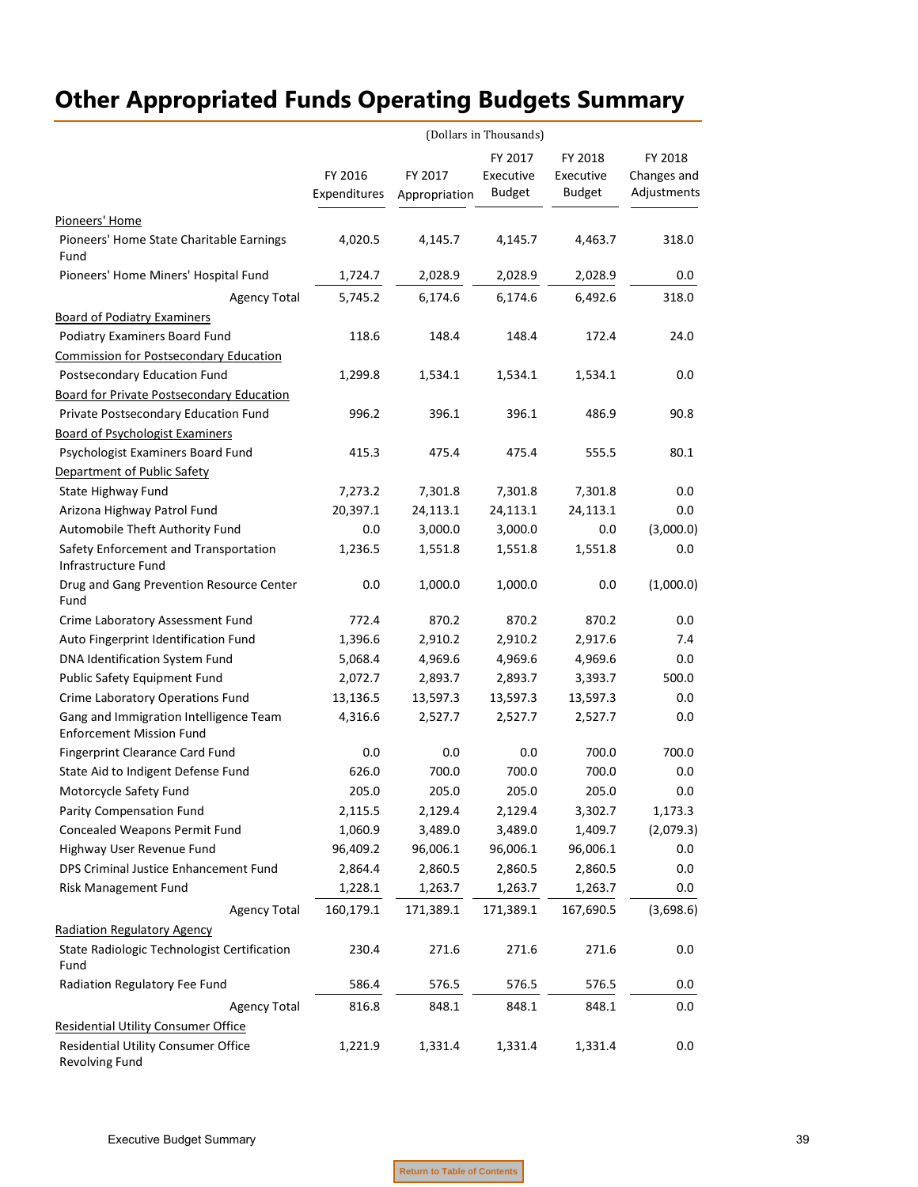# Other Appropriated Funds Operating Budgets Summary

(Dollars in Thousands)

| | FY 2016 Expenditures | FY 2017 Appropriation | FY 2017 Executive Budget | FY 2018 Executive Budget | FY 2018 Changes and Adjustments |
|---|---|---|---|---|---|
| Pioneers' Home | | | | | |
| Pioneers' Home State Charitable Earnings Fund | 4,020.5 | 4,145.7 | 4,145.7 | 4,463.7 | 318.0 |
| Pioneers' Home Miners' Hospital Fund | 1,724.7 | 2,028.9 | 2,028.9 | 2,028.9 | 0.0 |
| Agency Total | 5,745.2 | 6,174.6 | 6,174.6 | 6,492.6 | 318.0 |
| Board of Podiatry Examiners | | | | | |
| Podiatry Examiners Board Fund | 118.6 | 148.4 | 148.4 | 172.4 | 24.0 |
| Commission for Postsecondary Education | | | | | |
| Postsecondary Education Fund | 1,299.8 | 1,534.1 | 1,534.1 | 1,534.1 | 0.0 |
| Board for Private Postsecondary Education | | | | | |
| Private Postsecondary Education Fund | 996.2 | 396.1 | 396.1 | 486.9 | 90.8 |
| Board of Psychologist Examiners | | | | | |
| Psychologist Examiners Board Fund | 415.3 | 475.4 | 475.4 | 555.5 | 80.1 |
| Department of Public Safety | | | | | |
| State Highway Fund | 7,273.2 | 7,301.8 | 7,301.8 | 7,301.8 | 0.0 |
| Arizona Highway Patrol Fund | 20,397.1 | 24,113.1 | 24,113.1 | 24,113.1 | 0.0 |
| Automobile Theft Authority Fund | 0.0 | 3,000.0 | 3,000.0 | 0.0 | (3,000.0) |
| Safety Enforcement and Transportation Infrastructure Fund | 1,236.5 | 1,551.8 | 1,551.8 | 1,551.8 | 0.0 |
| Drug and Gang Prevention Resource Center Fund | 0.0 | 1,000.0 | 1,000.0 | 0.0 | (1,000.0) |
| Crime Laboratory Assessment Fund | 772.4 | 870.2 | 870.2 | 870.2 | 0.0 |
| Auto Fingerprint Identification Fund | 1,396.6 | 2,910.2 | 2,910.2 | 2,917.6 | 7.4 |
| DNA Identification System Fund | 5,068.4 | 4,969.6 | 4,969.6 | 4,969.6 | 0.0 |
| Public Safety Equipment Fund | 2,072.7 | 2,893.7 | 2,893.7 | 3,393.7 | 500.0 |
| Crime Laboratory Operations Fund | 13,136.5 | 13,597.3 | 13,597.3 | 13,597.3 | 0.0 |
| Gang and Immigration Intelligence Team Enforcement Mission Fund | 4,316.6 | 2,527.7 | 2,527.7 | 2,527.7 | 0.0 |
| Fingerprint Clearance Card Fund | 0.0 | 0.0 | 0.0 | 700.0 | 700.0 |
| State Aid to Indigent Defense Fund | 626.0 | 700.0 | 700.0 | 700.0 | 0.0 |
| Motorcycle Safety Fund | 205.0 | 205.0 | 205.0 | 205.0 | 0.0 |
| Parity Compensation Fund | 2,115.5 | 2,129.4 | 2,129.4 | 3,302.7 | 1,173.3 |
| Concealed Weapons Permit Fund | 1,060.9 | 3,489.0 | 3,489.0 | 1,409.7 | (2,079.3) |
| Highway User Revenue Fund | 96,409.2 | 96,006.1 | 96,006.1 | 96,006.1 | 0.0 |
| DPS Criminal Justice Enhancement Fund | 2,864.4 | 2,860.5 | 2,860.5 | 2,860.5 | 0.0 |
| Risk Management Fund | 1,228.1 | 1,263.7 | 1,263.7 | 1,263.7 | 0.0 |
| Agency Total | 160,179.1 | 171,389.1 | 171,389.1 | 167,690.5 | (3,698.6) |
| Radiation Regulatory Agency | | | | | |
| State Radiologic Technologist Certification Fund | 230.4 | 271.6 | 271.6 | 271.6 | 0.0 |
| Radiation Regulatory Fee Fund | 586.4 | 576.5 | 576.5 | 576.5 | 0.0 |
| Agency Total | 816.8 | 848.1 | 848.1 | 848.1 | 0.0 |
| Residential Utility Consumer Office | | | | | |
| Residential Utility Consumer Office Revolving Fund | 1,221.9 | 1,331.4 | 1,331.4 | 1,331.4 | 0.0 |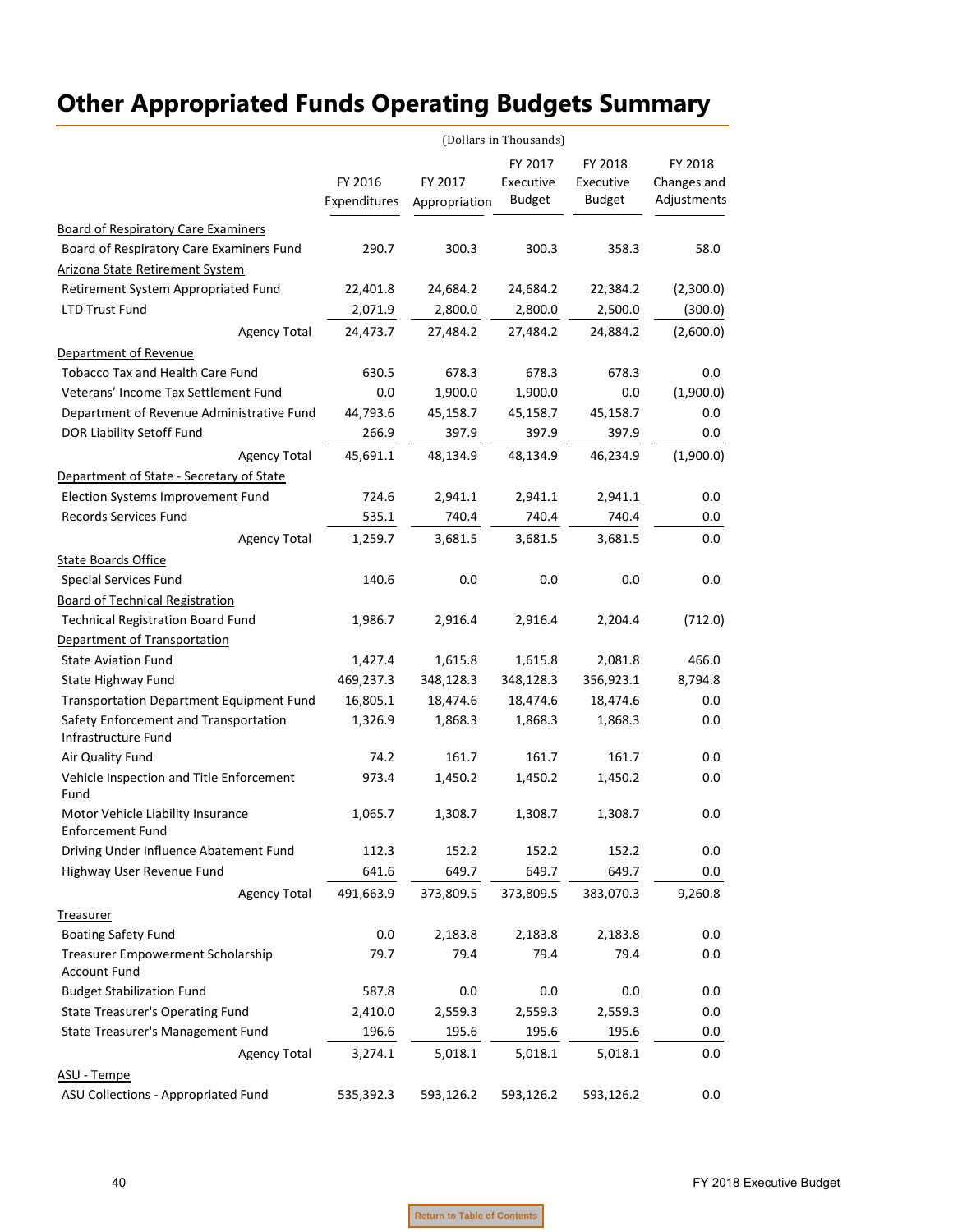# Other Appropriated Funds Operating Budgets Summary

(Dollars in Thousands)

| | FY 2016 Expenditures | FY 2017 Appropriation | FY 2017 Executive Budget | FY 2018 Executive Budget | FY 2018 Changes and Adjustments |
|---|---|---|---|---|---|
| Board of Respiratory Care Examiners | | | | | |
| Board of Respiratory Care Examiners Fund | 290.7 | 300.3 | 300.3 | 358.3 | 58.0 |
| Arizona State Retirement System | | | | | |
| Retirement System Appropriated Fund | 22,401.8 | 24,684.2 | 24,684.2 | 22,384.2 | (2,300.0) |
| LTD Trust Fund | 2,071.9 | 2,800.0 | 2,800.0 | 2,500.0 | (300.0) |
| Agency Total | 24,473.7 | 27,484.2 | 27,484.2 | 24,884.2 | (2,600.0) |
| Department of Revenue | | | | | |
| Tobacco Tax and Health Care Fund | 630.5 | 678.3 | 678.3 | 678.3 | 0.0 |
| Veterans' Income Tax Settlement Fund | 0.0 | 1,900.0 | 1,900.0 | 0.0 | (1,900.0) |
| Department of Revenue Administrative Fund | 44,793.6 | 45,158.7 | 45,158.7 | 45,158.7 | 0.0 |
| DOR Liability Setoff Fund | 266.9 | 397.9 | 397.9 | 397.9 | 0.0 |
| Agency Total | 45,691.1 | 48,134.9 | 48,134.9 | 46,234.9 | (1,900.0) |
| Department of State - Secretary of State | | | | | |
| Election Systems Improvement Fund | 724.6 | 2,941.1 | 2,941.1 | 2,941.1 | 0.0 |
| Records Services Fund | 535.1 | 740.4 | 740.4 | 740.4 | 0.0 |
| Agency Total | 1,259.7 | 3,681.5 | 3,681.5 | 3,681.5 | 0.0 |
| State Boards Office | | | | | |
| Special Services Fund | 140.6 | 0.0 | 0.0 | 0.0 | 0.0 |
| Board of Technical Registration | | | | | |
| Technical Registration Board Fund | 1,986.7 | 2,916.4 | 2,916.4 | 2,204.4 | (712.0) |
| Department of Transportation | | | | | |
| State Aviation Fund | 1,427.4 | 1,615.8 | 1,615.8 | 2,081.8 | 466.0 |
| State Highway Fund | 469,237.3 | 348,128.3 | 348,128.3 | 356,923.1 | 8,794.8 |
| Transportation Department Equipment Fund | 16,805.1 | 18,474.6 | 18,474.6 | 18,474.6 | 0.0 |
| Safety Enforcement and Transportation Infrastructure Fund | 1,326.9 | 1,868.3 | 1,868.3 | 1,868.3 | 0.0 |
| Air Quality Fund | 74.2 | 161.7 | 161.7 | 161.7 | 0.0 |
| Vehicle Inspection and Title Enforcement Fund | 973.4 | 1,450.2 | 1,450.2 | 1,450.2 | 0.0 |
| Motor Vehicle Liability Insurance Enforcement Fund | 1,065.7 | 1,308.7 | 1,308.7 | 1,308.7 | 0.0 |
| Driving Under Influence Abatement Fund | 112.3 | 152.2 | 152.2 | 152.2 | 0.0 |
| Highway User Revenue Fund | 641.6 | 649.7 | 649.7 | 649.7 | 0.0 |
| Agency Total | 491,663.9 | 373,809.5 | 373,809.5 | 383,070.3 | 9,260.8 |
| Treasurer | | | | | |
| Boating Safety Fund | 0.0 | 2,183.8 | 2,183.8 | 2,183.8 | 0.0 |
| Treasurer Empowerment Scholarship Account Fund | 79.7 | 79.4 | 79.4 | 79.4 | 0.0 |
| Budget Stabilization Fund | 587.8 | 0.0 | 0.0 | 0.0 | 0.0 |
| State Treasurer's Operating Fund | 2,410.0 | 2,559.3 | 2,559.3 | 2,559.3 | 0.0 |
| State Treasurer's Management Fund | 196.6 | 195.6 | 195.6 | 195.6 | 0.0 |
| Agency Total | 3,274.1 | 5,018.1 | 5,018.1 | 5,018.1 | 0.0 |
| ASU - Tempe | | | | | |
| ASU Collections - Appropriated Fund | 535,392.3 | 593,126.2 | 593,126.2 | 593,126.2 | 0.0 |

Return to Table of Contents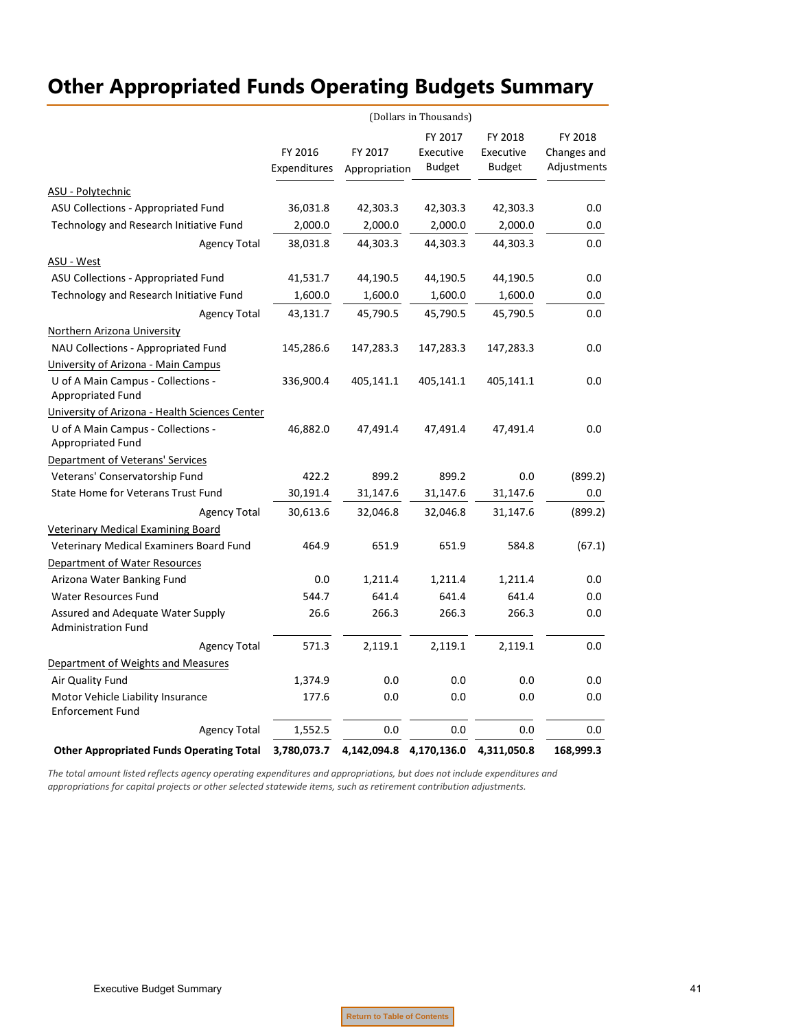# Other Appropriated Funds Operating Budgets Summary

(Dollars in Thousands)

| | FY 2016 Expenditures | FY 2017 Appropriation | FY 2017 Executive Budget | FY 2018 Executive Budget | FY 2018 Changes and Adjustments |
|---|---|---|---|---|---|
| ASU - Polytechnic | | | | | |
| ASU Collections - Appropriated Fund | 36,031.8 | 42,303.3 | 42,303.3 | 42,303.3 | 0.0 |
| Technology and Research Initiative Fund | 2,000.0 | 2,000.0 | 2,000.0 | 2,000.0 | 0.0 |
| Agency Total | 38,031.8 | 44,303.3 | 44,303.3 | 44,303.3 | 0.0 |
| ASU - West | | | | | |
| ASU Collections - Appropriated Fund | 41,531.7 | 44,190.5 | 44,190.5 | 44,190.5 | 0.0 |
| Technology and Research Initiative Fund | 1,600.0 | 1,600.0 | 1,600.0 | 1,600.0 | 0.0 |
| Agency Total | 43,131.7 | 45,790.5 | 45,790.5 | 45,790.5 | 0.0 |
| Northern Arizona University | | | | | |
| NAU Collections - Appropriated Fund | 145,286.6 | 147,283.3 | 147,283.3 | 147,283.3 | 0.0 |
| University of Arizona - Main Campus | | | | | |
| U of A Main Campus - Collections - Appropriated Fund | 336,900.4 | 405,141.1 | 405,141.1 | 405,141.1 | 0.0 |
| University of Arizona - Health Sciences Center | | | | | |
| U of A Main Campus - Collections - Appropriated Fund | 46,882.0 | 47,491.4 | 47,491.4 | 47,491.4 | 0.0 |
| Department of Veterans' Services | | | | | |
| Veterans' Conservatorship Fund | 422.2 | 899.2 | 899.2 | 0.0 | (899.2) |
| State Home for Veterans Trust Fund | 30,191.4 | 31,147.6 | 31,147.6 | 31,147.6 | 0.0 |
| Agency Total | 30,613.6 | 32,046.8 | 32,046.8 | 31,147.6 | (899.2) |
| Veterinary Medical Examining Board | | | | | |
| Veterinary Medical Examiners Board Fund | 464.9 | 651.9 | 651.9 | 584.8 | (67.1) |
| Department of Water Resources | | | | | |
| Arizona Water Banking Fund | 0.0 | 1,211.4 | 1,211.4 | 1,211.4 | 0.0 |
| Water Resources Fund | 544.7 | 641.4 | 641.4 | 641.4 | 0.0 |
| Assured and Adequate Water Supply Administration Fund | 26.6 | 266.3 | 266.3 | 266.3 | 0.0 |
| Agency Total | 571.3 | 2,119.1 | 2,119.1 | 2,119.1 | 0.0 |
| Department of Weights and Measures | | | | | |
| Air Quality Fund | 1,374.9 | 0.0 | 0.0 | 0.0 | 0.0 |
| Motor Vehicle Liability Insurance Enforcement Fund | 177.6 | 0.0 | 0.0 | 0.0 | 0.0 |
| Agency Total | 1,552.5 | 0.0 | 0.0 | 0.0 | 0.0 |
| **Other Appropriated Funds Operating Total** | **3,780,073.7** | **4,142,094.8** | **4,170,136.0** | **4,311,050.8** | **168,999.3** |

*The total amount listed reflects agency operating expenditures and appropriations, but does not include expenditures and appropriations for capital projects or other selected statewide items, such as retirement contribution adjustments.*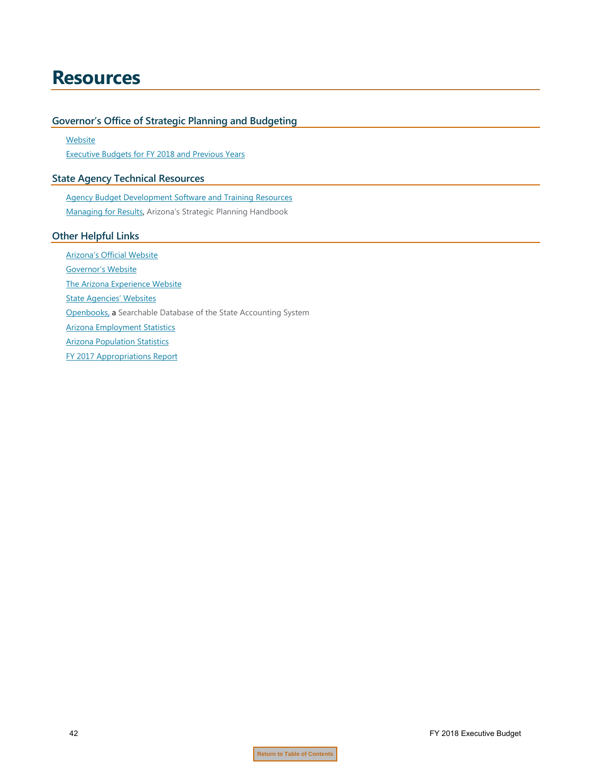# Resources

## Governor's Office of Strategic Planning and Budgeting

Website

Executive Budgets for FY 2018 and Previous Years

## State Agency Technical Resources

Agency Budget Development Software and Training Resources

Managing for Results, Arizona's Strategic Planning Handbook

## Other Helpful Links

Arizona's Official Website

Governor's Website

The Arizona Experience Website

State Agencies' Websites

Openbooks, a Searchable Database of the State Accounting System

Arizona Employment Statistics

Arizona Population Statistics

FY 2017 Appropriations Report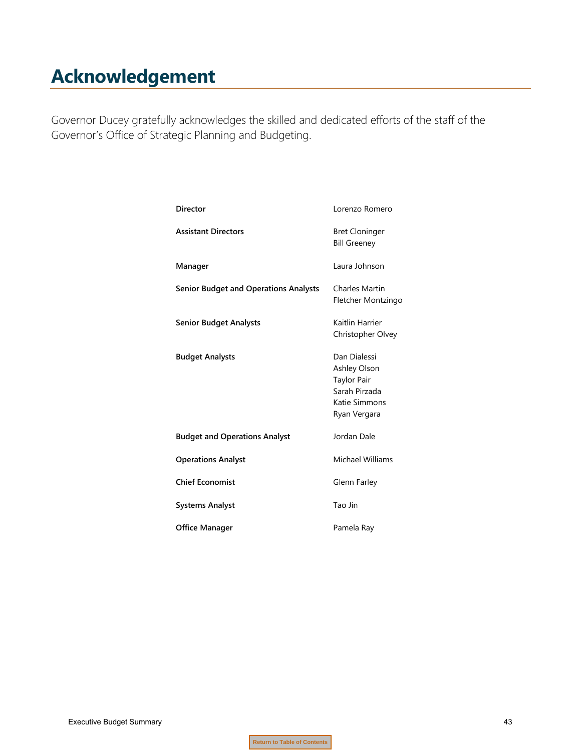# Acknowledgement

Governor Ducey gratefully acknowledges the skilled and dedicated efforts of the staff of the Governor's Office of Strategic Planning and Budgeting.

| | |
|---|---|
| **Director** | Lorenzo Romero |
| **Assistant Directors** | Bret Cloninger<br>Bill Greeney |
| **Manager** | Laura Johnson |
| **Senior Budget and Operations Analysts** | Charles Martin<br>Fletcher Montzingo |
| **Senior Budget Analysts** | Kaitlin Harrier<br>Christopher Olvey |
| **Budget Analysts** | Dan Dialessi<br>Ashley Olson<br>Taylor Pair<br>Sarah Pirzada<br>Katie Simmons<br>Ryan Vergara |
| **Budget and Operations Analyst** | Jordan Dale |
| **Operations Analyst** | Michael Williams |
| **Chief Economist** | Glenn Farley |
| **Systems Analyst** | Tao Jin |
| **Office Manager** | Pamela Ray |

Return to Table of Contents